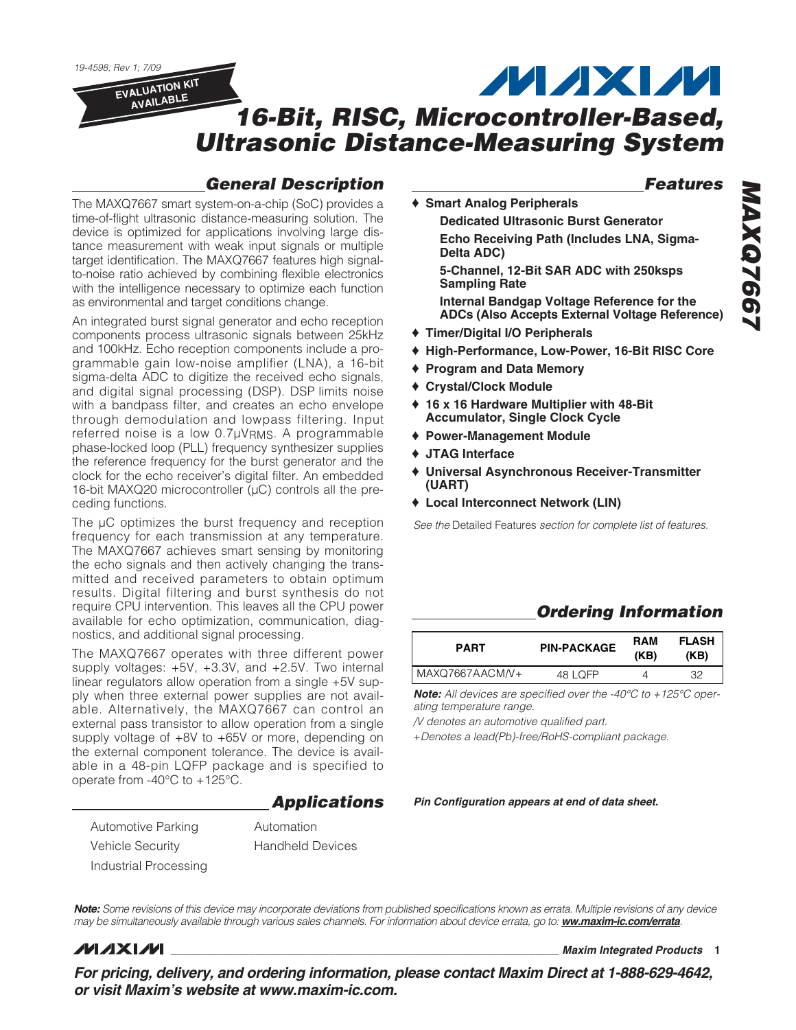19-4598; Rev 1; 7/09

EVALUATION KIT AVAILABLE

# 16-Bit, RISC, Microcontroller-Based, Ultrasonic Distance-Measuring System

## General Description

The MAXQ7667 smart system-on-a-chip (SoC) provides a time-of-flight ultrasonic distance-measuring solution. The device is optimized for applications involving large distance measurement with weak input signals or multiple target identification. The MAXQ7667 features high signal-to-noise ratio achieved by combining flexible electronics with the intelligence necessary to optimize each function as environmental and target conditions change.

An integrated burst signal generator and echo reception components process ultrasonic signals between 25kHz and 100kHz. Echo reception components include a programmable gain low-noise amplifier (LNA), a 16-bit sigma-delta ADC to digitize the received echo signals, and digital signal processing (DSP). DSP limits noise with a bandpass filter, and creates an echo envelope through demodulation and lowpass filtering. Input referred noise is a low 0.7µ$V_{RMS}$. A programmable phase-locked loop (PLL) frequency synthesizer supplies the reference frequency for the burst generator and the clock for the echo receiver's digital filter. An embedded 16-bit MAXQ20 microcontroller (µC) controls all the preceding functions.

The µC optimizes the burst frequency and reception frequency for each transmission at any temperature. The MAXQ7667 achieves smart sensing by monitoring the echo signals and then actively changing the transmitted and received parameters to obtain optimum results. Digital filtering and burst synthesis do not require CPU intervention. This leaves all the CPU power available for echo optimization, communication, diagnostics, and additional signal processing.

The MAXQ7667 operates with three different power supply voltages: +5V, +3.3V, and +2.5V. Two internal linear regulators allow operation from a single +5V supply when three external power supplies are not available. Alternatively, the MAXQ7667 can control an external pass transistor to allow operation from a single supply voltage of +8V to +65V or more, depending on the external component tolerance. The device is available in a 48-pin LQFP package and is specified to operate from -40°C to +125°C.

## Applications

- Automotive Parking
- Vehicle Security
- Industrial Processing
- Automation
- Handheld Devices

## Features

- ♦ **Smart Analog Peripherals**
  - **Dedicated Ultrasonic Burst Generator**
  - **Echo Receiving Path (Includes LNA, Sigma-Delta ADC)**
  - **5-Channel, 12-Bit SAR ADC with 250ksps Sampling Rate**
  - **Internal Bandgap Voltage Reference for the ADCs (Also Accepts External Voltage Reference)**
- ♦ **Timer/Digital I/O Peripherals**
- ♦ **High-Performance, Low-Power, 16-Bit RISC Core**
- ♦ **Program and Data Memory**
- ♦ **Crystal/Clock Module**
- ♦ **16 x 16 Hardware Multiplier with 48-Bit Accumulator, Single Clock Cycle**
- ♦ **Power-Management Module**
- ♦ **JTAG Interface**
- ♦ **Universal Asynchronous Receiver-Transmitter (UART)**
- ♦ **Local Interconnect Network (LIN)**

*See the* Detailed Features *section for complete list of features.*

## Ordering Information

| PART | PIN-PACKAGE | RAM (KB) | FLASH (KB) |
|---|---|---|---|
| MAXQ7667AACM/V+ | 48 LQFP | 4 | 32 |

***Note:*** *All devices are specified over the -40°C to +125°C operating temperature range.*

*/V denotes an automotive qualified part.*

*+Denotes a lead(Pb)-free/RoHS-compliant package.*

***Pin Configuration appears at end of data sheet.***

***Note:*** *Some revisions of this device may incorporate deviations from published specifications known as errata. Multiple revisions of any device may be simultaneously available through various sales channels. For information about device errata, go to:* ***ww.maxim-ic.com/errata****.*

***For pricing, delivery, and ordering information, please contact Maxim Direct at 1-888-629-4642, or visit Maxim's website at www.maxim-ic.com.***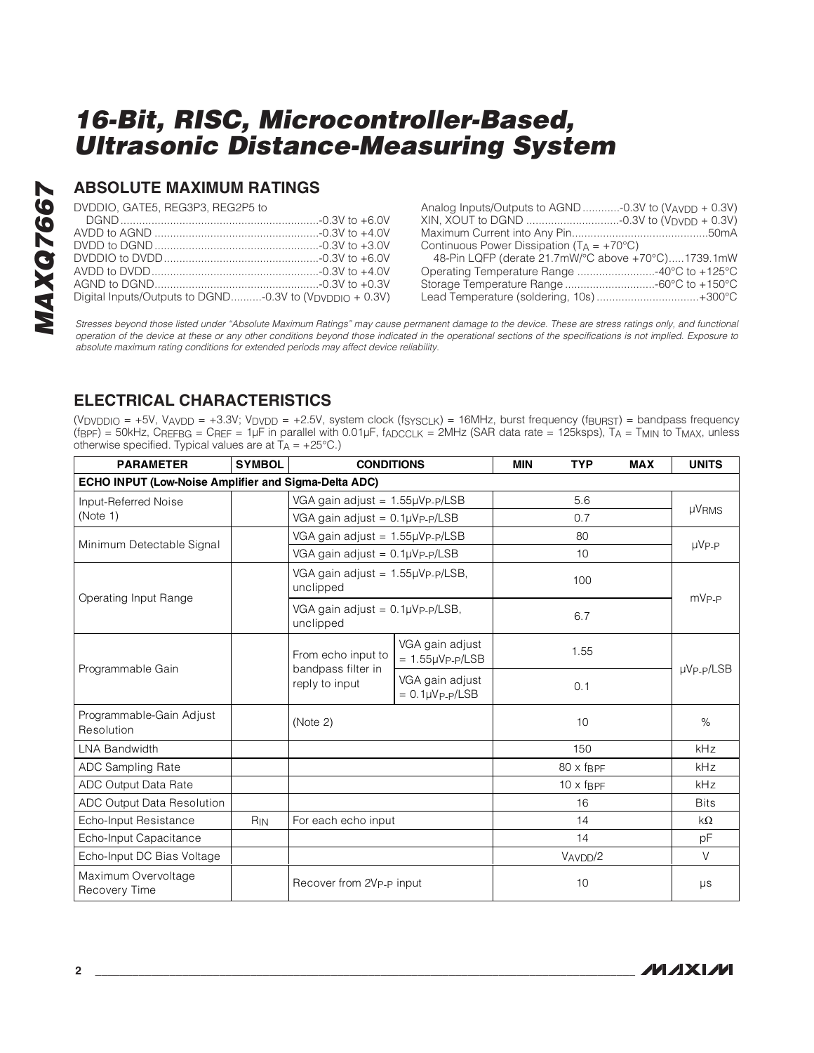## ABSOLUTE MAXIMUM RATINGS

DVDDIO, GATE5, REG3P3, REG2P5 to DGND ....................-0.3V to +6.0V
AVDD to AGND ....................-0.3V to +4.0V
DVDD to DGND ....................-0.3V to +3.0V
DVDDIO to DVDD ....................-0.3V to +6.0V
AVDD to DVDD ....................-0.3V to +4.0V
AGND to DGND ....................-0.3V to +0.3V
Digital Inputs/Outputs to DGND..........-0.3V to ($V_{DVDDIO}$ + 0.3V)

Analog Inputs/Outputs to AGND............-0.3V to ($V_{AVDD}$ + 0.3V)
XIN, XOUT to DGND ..............-0.3V to ($V_{DVDD}$ + 0.3V)
Maximum Current into Any Pin....................50mA
Continuous Power Dissipation ($T_A$ = +70°C)
48-Pin LQFP (derate 21.7mW/°C above +70°C).....1739.1mW
Operating Temperature Range ....................-40°C to +125°C
Storage Temperature Range ....................-60°C to +150°C
Lead Temperature (soldering, 10s) ....................+300°C

*Stresses beyond those listed under "Absolute Maximum Ratings" may cause permanent damage to the device. These are stress ratings only, and functional operation of the device at these or any other conditions beyond those indicated in the operational sections of the specifications is not implied. Exposure to absolute maximum rating conditions for extended periods may affect device reliability.*

## ELECTRICAL CHARACTERISTICS

($V_{DVDDIO}$ = +5V, $V_{AVDD}$ = +3.3V; $V_{DVDD}$ = +2.5V, system clock ($f_{SYSCLK}$) = 16MHz, burst frequency ($f_{BURST}$) = bandpass frequency ($f_{BPF}$) = 50kHz, $C_{REFBG}$ = $C_{REF}$ = 1µF in parallel with 0.01µF, $f_{ADCCLK}$ = 2MHz (SAR data rate = 125ksps), $T_A$ = $T_{MIN}$ to $T_{MAX}$, unless otherwise specified. Typical values are at $T_A$ = +25°C.)

| PARAMETER | SYMBOL | CONDITIONS | | MIN | TYP | MAX | UNITS |
|---|---|---|---|---|---|---|---|
| **ECHO INPUT (Low-Noise Amplifier and Sigma-Delta ADC)** | | | | | | | |
| Input-Referred Noise (Note 1) | | VGA gain adjust = 1.55µV<sub></sub>P-P/LSB | | | 5.6 | | µV<sub></sub>RMS |
| | | VGA gain adjust = 0.1µVP-P/LSB | | | 0.7 | | |
| Minimum Detectable Signal | | VGA gain adjust = 1.55µVP-P/LSB | | | 80 | | µVP-P |
| | | VGA gain adjust = 0.1µVP-P/LSB | | | 10 | | |
| Operating Input Range | | VGA gain adjust = 1.55µVP-P/LSB, unclipped | | | 100 | | mVP-P |
| | | VGA gain adjust = 0.1µVP-P/LSB, unclipped | | | 6.7 | | |
| Programmable Gain | | From echo input to bandpass filter in reply to input | VGA gain adjust = 1.55µVP-P/LSB | | 1.55 | | µVP-P/LSB |
| | | | VGA gain adjust = 0.1µVP-P/LSB | | 0.1 | | |
| Programmable-Gain Adjust Resolution | | (Note 2) | | | 10 | | % |
| LNA Bandwidth | | | | | 150 | | kHz |
| ADC Sampling Rate | | | | | 80 x $f_{BPF}$ | | kHz |
| ADC Output Data Rate | | | | | 10 x $f_{BPF}$ | | kHz |
| ADC Output Data Resolution | | | | | 16 | | Bits |
| Echo-Input Resistance | $R_{IN}$ | For each echo input | | | 14 | | kΩ |
| Echo-Input Capacitance | | | | | 14 | | pF |
| Echo-Input DC Bias Voltage | | | | | $V_{AVDD}$/2 | | V |
| Maximum Overvoltage Recovery Time | | Recover from 2VP-P input | | | 10 | | µs |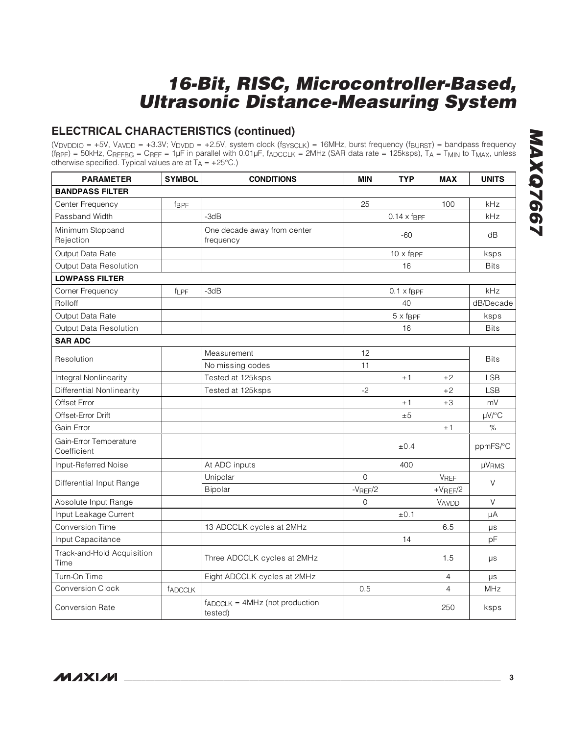## ELECTRICAL CHARACTERISTICS (continued)

($V_{DVDDIO}$ = +5V, $V_{AVDD}$ = +3.3V; $V_{DVDD}$ = +2.5V, system clock ($f_{SYSCLK}$) = 16MHz, burst frequency ($f_{BURST}$) = bandpass frequency ($f_{BPF}$) = 50kHz, $C_{REFBG}$ = $C_{REF}$ = 1µF in parallel with 0.01µF, $f_{ADCCLK}$ = 2MHz (SAR data rate = 125ksps), $T_A$ = $T_{MIN}$ to $T_{MAX}$, unless otherwise specified. Typical values are at $T_A$ = +25°C.)

| PARAMETER | SYMBOL | CONDITIONS | MIN | TYP | MAX | UNITS |
|---|---|---|---|---|---|---|
| **BANDPASS FILTER** | | | | | | |
| Center Frequency | $f_{BPF}$ | | 25 | | 100 | kHz |
| Passband Width | | -3dB | | 0.14 x $f_{BPF}$ | | kHz |
| Minimum Stopband Rejection | | One decade away from center frequency | | -60 | | dB |
| Output Data Rate | | | | 10 x $f_{BPF}$ | | ksps |
| Output Data Resolution | | | | 16 | | Bits |
| **LOWPASS FILTER** | | | | | | |
| Corner Frequency | $f_{LPF}$ | -3dB | | 0.1 x $f_{BPF}$ | | kHz |
| Rolloff | | | | 40 | | dB/Decade |
| Output Data Rate | | | | 5 x $f_{BPF}$ | | ksps |
| Output Data Resolution | | | | 16 | | Bits |
| **SAR ADC** | | | | | | |
| Resolution | | Measurement | 12 | | | Bits |
| | | No missing codes | 11 | | | |
| Integral Nonlinearity | | Tested at 125ksps | | ±1 | ±2 | LSB |
| Differential Nonlinearity | | Tested at 125ksps | -2 | | +2 | LSB |
| Offset Error | | | | ±1 | ±3 | mV |
| Offset-Error Drift | | | | ±5 | | µV/°C |
| Gain Error | | | | | ±1 | % |
| Gain-Error Temperature Coefficient | | | | ±0.4 | | ppmFS/°C |
| Input-Referred Noise | | At ADC inputs | | 400 | | $µV_{RMS}$ |
| Differential Input Range | | Unipolar | 0 | | $V_{REF}$ | V |
| | | Bipolar | $-V_{REF}/2$ | | $+V_{REF}/2$ | |
| Absolute Input Range | | | 0 | | $V_{AVDD}$ | V |
| Input Leakage Current | | | | ±0.1 | | µA |
| Conversion Time | | 13 ADCCLK cycles at 2MHz | | | 6.5 | µs |
| Input Capacitance | | | | 14 | | pF |
| Track-and-Hold Acquisition Time | | Three ADCCLK cycles at 2MHz | | | 1.5 | µs |
| Turn-On Time | | Eight ADCCLK cycles at 2MHz | | | 4 | µs |
| Conversion Clock | $f_{ADCCLK}$ | | 0.5 | | 4 | MHz |
| Conversion Rate | | $f_{ADCCLK}$ = 4MHz (not production tested) | | | 250 | ksps |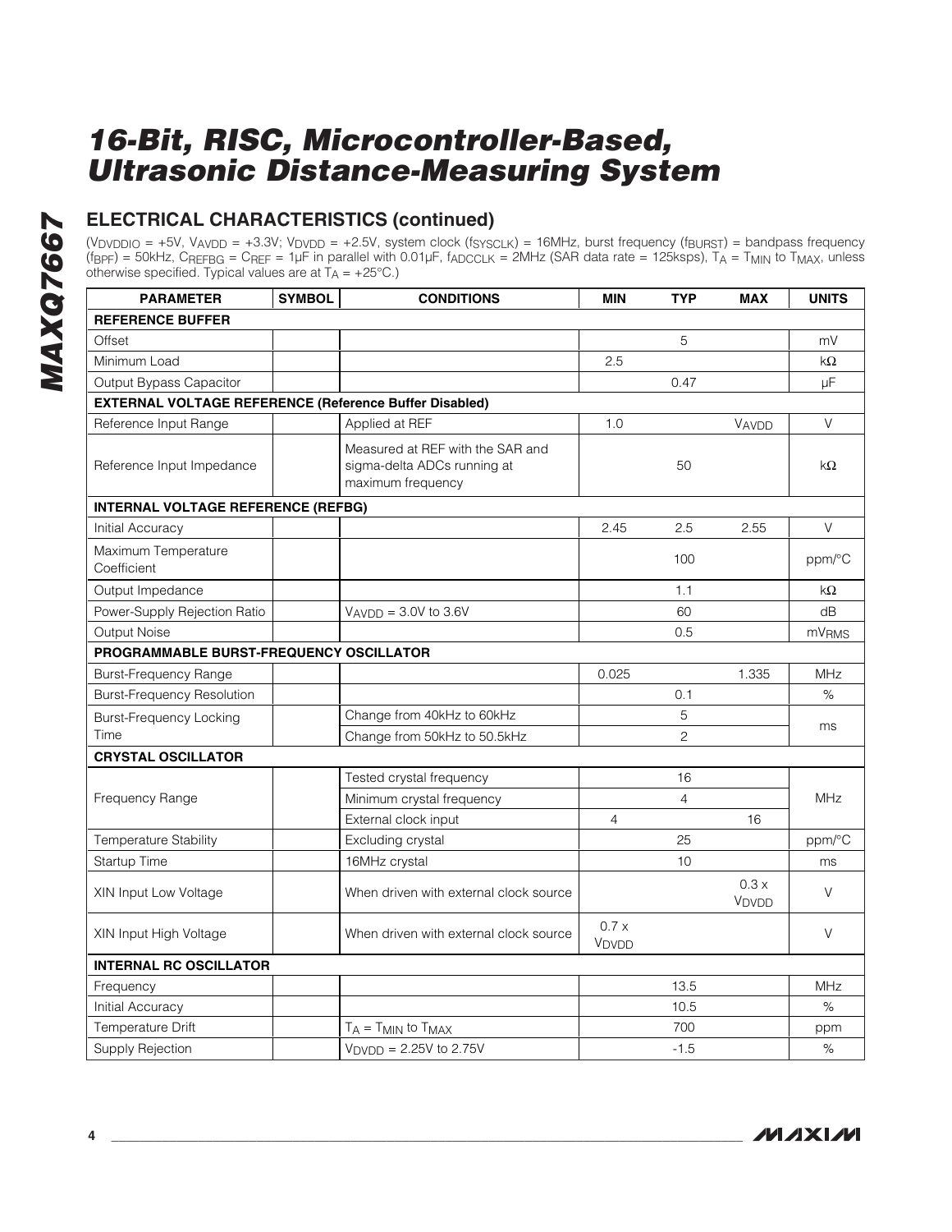# 16-Bit, RISC, Microcontroller-Based, Ultrasonic Distance-Measuring System

## ELECTRICAL CHARACTERISTICS (continued)

($V_{DVDDIO}$ = +5V, $V_{AVDD}$ = +3.3V; $V_{DVDD}$ = +2.5V, system clock ($f_{SYSCLK}$) = 16MHz, burst frequency ($f_{BURST}$) = bandpass frequency ($f_{BPF}$) = 50kHz, $C_{REFBG}$ = $C_{REF}$ = 1µF in parallel with 0.01µF, $f_{ADCCLK}$ = 2MHz (SAR data rate = 125ksps), $T_A$ = $T_{MIN}$ to $T_{MAX}$, unless otherwise specified. Typical values are at $T_A$ = +25°C.)

| PARAMETER | SYMBOL | CONDITIONS | MIN | TYP | MAX | UNITS |
|---|---|---|---|---|---|---|
| **REFERENCE BUFFER** | | | | | | |
| Offset | | | | 5 | | mV |
| Minimum Load | | | 2.5 | | | kΩ |
| Output Bypass Capacitor | | | | 0.47 | | µF |
| **EXTERNAL VOLTAGE REFERENCE (Reference Buffer Disabled)** | | | | | | |
| Reference Input Range | | Applied at REF | 1.0 | | $V_{AVDD}$ | V |
| Reference Input Impedance | | Measured at REF with the SAR and sigma-delta ADCs running at maximum frequency | | 50 | | kΩ |
| **INTERNAL VOLTAGE REFERENCE (REFBG)** | | | | | | |
| Initial Accuracy | | | 2.45 | 2.5 | 2.55 | V |
| Maximum Temperature Coefficient | | | | 100 | | ppm/°C |
| Output Impedance | | | | 1.1 | | kΩ |
| Power-Supply Rejection Ratio | | $V_{AVDD}$ = 3.0V to 3.6V | | 60 | | dB |
| Output Noise | | | | 0.5 | | $mV_{RMS}$ |
| **PROGRAMMABLE BURST-FREQUENCY OSCILLATOR** | | | | | | |
| Burst-Frequency Range | | | 0.025 | | 1.335 | MHz |
| Burst-Frequency Resolution | | | | 0.1 | | % |
| Burst-Frequency Locking Time | | Change from 40kHz to 60kHz | | 5 | | ms |
| | | Change from 50kHz to 50.5kHz | | 2 | | |
| **CRYSTAL OSCILLATOR** | | | | | | |
| Frequency Range | | Tested crystal frequency | | 16 | | MHz |
| | | Minimum crystal frequency | | 4 | | |
| | | External clock input | 4 | | 16 | |
| Temperature Stability | | Excluding crystal | | 25 | | ppm/°C |
| Startup Time | | 16MHz crystal | | 10 | | ms |
| XIN Input Low Voltage | | When driven with external clock source | | | 0.3 x $V_{DVDD}$ | V |
| XIN Input High Voltage | | When driven with external clock source | 0.7 x $V_{DVDD}$ | | | V |
| **INTERNAL RC OSCILLATOR** | | | | | | |
| Frequency | | | | 13.5 | | MHz |
| Initial Accuracy | | | | 10.5 | | % |
| Temperature Drift | | $T_A$ = $T_{MIN}$ to $T_{MAX}$ | | 700 | | ppm |
| Supply Rejection | | $V_{DVDD}$ = 2.25V to 2.75V | | -1.5 | | % |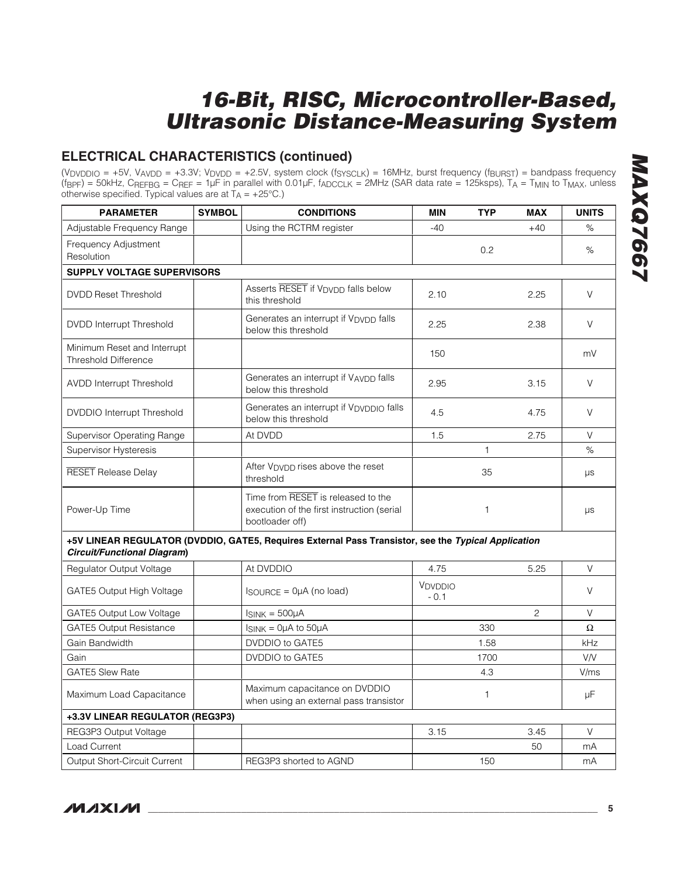## ELECTRICAL CHARACTERISTICS (continued)

($V_{DVDDIO}$ = +5V, $V_{AVDD}$ = +3.3V; $V_{DVDD}$ = +2.5V, system clock ($f_{SYSCLK}$) = 16MHz, burst frequency ($f_{BURST}$) = bandpass frequency ($f_{BPF}$) = 50kHz, $C_{REFBG}$ = $C_{REF}$ = 1µF in parallel with 0.01µF, $f_{ADCCLK}$ = 2MHz (SAR data rate = 125ksps), $T_A$ = $T_{MIN}$ to $T_{MAX}$, unless otherwise specified. Typical values are at $T_A$ = +25°C.)

| PARAMETER | SYMBOL | CONDITIONS | MIN | TYP | MAX | UNITS |
|---|---|---|---|---|---|---|
| Adjustable Frequency Range | | Using the RCTRM register | -40 | | +40 | % |
| Frequency Adjustment Resolution | | | | 0.2 | | % |
| **SUPPLY VOLTAGE SUPERVISORS** | | | | | | |
| DVDD Reset Threshold | | Asserts $\overline{RESET}$ if $V_{DVDD}$ falls below this threshold | 2.10 | | 2.25 | V |
| DVDD Interrupt Threshold | | Generates an interrupt if $V_{DVDD}$ falls below this threshold | 2.25 | | 2.38 | V |
| Minimum Reset and Interrupt Threshold Difference | | | 150 | | | mV |
| AVDD Interrupt Threshold | | Generates an interrupt if $V_{AVDD}$ falls below this threshold | 2.95 | | 3.15 | V |
| DVDDIO Interrupt Threshold | | Generates an interrupt if $V_{DVDDIO}$ falls below this threshold | 4.5 | | 4.75 | V |
| Supervisor Operating Range | | At DVDD | 1.5 | | 2.75 | V |
| Supervisor Hysteresis | | | | 1 | | % |
| $\overline{RESET}$ Release Delay | | After $V_{DVDD}$ rises above the reset threshold | | 35 | | µs |
| Power-Up Time | | Time from $\overline{RESET}$ is released to the execution of the first instruction (serial bootloader off) | | 1 | | µs |
| **+5V LINEAR REGULATOR (DVDDIO, GATE5, Requires External Pass Transistor, see the *Typical Application Circuit/Functional Diagram*)** | | | | | | |
| Regulator Output Voltage | | At DVDDIO | 4.75 | | 5.25 | V |
| GATE5 Output High Voltage | | $I_{SOURCE}$ = 0µA (no load) | $V_{DVDDIO}$ - 0.1 | | | V |
| GATE5 Output Low Voltage | | $I_{SINK}$ = 500µA | | | 2 | V |
| GATE5 Output Resistance | | $I_{SINK}$ = 0µA to 50µA | | 330 | | Ω |
| Gain Bandwidth | | DVDDIO to GATE5 | | 1.58 | | kHz |
| Gain | | DVDDIO to GATE5 | | 1700 | | V/V |
| GATE5 Slew Rate | | | | 4.3 | | V/ms |
| Maximum Load Capacitance | | Maximum capacitance on DVDDIO when using an external pass transistor | | 1 | | µF |
| **+3.3V LINEAR REGULATOR (REG3P3)** | | | | | | |
| REG3P3 Output Voltage | | | 3.15 | | 3.45 | V |
| Load Current | | | | | 50 | mA |
| Output Short-Circuit Current | | REG3P3 shorted to AGND | | 150 | | mA |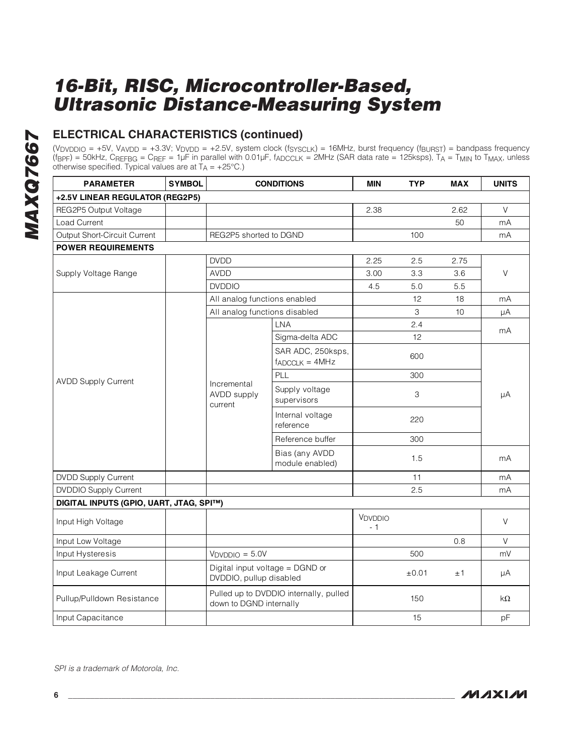## ELECTRICAL CHARACTERISTICS (continued)

($V_{DVDDIO}$ = +5V, $V_{AVDD}$ = +3.3V; $V_{DVDD}$ = +2.5V, system clock ($f_{SYSCLK}$) = 16MHz, burst frequency ($f_{BURST}$) = bandpass frequency ($f_{BPF}$) = 50kHz, $C_{REFBG}$ = $C_{REF}$ = 1µF in parallel with 0.01µF, $f_{ADCCLK}$ = 2MHz (SAR data rate = 125ksps), $T_A$ = $T_{MIN}$ to $T_{MAX}$, unless otherwise specified. Typical values are at $T_A$ = +25°C.)

| PARAMETER | SYMBOL | CONDITIONS | | MIN | TYP | MAX | UNITS |
|---|---|---|---|---|---|---|---|
| **+2.5V LINEAR REGULATOR (REG2P5)** | | | | | | | |
| REG2P5 Output Voltage | | | | 2.38 | | 2.62 | V |
| Load Current | | | | | | 50 | mA |
| Output Short-Circuit Current | | REG2P5 shorted to DGND | | | 100 | | mA |
| **POWER REQUIREMENTS** | | | | | | | |
| Supply Voltage Range | | DVDD | | 2.25 | 2.5 | 2.75 | V |
| | | AVDD | | 3.00 | 3.3 | 3.6 | |
| | | DVDDIO | | 4.5 | 5.0 | 5.5 | |
| AVDD Supply Current | | All analog functions enabled | | | 12 | 18 | mA |
| | | All analog functions disabled | | | 3 | 10 | µA |
| | | Incremental AVDD supply current | LNA | | 2.4 | | mA |
| | | | Sigma-delta ADC | | 12 | | |
| | | | SAR ADC, 250ksps, $f_{ADCCLK}$ = 4MHz | | 600 | | µA |
| | | | PLL | | 300 | | |
| | | | Supply voltage supervisors | | 3 | | |
| | | | Internal voltage reference | | 220 | | |
| | | | Reference buffer | | 300 | | |
| | | | Bias (any AVDD module enabled) | | 1.5 | | mA |
| DVDD Supply Current | | | | | 11 | | mA |
| DVDDIO Supply Current | | | | | 2.5 | | mA |
| **DIGITAL INPUTS (GPIO, UART, JTAG, SPI™)** | | | | | | | |
| Input High Voltage | | | | $V_{DVDDIO}$ - 1 | | | V |
| Input Low Voltage | | | | | | 0.8 | V |
| Input Hysteresis | | $V_{DVDDIO}$ = 5.0V | | | 500 | | mV |
| Input Leakage Current | | Digital input voltage = DGND or DVDDIO, pullup disabled | | | ±0.01 | ±1 | µA |
| Pullup/Pulldown Resistance | | Pulled up to DVDDIO internally, pulled down to DGND internally | | | 150 | | kΩ |
| Input Capacitance | | | | | 15 | | pF |

*SPI is a trademark of Motorola, Inc.*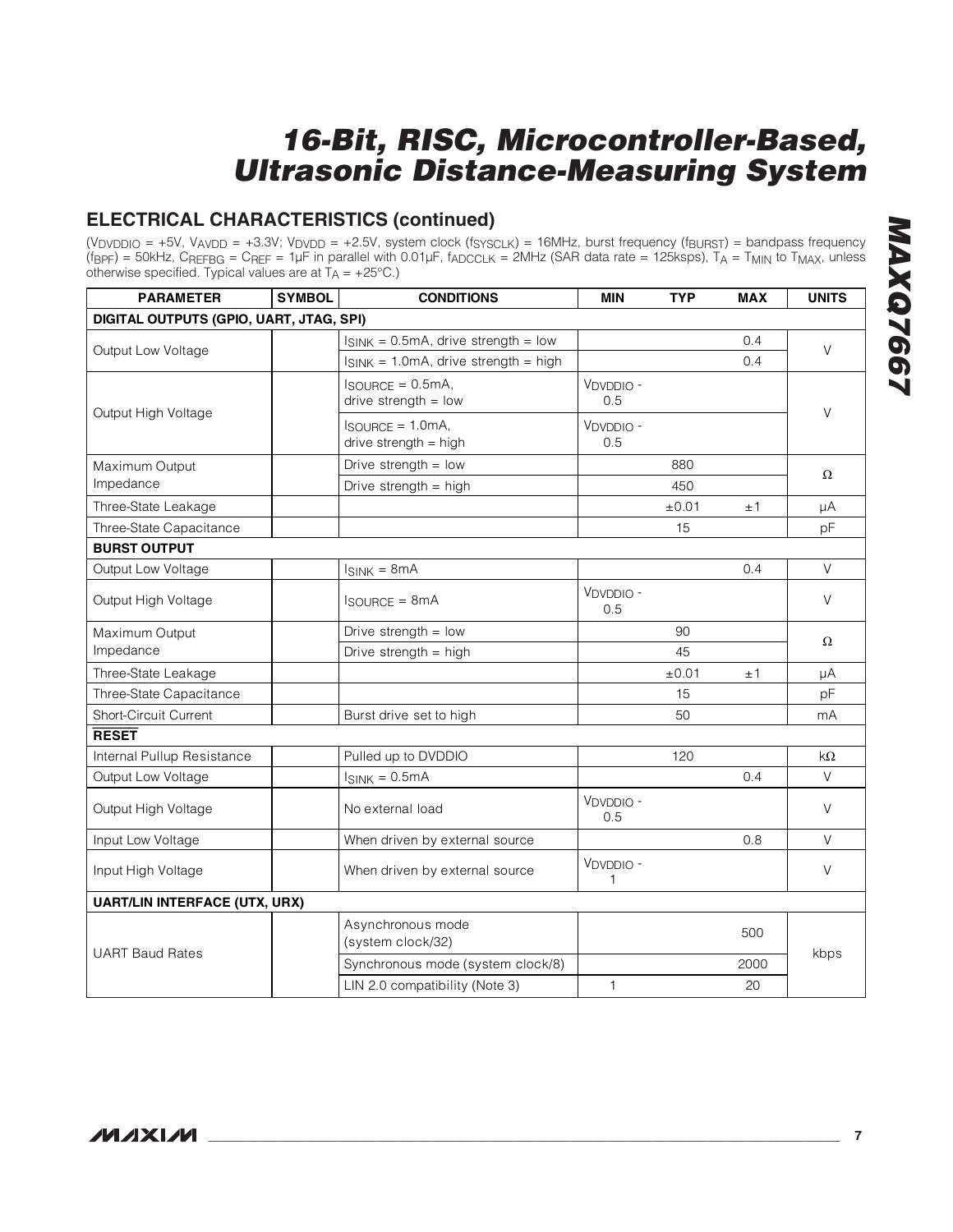## ELECTRICAL CHARACTERISTICS (continued)

($V_{DVDDIO}$ = +5V, $V_{AVDD}$ = +3.3V; $V_{DVDD}$ = +2.5V, system clock ($f_{SYSCLK}$) = 16MHz, burst frequency ($f_{BURST}$) = bandpass frequency ($f_{BPF}$) = 50kHz, $C_{REFBG}$ = $C_{REF}$ = 1µF in parallel with 0.01µF, $f_{ADCCLK}$ = 2MHz (SAR data rate = 125ksps), $T_A$ = $T_{MIN}$ to $T_{MAX}$, unless otherwise specified. Typical values are at $T_A$ = +25°C.)

| PARAMETER | SYMBOL | CONDITIONS | MIN | TYP | MAX | UNITS |
|---|---|---|---|---|---|---|
| **DIGITAL OUTPUTS (GPIO, UART, JTAG, SPI)** | | | | | | |
| Output Low Voltage | | $I_{SINK}$ = 0.5mA, drive strength = low | | | 0.4 | V |
| | | $I_{SINK}$ = 1.0mA, drive strength = high | | | 0.4 | |
| Output High Voltage | | $I_{SOURCE}$ = 0.5mA, drive strength = low | $V_{DVDDIO}$ - 0.5 | | | V |
| | | $I_{SOURCE}$ = 1.0mA, drive strength = high | $V_{DVDDIO}$ - 0.5 | | | |
| Maximum Output Impedance | | Drive strength = low | | 880 | | Ω |
| | | Drive strength = high | | 450 | | |
| Three-State Leakage | | | | ±0.01 | ±1 | µA |
| Three-State Capacitance | | | | 15 | | pF |
| **BURST OUTPUT** | | | | | | |
| Output Low Voltage | | $I_{SINK}$ = 8mA | | | 0.4 | V |
| Output High Voltage | | $I_{SOURCE}$ = 8mA | $V_{DVDDIO}$ - 0.5 | | | V |
| Maximum Output Impedance | | Drive strength = low | | 90 | | Ω |
| | | Drive strength = high | | 45 | | |
| Three-State Leakage | | | | ±0.01 | ±1 | µA |
| Three-State Capacitance | | | | 15 | | pF |
| Short-Circuit Current | | Burst drive set to high | | 50 | | mA |
| **$\overline{\text{RESET}}$** | | | | | | |
| Internal Pullup Resistance | | Pulled up to DVDDIO | | 120 | | kΩ |
| Output Low Voltage | | $I_{SINK}$ = 0.5mA | | | 0.4 | V |
| Output High Voltage | | No external load | $V_{DVDDIO}$ - 0.5 | | | V |
| Input Low Voltage | | When driven by external source | | | 0.8 | V |
| Input High Voltage | | When driven by external source | $V_{DVDDIO}$ - 1 | | | V |
| **UART/LIN INTERFACE (UTX, URX)** | | | | | | |
| UART Baud Rates | | Asynchronous mode (system clock/32) | | | 500 | kbps |
| | | Synchronous mode (system clock/8) | | | 2000 | |
| | | LIN 2.0 compatibility (Note 3) | 1 | | 20 | |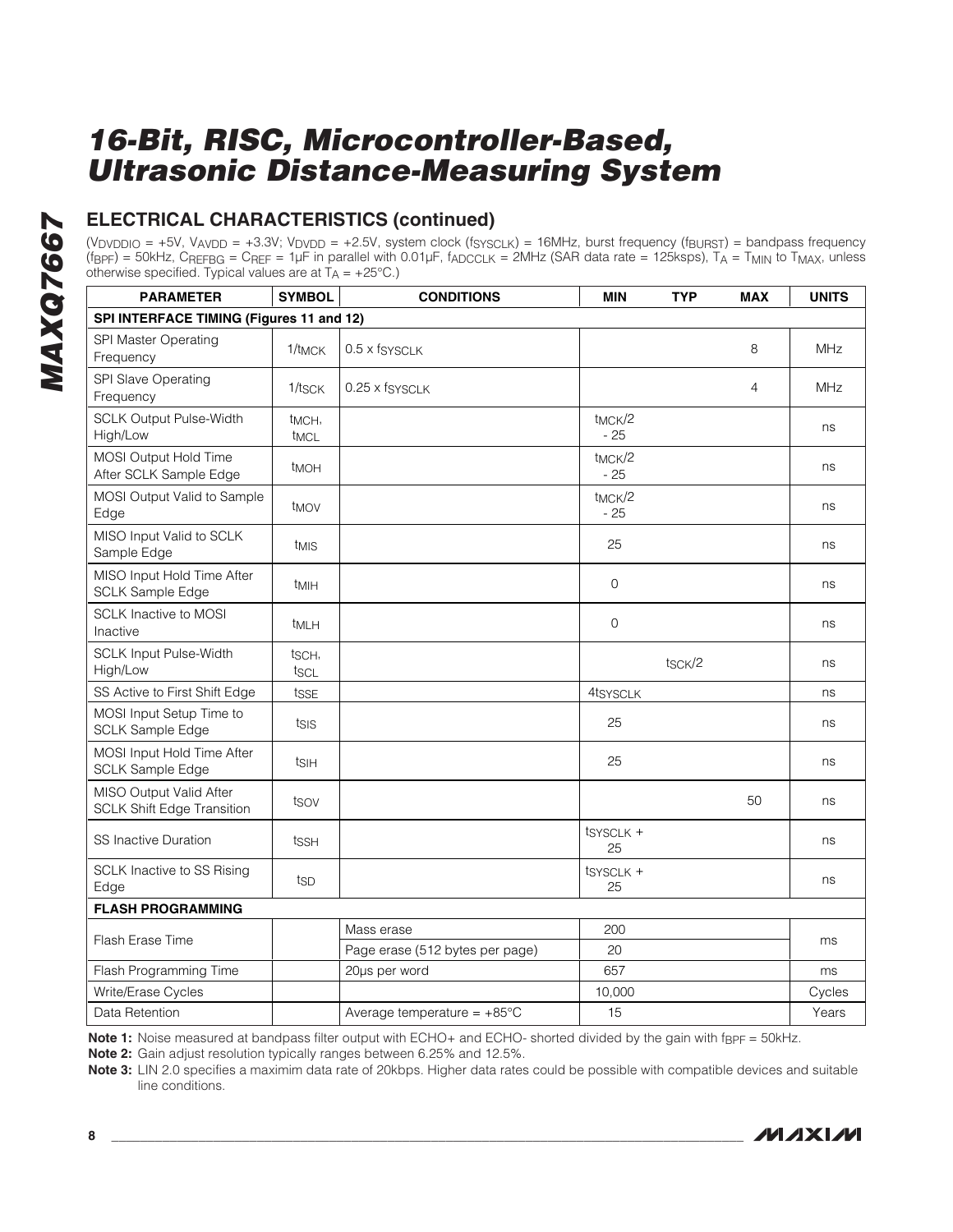## ELECTRICAL CHARACTERISTICS (continued)

($V_{DVDDIO}$ = +5V, $V_{AVDD}$ = +3.3V; $V_{DVDD}$ = +2.5V, system clock ($f_{SYSCLK}$) = 16MHz, burst frequency ($f_{BURST}$) = bandpass frequency ($f_{BPF}$) = 50kHz, $C_{REFBG}$ = $C_{REF}$ = 1µF in parallel with 0.01µF, $f_{ADCCLK}$ = 2MHz (SAR data rate = 125ksps), $T_A$ = $T_{MIN}$ to $T_{MAX}$, unless otherwise specified. Typical values are at $T_A$ = +25°C.)

| PARAMETER | SYMBOL | CONDITIONS | MIN | TYP | MAX | UNITS |
|---|---|---|---|---|---|---|
| **SPI INTERFACE TIMING (Figures 11 and 12)** | | | | | | |
| SPI Master Operating Frequency | $1/t_{MCK}$ | 0.5 x $f_{SYSCLK}$ | | | 8 | MHz |
| SPI Slave Operating Frequency | $1/t_{SCK}$ | 0.25 x $f_{SYSCLK}$ | | | 4 | MHz |
| SCLK Output Pulse-Width High/Low | $t_{MCH}$, $t_{MCL}$ | | $t_{MCK}/2$ - 25 | | | ns |
| MOSI Output Hold Time After SCLK Sample Edge | $t_{MOH}$ | | $t_{MCK}/2$ - 25 | | | ns |
| MOSI Output Valid to Sample Edge | $t_{MOV}$ | | $t_{MCK}/2$ - 25 | | | ns |
| MISO Input Valid to SCLK Sample Edge | $t_{MIS}$ | | 25 | | | ns |
| MISO Input Hold Time After SCLK Sample Edge | $t_{MIH}$ | | 0 | | | ns |
| SCLK Inactive to MOSI Inactive | $t_{MLH}$ | | 0 | | | ns |
| SCLK Input Pulse-Width High/Low | $t_{SCH}$, $t_{SCL}$ | | | $t_{SCK}/2$ | | ns |
| SS Active to First Shift Edge | $t_{SSE}$ | | $4t_{SYSCLK}$ | | | ns |
| MOSI Input Setup Time to SCLK Sample Edge | $t_{SIS}$ | | 25 | | | ns |
| MOSI Input Hold Time After SCLK Sample Edge | $t_{SIH}$ | | 25 | | | ns |
| MISO Output Valid After SCLK Shift Edge Transition | $t_{SOV}$ | | | | 50 | ns |
| SS Inactive Duration | $t_{SSH}$ | | $t_{SYSCLK}$ + 25 | | | ns |
| SCLK Inactive to SS Rising Edge | $t_{SD}$ | | $t_{SYSCLK}$ + 25 | | | ns |
| **FLASH PROGRAMMING** | | | | | | |
| Flash Erase Time | | Mass erase | 200 | | | ms |
| | | Page erase (512 bytes per page) | 20 | | | ms |
| Flash Programming Time | | 20µs per word | 657 | | | ms |
| Write/Erase Cycles | | | 10,000 | | | Cycles |
| Data Retention | | Average temperature = +85°C | 15 | | | Years |

**Note 1:** Noise measured at bandpass filter output with ECHO+ and ECHO- shorted divided by the gain with $f_{BPF}$ = 50kHz.

**Note 2:** Gain adjust resolution typically ranges between 6.25% and 12.5%.

**Note 3:** LIN 2.0 specifies a maximim data rate of 20kbps. Higher data rates could be possible with compatible devices and suitable line conditions.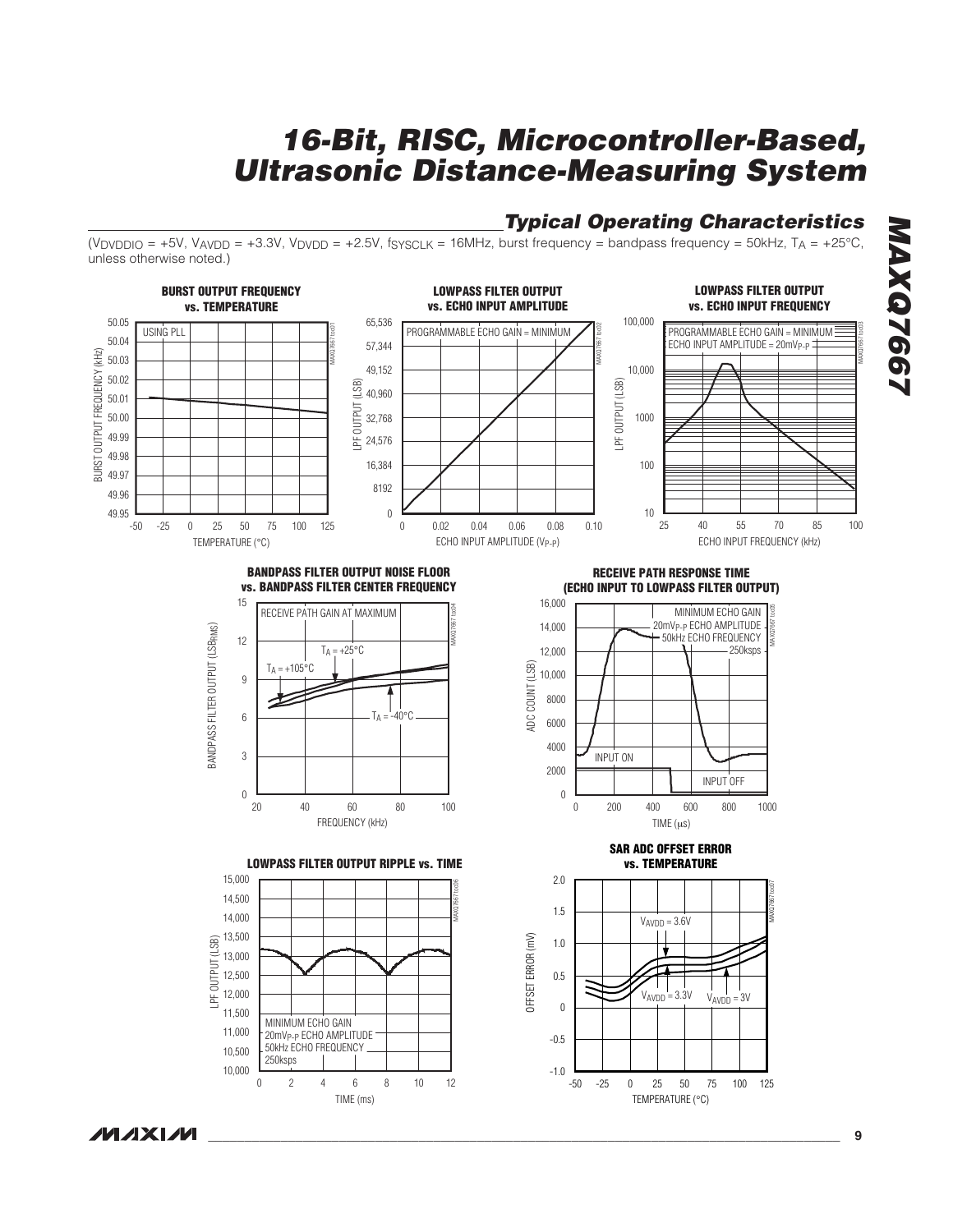## Typical Operating Characteristics

($V_{DVDDIO}$ = +5V, $V_{AVDD}$ = +3.3V, $V_{DVDD}$ = +2.5V, $f_{SYSCLK}$ = 16MHz, burst frequency = bandpass frequency = 50kHz, $T_A$ = +25°C, unless otherwise noted.)

**BURST OUTPUT FREQUENCY vs. TEMPERATURE**

**LOWPASS FILTER OUTPUT vs. ECHO INPUT AMPLITUDE**

**LOWPASS FILTER OUTPUT vs. ECHO INPUT FREQUENCY**

**BANDPASS FILTER OUTPUT NOISE FLOOR vs. BANDPASS FILTER CENTER FREQUENCY**

**RECEIVE PATH RESPONSE TIME (ECHO INPUT TO LOWPASS FILTER OUTPUT)**

**LOWPASS FILTER OUTPUT RIPPLE vs. TIME**

**SAR ADC OFFSET ERROR vs. TEMPERATURE**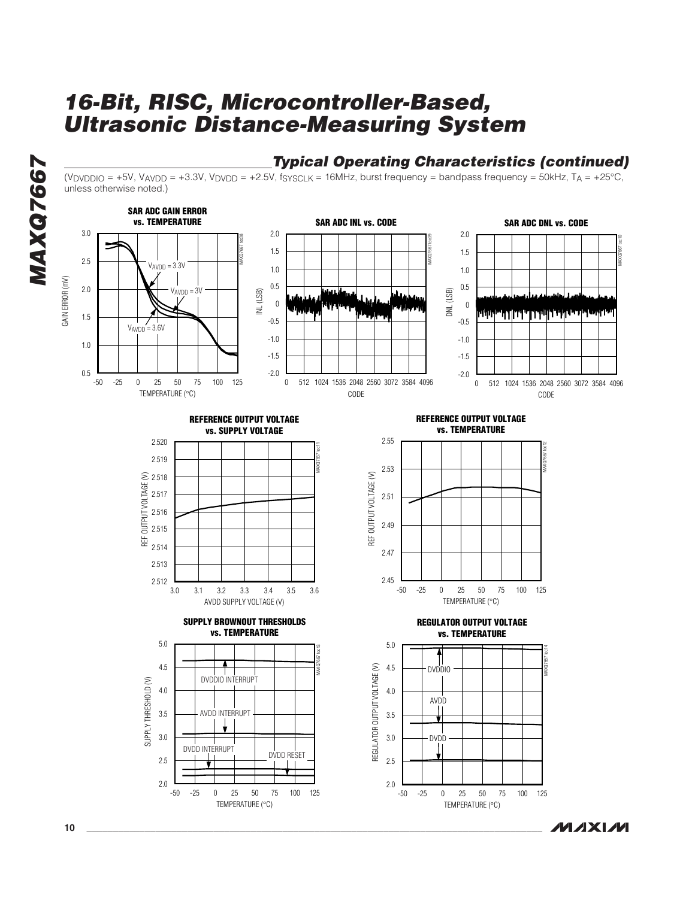## Typical Operating Characteristics (continued)

($V_{DVDDIO}$ = +5V, $V_{AVDD}$ = +3.3V, $V_{DVDD}$ = +2.5V, $f_{SYSCLK}$ = 16MHz, burst frequency = bandpass frequency = 50kHz, $T_A$ = +25°C, unless otherwise noted.)

**SAR ADC GAIN ERROR vs. TEMPERATURE**

**SAR ADC INL vs. CODE**

**SAR ADC DNL vs. CODE**

**REFERENCE OUTPUT VOLTAGE vs. SUPPLY VOLTAGE**

**REFERENCE OUTPUT VOLTAGE vs. TEMPERATURE**

**SUPPLY BROWNOUT THRESHOLDS vs. TEMPERATURE**

**REGULATOR OUTPUT VOLTAGE vs. TEMPERATURE**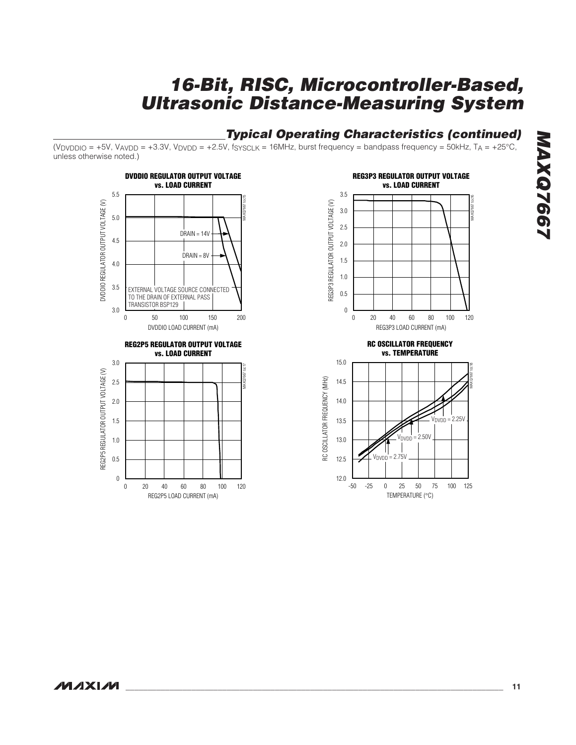## Typical Operating Characteristics (continued)

($V_{DVDDIO}$ = +5V, $V_{AVDD}$ = +3.3V, $V_{DVDD}$ = +2.5V, $f_{SYSCLK}$ = 16MHz, burst frequency = bandpass frequency = 50kHz, $T_A$ = +25°C, unless otherwise noted.)

**DVDDIO REGULATOR OUTPUT VOLTAGE vs. LOAD CURRENT**

DVDDIO REGULATOR OUTPUT VOLTAGE (V) vs. DVDDIO LOAD CURRENT (mA)

DRAIN = 14V

DRAIN = 8V

EXTERNAL VOLTAGE SOURCE CONNECTED TO THE DRAIN OF EXTERNAL PASS TRANSISTOR BSP129

**REG3P3 REGULATOR OUTPUT VOLTAGE vs. LOAD CURRENT**

REG3P3 REGULATOR OUTPUT VOLTAGE (V) vs. REG3P3 LOAD CURRENT (mA)

**REG2P5 REGULATOR OUTPUT VOLTAGE vs. LOAD CURRENT**

REG2P5 REGULATOR OUTPUT VOLTAGE (V) vs. REG2P5 LOAD CURRENT (mA)

**RC OSCILLATOR FREQUENCY vs. TEMPERATURE**

RC OSCILLATOR FREQUENCY (MHz) vs. TEMPERATURE (°C)

$V_{DVDD}$ = 2.25V

$V_{DVDD}$ = 2.50V

$V_{DVDD}$ = 2.75V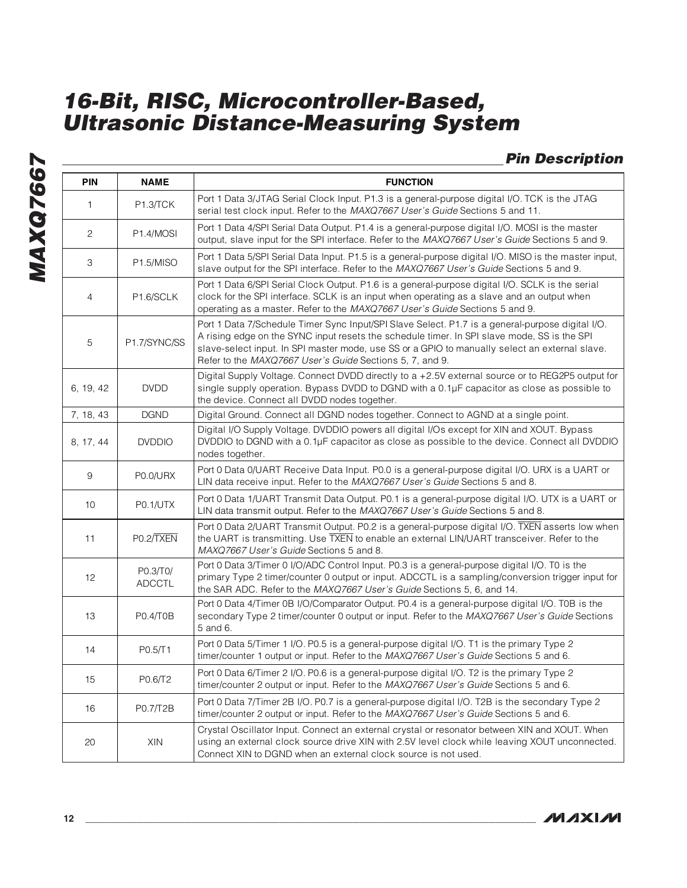## Pin Description

| PIN | NAME | FUNCTION |
|---|---|---|
| 1 | P1.3/TCK | Port 1 Data 3/JTAG Serial Clock Input. P1.3 is a general-purpose digital I/O. TCK is the JTAG serial test clock input. Refer to the *MAXQ7667 User's Guide* Sections 5 and 11. |
| 2 | P1.4/MOSI | Port 1 Data 4/SPI Serial Data Output. P1.4 is a general-purpose digital I/O. MOSI is the master output, slave input for the SPI interface. Refer to the *MAXQ7667 User's Guide* Sections 5 and 9. |
| 3 | P1.5/MISO | Port 1 Data 5/SPI Serial Data Input. P1.5 is a general-purpose digital I/O. MISO is the master input, slave output for the SPI interface. Refer to the *MAXQ7667 User's Guide* Sections 5 and 9. |
| 4 | P1.6/SCLK | Port 1 Data 6/SPI Serial Clock Output. P1.6 is a general-purpose digital I/O. SCLK is the serial clock for the SPI interface. SCLK is an input when operating as a slave and an output when operating as a master. Refer to the *MAXQ7667 User's Guide* Sections 5 and 9. |
| 5 | P1.7/SYNC/SS | Port 1 Data 7/Schedule Timer Sync Input/SPI Slave Select. P1.7 is a general-purpose digital I/O. A rising edge on the SYNC input resets the schedule timer. In SPI slave mode, SS is the SPI slave-select input. In SPI master mode, use SS or a GPIO to manually select an external slave. Refer to the *MAXQ7667 User's Guide* Sections 5, 7, and 9. |
| 6, 19, 42 | DVDD | Digital Supply Voltage. Connect DVDD directly to a +2.5V external source or to REG2P5 output for single supply operation. Bypass DVDD to DGND with a 0.1µF capacitor as close as possible to the device. Connect all DVDD nodes together. |
| 7, 18, 43 | DGND | Digital Ground. Connect all DGND nodes together. Connect to AGND at a single point. |
| 8, 17, 44 | DVDDIO | Digital I/O Supply Voltage. DVDDIO powers all digital I/Os except for XIN and XOUT. Bypass DVDDIO to DGND with a 0.1µF capacitor as close as possible to the device. Connect all DVDDIO nodes together. |
| 9 | P0.0/URX | Port 0 Data 0/UART Receive Data Input. P0.0 is a general-purpose digital I/O. URX is a UART or LIN data receive input. Refer to the *MAXQ7667 User's Guide* Sections 5 and 8. |
| 10 | P0.1/UTX | Port 0 Data 1/UART Transmit Data Output. P0.1 is a general-purpose digital I/O. UTX is a UART or LIN data transmit output. Refer to the *MAXQ7667 User's Guide* Sections 5 and 8. |
| 11 | P0.2/$\overline{\text{TXEN}}$ | Port 0 Data 2/UART Transmit Output. P0.2 is a general-purpose digital I/O. $\overline{\text{TXEN}}$ asserts low when the UART is transmitting. Use $\overline{\text{TXEN}}$ to enable an external LIN/UART transceiver. Refer to the *MAXQ7667 User's Guide* Sections 5 and 8. |
| 12 | P0.3/T0/ ADCCTL | Port 0 Data 3/Timer 0 I/O/ADC Control Input. P0.3 is a general-purpose digital I/O. T0 is the primary Type 2 timer/counter 0 output or input. ADCCTL is a sampling/conversion trigger input for the SAR ADC. Refer to the *MAXQ7667 User's Guide* Sections 5, 6, and 14. |
| 13 | P0.4/T0B | Port 0 Data 4/Timer 0B I/O/Comparator Output. P0.4 is a general-purpose digital I/O. T0B is the secondary Type 2 timer/counter 0 output or input. Refer to the *MAXQ7667 User's Guide* Sections 5 and 6. |
| 14 | P0.5/T1 | Port 0 Data 5/Timer 1 I/O. P0.5 is a general-purpose digital I/O. T1 is the primary Type 2 timer/counter 1 output or input. Refer to the *MAXQ7667 User's Guide* Sections 5 and 6. |
| 15 | P0.6/T2 | Port 0 Data 6/Timer 2 I/O. P0.6 is a general-purpose digital I/O. T2 is the primary Type 2 timer/counter 2 output or input. Refer to the *MAXQ7667 User's Guide* Sections 5 and 6. |
| 16 | P0.7/T2B | Port 0 Data 7/Timer 2B I/O. P0.7 is a general-purpose digital I/O. T2B is the secondary Type 2 timer/counter 2 output or input. Refer to the *MAXQ7667 User's Guide* Sections 5 and 6. |
| 20 | XIN | Crystal Oscillator Input. Connect an external crystal or resonator between XIN and XOUT. When using an external clock source drive XIN with 2.5V level clock while leaving XOUT unconnected. Connect XIN to DGND when an external clock source is not used. |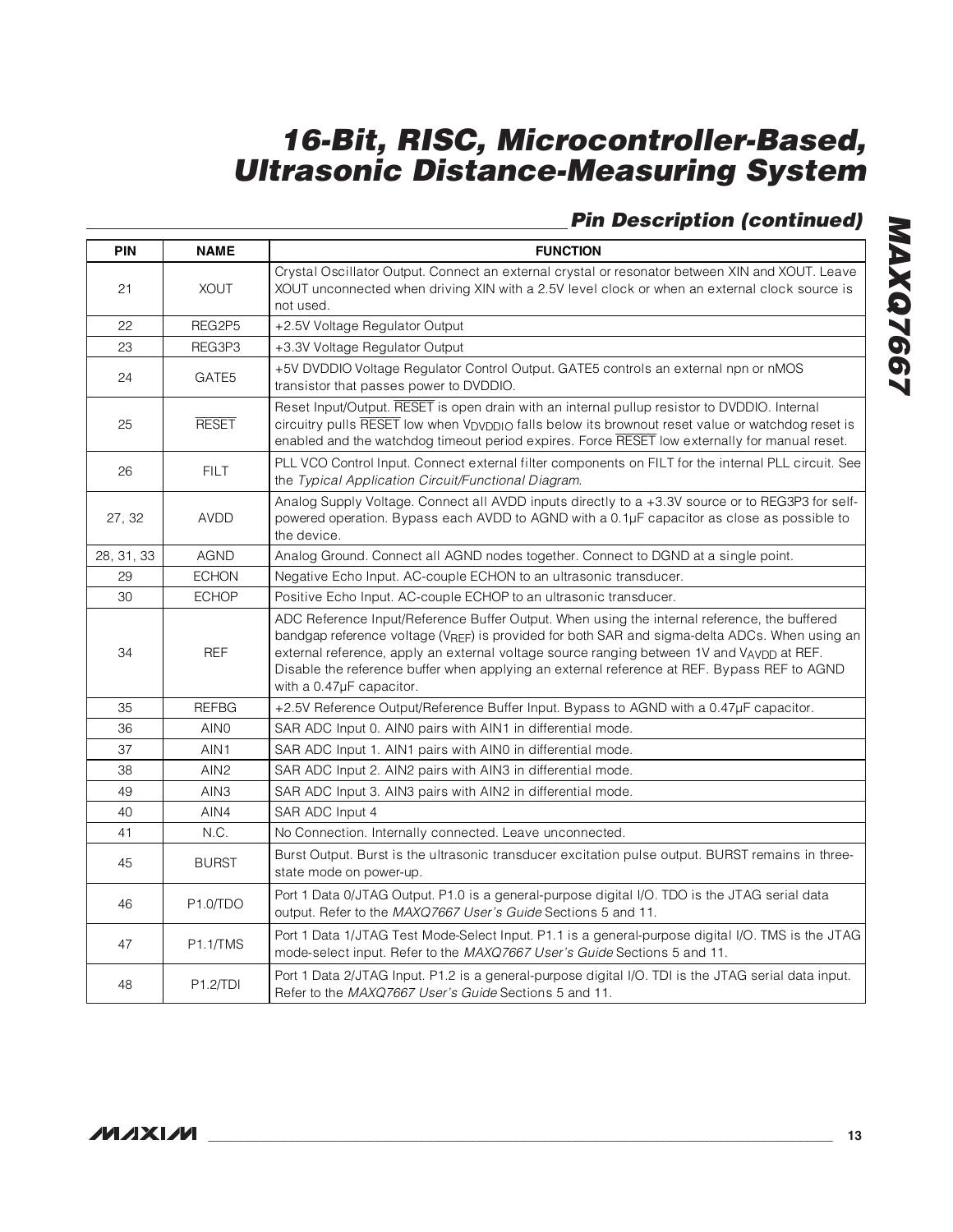## Pin Description (continued)

| PIN | NAME | FUNCTION |
|---|---|---|
| 21 | XOUT | Crystal Oscillator Output. Connect an external crystal or resonator between XIN and XOUT. Leave XOUT unconnected when driving XIN with a 2.5V level clock or when an external clock source is not used. |
| 22 | REG2P5 | +2.5V Voltage Regulator Output |
| 23 | REG3P3 | +3.3V Voltage Regulator Output |
| 24 | GATE5 | +5V DVDDIO Voltage Regulator Control Output. GATE5 controls an external npn or nMOS transistor that passes power to DVDDIO. |
| 25 | $\overline{RESET}$ | Reset Input/Output. $\overline{RESET}$ is open drain with an internal pullup resistor to DVDDIO. Internal circuitry pulls $\overline{RESET}$ low when $V_{DVDDIO}$ falls below its brownout reset value or watchdog reset is enabled and the watchdog timeout period expires. Force $\overline{RESET}$ low externally for manual reset. |
| 26 | FILT | PLL VCO Control Input. Connect external filter components on FILT for the internal PLL circuit. See the *Typical Application Circuit/Functional Diagram*. |
| 27, 32 | AVDD | Analog Supply Voltage. Connect all AVDD inputs directly to a +3.3V source or to REG3P3 for self-powered operation. Bypass each AVDD to AGND with a 0.1µF capacitor as close as possible to the device. |
| 28, 31, 33 | AGND | Analog Ground. Connect all AGND nodes together. Connect to DGND at a single point. |
| 29 | ECHON | Negative Echo Input. AC-couple ECHON to an ultrasonic transducer. |
| 30 | ECHOP | Positive Echo Input. AC-couple ECHOP to an ultrasonic transducer. |
| 34 | REF | ADC Reference Input/Reference Buffer Output. When using the internal reference, the buffered bandgap reference voltage ($V_{REF}$) is provided for both SAR and sigma-delta ADCs. When using an external reference, apply an external voltage source ranging between 1V and $V_{AVDD}$ at REF. Disable the reference buffer when applying an external reference at REF. Bypass REF to AGND with a 0.47µF capacitor. |
| 35 | REFBG | +2.5V Reference Output/Reference Buffer Input. Bypass to AGND with a 0.47µF capacitor. |
| 36 | AIN0 | SAR ADC Input 0. AIN0 pairs with AIN1 in differential mode. |
| 37 | AIN1 | SAR ADC Input 1. AIN1 pairs with AIN0 in differential mode. |
| 38 | AIN2 | SAR ADC Input 2. AIN2 pairs with AIN3 in differential mode. |
| 49 | AIN3 | SAR ADC Input 3. AIN3 pairs with AIN2 in differential mode. |
| 40 | AIN4 | SAR ADC Input 4 |
| 41 | N.C. | No Connection. Internally connected. Leave unconnected. |
| 45 | BURST | Burst Output. Burst is the ultrasonic transducer excitation pulse output. BURST remains in three-state mode on power-up. |
| 46 | P1.0/TDO | Port 1 Data 0/JTAG Output. P1.0 is a general-purpose digital I/O. TDO is the JTAG serial data output. Refer to the *MAXQ7667 User's Guide* Sections 5 and 11. |
| 47 | P1.1/TMS | Port 1 Data 1/JTAG Test Mode-Select Input. P1.1 is a general-purpose digital I/O. TMS is the JTAG mode-select input. Refer to the *MAXQ7667 User's Guide* Sections 5 and 11. |
| 48 | P1.2/TDI | Port 1 Data 2/JTAG Input. P1.2 is a general-purpose digital I/O. TDI is the JTAG serial data input. Refer to the *MAXQ7667 User's Guide* Sections 5 and 11. |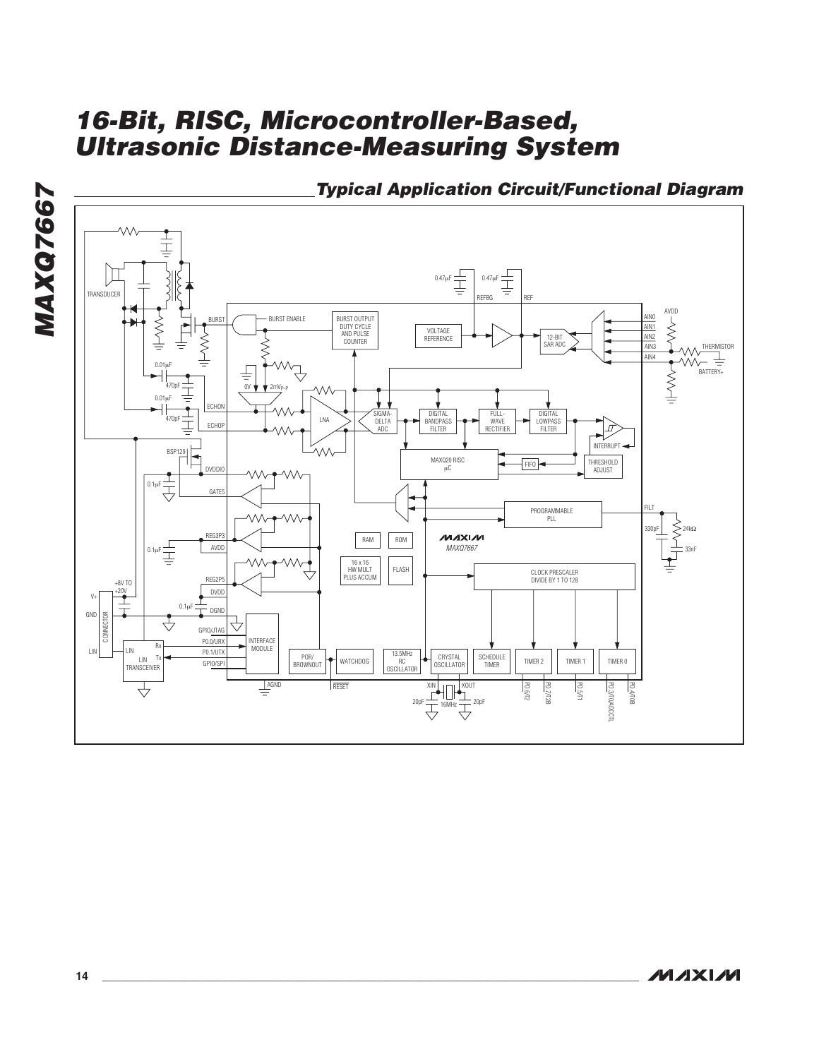## Typical Application Circuit/Functional Diagram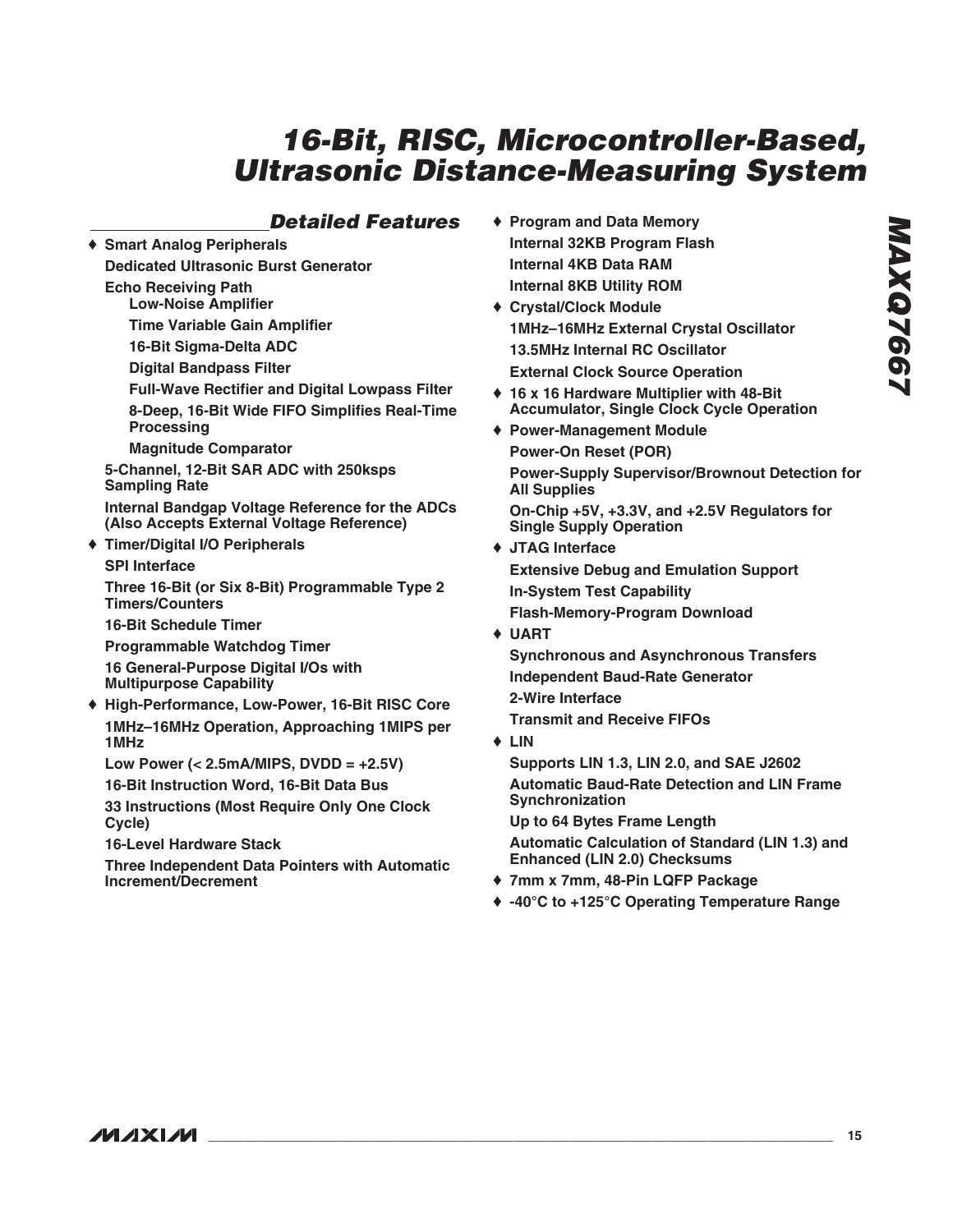## Detailed Features

- **Smart Analog Peripherals**
  - **Dedicated Ultrasonic Burst Generator**
  - **Echo Receiving Path**
    - **Low-Noise Amplifier**
    - **Time Variable Gain Amplifier**
    - **16-Bit Sigma-Delta ADC**
    - **Digital Bandpass Filter**
    - **Full-Wave Rectifier and Digital Lowpass Filter**
    - **8-Deep, 16-Bit Wide FIFO Simplifies Real-Time Processing**
    - **Magnitude Comparator**
  - **5-Channel, 12-Bit SAR ADC with 250ksps Sampling Rate**
  - **Internal Bandgap Voltage Reference for the ADCs (Also Accepts External Voltage Reference)**
- **Timer/Digital I/O Peripherals**
  - **SPI Interface**
  - **Three 16-Bit (or Six 8-Bit) Programmable Type 2 Timers/Counters**
  - **16-Bit Schedule Timer**
  - **Programmable Watchdog Timer**
  - **16 General-Purpose Digital I/Os with Multipurpose Capability**
- **High-Performance, Low-Power, 16-Bit RISC Core**
  - **1MHz–16MHz Operation, Approaching 1MIPS per 1MHz**
  - **Low Power (< 2.5mA/MIPS, DVDD = +2.5V)**
  - **16-Bit Instruction Word, 16-Bit Data Bus**
  - **33 Instructions (Most Require Only One Clock Cycle)**
  - **16-Level Hardware Stack**
  - **Three Independent Data Pointers with Automatic Increment/Decrement**
- **Program and Data Memory**
  - **Internal 32KB Program Flash**
  - **Internal 4KB Data RAM**
  - **Internal 8KB Utility ROM**
- **Crystal/Clock Module**
  - **1MHz–16MHz External Crystal Oscillator**
  - **13.5MHz Internal RC Oscillator**
  - **External Clock Source Operation**
- **16 x 16 Hardware Multiplier with 48-Bit Accumulator, Single Clock Cycle Operation**
- **Power-Management Module**
  - **Power-On Reset (POR)**
  - **Power-Supply Supervisor/Brownout Detection for All Supplies**
  - **On-Chip +5V, +3.3V, and +2.5V Regulators for Single Supply Operation**
- **JTAG Interface**
  - **Extensive Debug and Emulation Support**
  - **In-System Test Capability**
  - **Flash-Memory-Program Download**
- **UART**
  - **Synchronous and Asynchronous Transfers**
  - **Independent Baud-Rate Generator**
  - **2-Wire Interface**
  - **Transmit and Receive FIFOs**
- **LIN**
  - **Supports LIN 1.3, LIN 2.0, and SAE J2602**
  - **Automatic Baud-Rate Detection and LIN Frame Synchronization**
  - **Up to 64 Bytes Frame Length**
  - **Automatic Calculation of Standard (LIN 1.3) and Enhanced (LIN 2.0) Checksums**
- **7mm x 7mm, 48-Pin LQFP Package**
- **-40°C to +125°C Operating Temperature Range**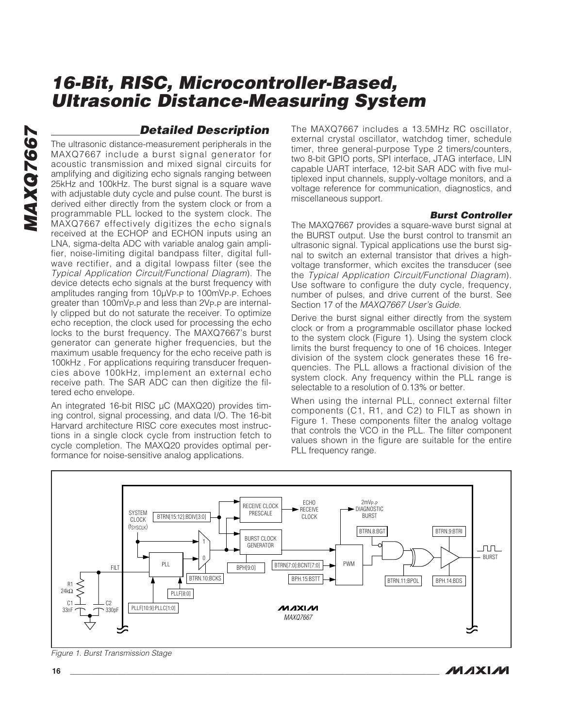## Detailed Description

The ultrasonic distance-measurement peripherals in the MAXQ7667 include a burst signal generator for acoustic transmission and mixed signal circuits for amplifying and digitizing echo signals ranging between 25kHz and 100kHz. The burst signal is a square wave with adjustable duty cycle and pulse count. The burst is derived either directly from the system clock or from a programmable PLL locked to the system clock. The MAXQ7667 effectively digitizes the echo signals received at the ECHOP and ECHON inputs using an LNA, sigma-delta ADC with variable analog gain amplifier, noise-limiting digital bandpass filter, digital full-wave rectifier, and a digital lowpass filter (see the *Typical Application Circuit/Functional Diagram*). The device detects echo signals at the burst frequency with amplitudes ranging from $10\mu V_{P-P}$ to $100mV_{P-P}$. Echoes greater than $100mV_{P-P}$ and less than $2V_{P-P}$ are internally clipped but do not saturate the receiver. To optimize echo reception, the clock used for processing the echo locks to the burst frequency. The MAXQ7667's burst generator can generate higher frequencies, but the maximum usable frequency for the echo receive path is 100kHz . For applications requiring transducer frequencies above 100kHz, implement an external echo receive path. The SAR ADC can then digitize the filtered echo envelope.

An integrated 16-bit RISC µC (MAXQ20) provides timing control, signal processing, and data I/O. The 16-bit Harvard architecture RISC core executes most instructions in a single clock cycle from instruction fetch to cycle completion. The MAXQ20 provides optimal performance for noise-sensitive analog applications.

The MAXQ7667 includes a 13.5MHz RC oscillator, external crystal oscillator, watchdog timer, schedule timer, three general-purpose Type 2 timers/counters, two 8-bit GPIO ports, SPI interface, JTAG interface, LIN capable UART interface, 12-bit SAR ADC with five multiplexed input channels, supply-voltage monitors, and a voltage reference for communication, diagnostics, and miscellaneous support.

### Burst Controller

The MAXQ7667 provides a square-wave burst signal at the BURST output. Use the burst control to transmit an ultrasonic signal. Typical applications use the burst signal to switch an external transistor that drives a high-voltage transformer, which excites the transducer (see the *Typical Application Circuit/Functional Diagram*). Use software to configure the duty cycle, frequency, number of pulses, and drive current of the burst. See Section 17 of the *MAXQ7667 User's Guide*.

Derive the burst signal either directly from the system clock or from a programmable oscillator phase locked to the system clock (Figure 1). Using the system clock limits the burst frequency to one of 16 choices. Integer division of the system clock generates these 16 frequencies. The PLL allows a fractional division of the system clock. Any frequency within the PLL range is selectable to a resolution of 0.13% or better.

When using the internal PLL, connect external filter components (C1, R1, and C2) to FILT as shown in Figure 1. These components filter the analog voltage that controls the VCO in the PLL. The filter component values shown in the figure are suitable for the entire PLL frequency range.

*Figure 1. Burst Transmission Stage*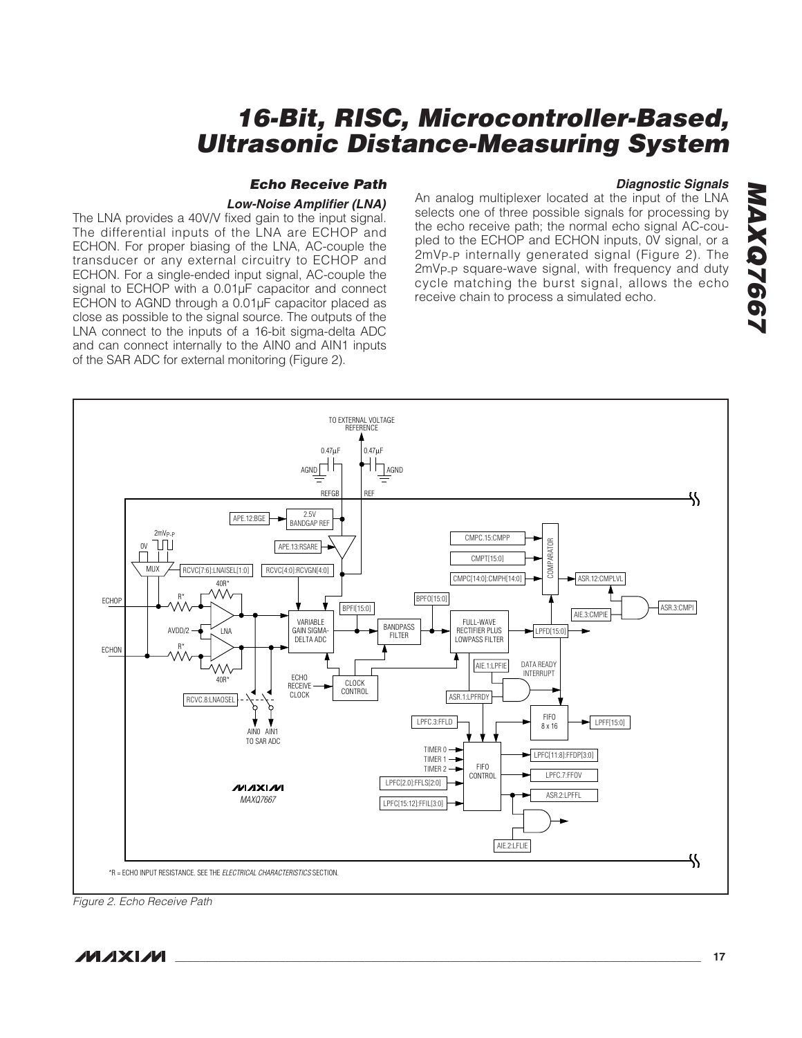## Echo Receive Path

### Low-Noise Amplifier (LNA)

The LNA provides a 40V/V fixed gain to the input signal. The differential inputs of the LNA are ECHOP and ECHON. For proper biasing of the LNA, AC-couple the transducer or any external circuitry to ECHOP and ECHON. For a single-ended input signal, AC-couple the signal to ECHOP with a 0.01µF capacitor and connect ECHON to AGND through a 0.01µF capacitor placed as close as possible to the signal source. The outputs of the LNA connect to the inputs of a 16-bit sigma-delta ADC and can connect internally to the AIN0 and AIN1 inputs of the SAR ADC for external monitoring (Figure 2).

### Diagnostic Signals

An analog multiplexer located at the input of the LNA selects one of three possible signals for processing by the echo receive path; the normal echo signal AC-coupled to the ECHOP and ECHON inputs, 0V signal, or a $2mV_{P-P}$ internally generated signal (Figure 2). The $2mV_{P-P}$ square-wave signal, with frequency and duty cycle matching the burst signal, allows the echo receive chain to process a simulated echo.

*R = ECHO INPUT RESISTANCE. SEE THE *ELECTRICAL CHARACTERISTICS* SECTION.

*Figure 2. Echo Receive Path*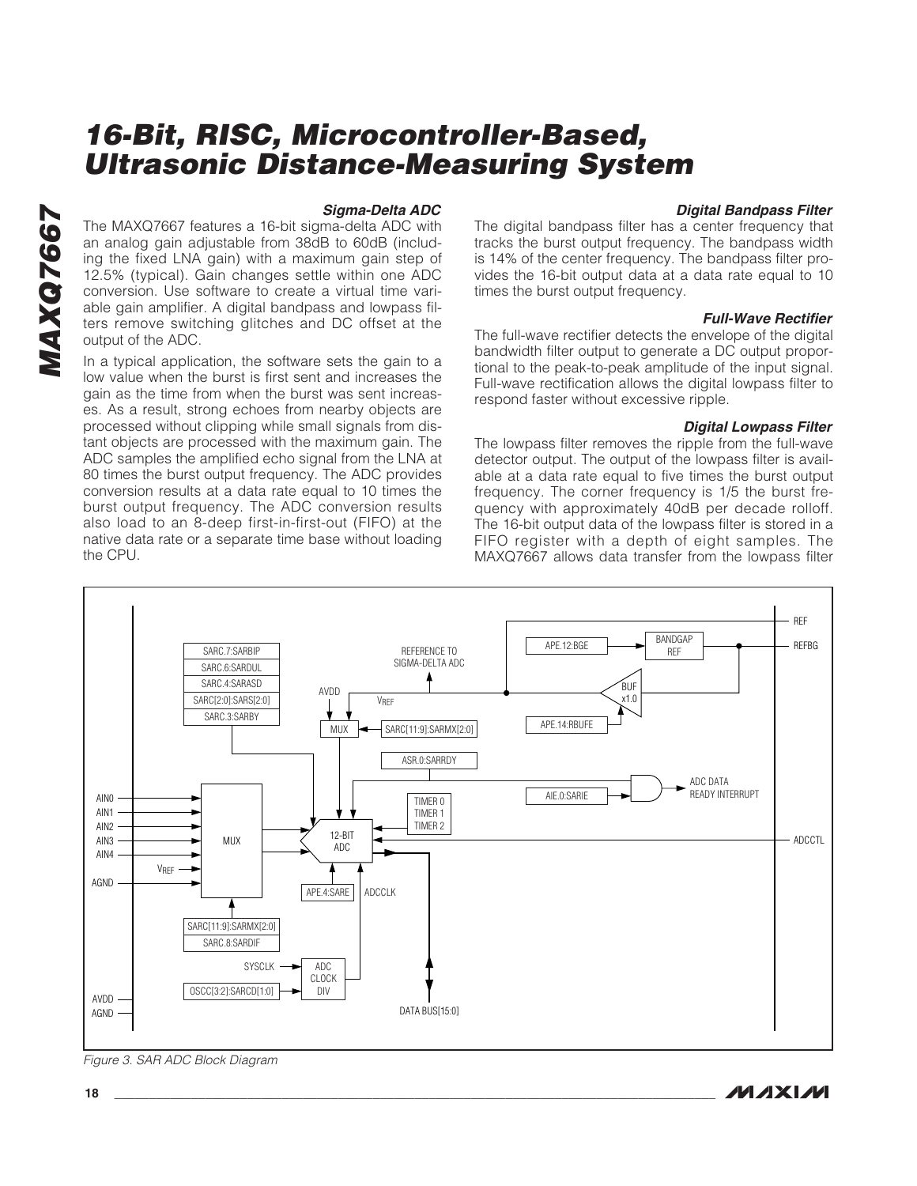### Sigma-Delta ADC

The MAXQ7667 features a 16-bit sigma-delta ADC with an analog gain adjustable from 38dB to 60dB (including the fixed LNA gain) with a maximum gain step of 12.5% (typical). Gain changes settle within one ADC conversion. Use software to create a virtual time variable gain amplifier. A digital bandpass and lowpass filters remove switching glitches and DC offset at the output of the ADC.

In a typical application, the software sets the gain to a low value when the burst is first sent and increases the gain as the time from when the burst was sent increases. As a result, strong echoes from nearby objects are processed without clipping while small signals from distant objects are processed with the maximum gain. The ADC samples the amplified echo signal from the LNA at 80 times the burst output frequency. The ADC provides conversion results at a data rate equal to 10 times the burst output frequency. The ADC conversion results also load to an 8-deep first-in-first-out (FIFO) at the native data rate or a separate time base without loading the CPU.

### Digital Bandpass Filter

The digital bandpass filter has a center frequency that tracks the burst output frequency. The bandpass width is 14% of the center frequency. The bandpass filter provides the 16-bit output data at a data rate equal to 10 times the burst output frequency.

### Full-Wave Rectifier

The full-wave rectifier detects the envelope of the digital bandwidth filter output to generate a DC output proportional to the peak-to-peak amplitude of the input signal. Full-wave rectification allows the digital lowpass filter to respond faster without excessive ripple.

### Digital Lowpass Filter

The lowpass filter removes the ripple from the full-wave detector output. The output of the lowpass filter is available at a data rate equal to five times the burst output frequency. The corner frequency is 1/5 the burst frequency with approximately 40dB per decade rolloff. The 16-bit output data of the lowpass filter is stored in a FIFO register with a depth of eight samples. The MAXQ7667 allows data transfer from the lowpass filter

*Figure 3. SAR ADC Block Diagram*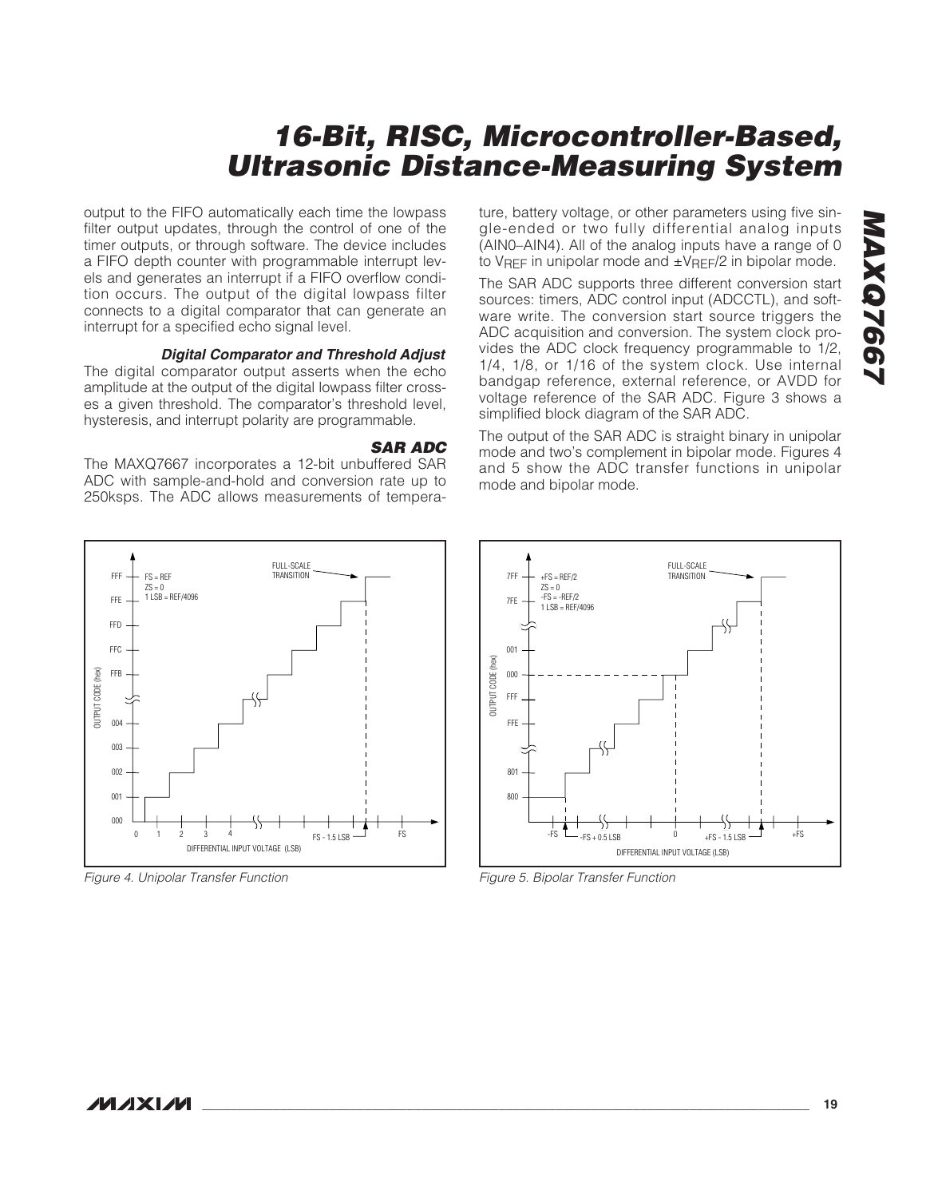output to the FIFO automatically each time the lowpass filter output updates, through the control of one of the timer outputs, or through software. The device includes a FIFO depth counter with programmable interrupt levels and generates an interrupt if a FIFO overflow condition occurs. The output of the digital lowpass filter connects to a digital comparator that can generate an interrupt for a specified echo signal level.

#### *Digital Comparator and Threshold Adjust*

The digital comparator output asserts when the echo amplitude at the output of the digital lowpass filter crosses a given threshold. The comparator's threshold level, hysteresis, and interrupt polarity are programmable.

### *SAR ADC*

The MAXQ7667 incorporates a 12-bit unbuffered SAR ADC with sample-and-hold and conversion rate up to 250ksps. The ADC allows measurements of temperature, battery voltage, or other parameters using five single-ended or two fully differential analog inputs (AIN0–AIN4). All of the analog inputs have a range of 0 to $V_{REF}$ in unipolar mode and $\pm V_{REF}/2$ in bipolar mode.

The SAR ADC supports three different conversion start sources: timers, ADC control input (ADCCTL), and software write. The conversion start source triggers the ADC acquisition and conversion. The system clock provides the ADC clock frequency programmable to 1/2, 1/4, 1/8, or 1/16 of the system clock. Use internal bandgap reference, external reference, or AVDD for voltage reference of the SAR ADC. Figure 3 shows a simplified block diagram of the SAR ADC.

The output of the SAR ADC is straight binary in unipolar mode and two's complement in bipolar mode. Figures 4 and 5 show the ADC transfer functions in unipolar mode and bipolar mode.

*Figure 4. Unipolar Transfer Function*

*Figure 5. Bipolar Transfer Function*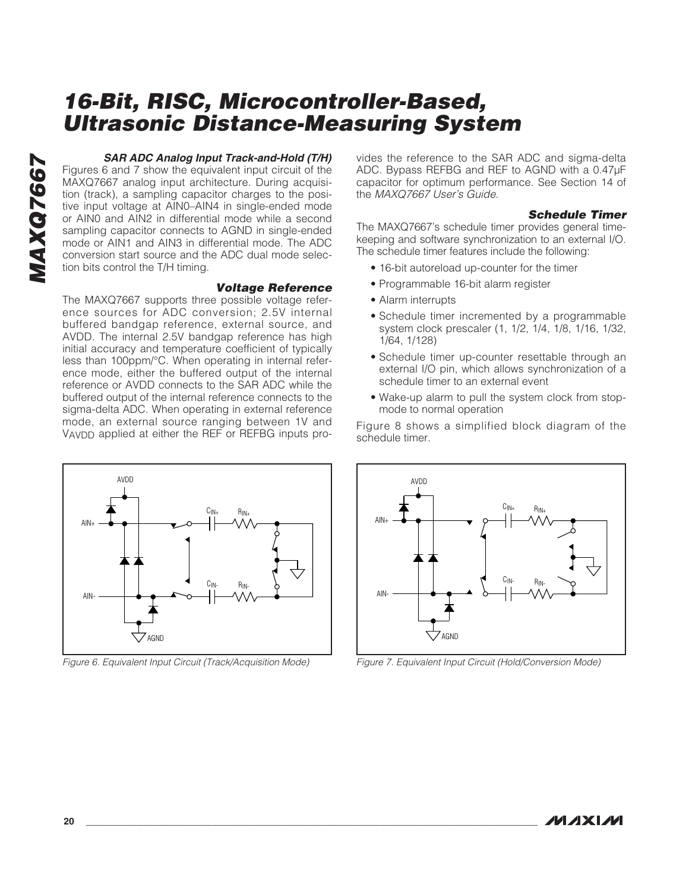### SAR ADC Analog Input Track-and-Hold (T/H)

Figures 6 and 7 show the equivalent input circuit of the MAXQ7667 analog input architecture. During acquisition (track), a sampling capacitor charges to the positive input voltage at AIN0–AIN4 in single-ended mode or AIN0 and AIN2 in differential mode while a second sampling capacitor connects to AGND in single-ended mode or AIN1 and AIN3 in differential mode. The ADC conversion start source and the ADC dual mode selection bits control the T/H timing.

### Voltage Reference

The MAXQ7667 supports three possible voltage reference sources for ADC conversion; 2.5V internal buffered bandgap reference, external source, and AVDD. The internal 2.5V bandgap reference has high initial accuracy and temperature coefficient of typically less than 100ppm/°C. When operating in internal reference mode, either the buffered output of the internal reference or AVDD connects to the SAR ADC while the buffered output of the internal reference connects to the sigma-delta ADC. When operating in external reference mode, an external source ranging between 1V and $V_{AVDD}$ applied at either the REF or REFBG inputs provides the reference to the SAR ADC and sigma-delta ADC. Bypass REFBG and REF to AGND with a 0.47µF capacitor for optimum performance. See Section 14 of the *MAXQ7667 User's Guide*.

### Schedule Timer

The MAXQ7667's schedule timer provides general timekeeping and software synchronization to an external I/O. The schedule timer features include the following:

- 16-bit autoreload up-counter for the timer
- Programmable 16-bit alarm register
- Alarm interrupts
- Schedule timer incremented by a programmable system clock prescaler (1, 1/2, 1/4, 1/8, 1/16, 1/32, 1/64, 1/128)
- Schedule timer up-counter resettable through an external I/O pin, which allows synchronization of a schedule timer to an external event
- Wake-up alarm to pull the system clock from stop-mode to normal operation

Figure 8 shows a simplified block diagram of the schedule timer.

*Figure 6. Equivalent Input Circuit (Track/Acquisition Mode)*

*Figure 7. Equivalent Input Circuit (Hold/Conversion Mode)*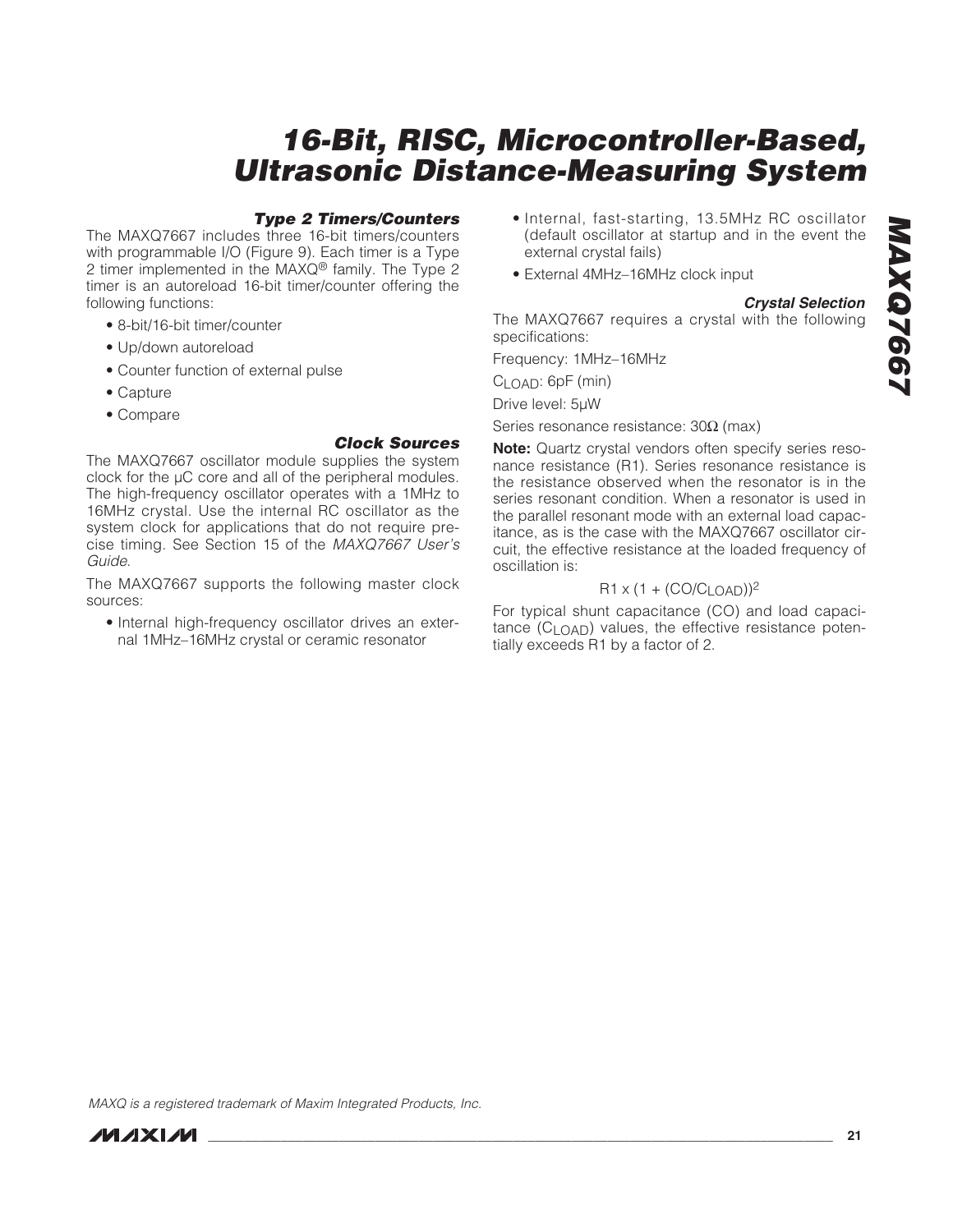### Type 2 Timers/Counters

The MAXQ7667 includes three 16-bit timers/counters with programmable I/O (Figure 9). Each timer is a Type 2 timer implemented in the MAXQ® family. The Type 2 timer is an autoreload 16-bit timer/counter offering the following functions:

- 8-bit/16-bit timer/counter
- Up/down autoreload
- Counter function of external pulse
- Capture
- Compare

### Clock Sources

The MAXQ7667 oscillator module supplies the system clock for the µC core and all of the peripheral modules. The high-frequency oscillator operates with a 1MHz to 16MHz crystal. Use the internal RC oscillator as the system clock for applications that do not require precise timing. See Section 15 of the *MAXQ7667 User's Guide*.

The MAXQ7667 supports the following master clock sources:

- Internal high-frequency oscillator drives an external 1MHz–16MHz crystal or ceramic resonator
- Internal, fast-starting, 13.5MHz RC oscillator (default oscillator at startup and in the event the external crystal fails)
- External 4MHz–16MHz clock input

### Crystal Selection

The MAXQ7667 requires a crystal with the following specifications:

Frequency: 1MHz–16MHz

$C_{LOAD}$: 6pF (min)

Drive level: 5µW

Series resonance resistance: 30Ω (max)

**Note:** Quartz crystal vendors often specify series resonance resistance (R1). Series resonance resistance is the resistance observed when the resonator is in the series resonant condition. When a resonator is used in the parallel resonant mode with an external load capacitance, as is the case with the MAXQ7667 oscillator circuit, the effective resistance at the loaded frequency of oscillation is:

$$R1 \times (1 + (CO/C_{LOAD}))^2$$

For typical shunt capacitance (CO) and load capacitance ($C_{LOAD}$) values, the effective resistance potentially exceeds R1 by a factor of 2.

*MAXQ is a registered trademark of Maxim Integrated Products, Inc.*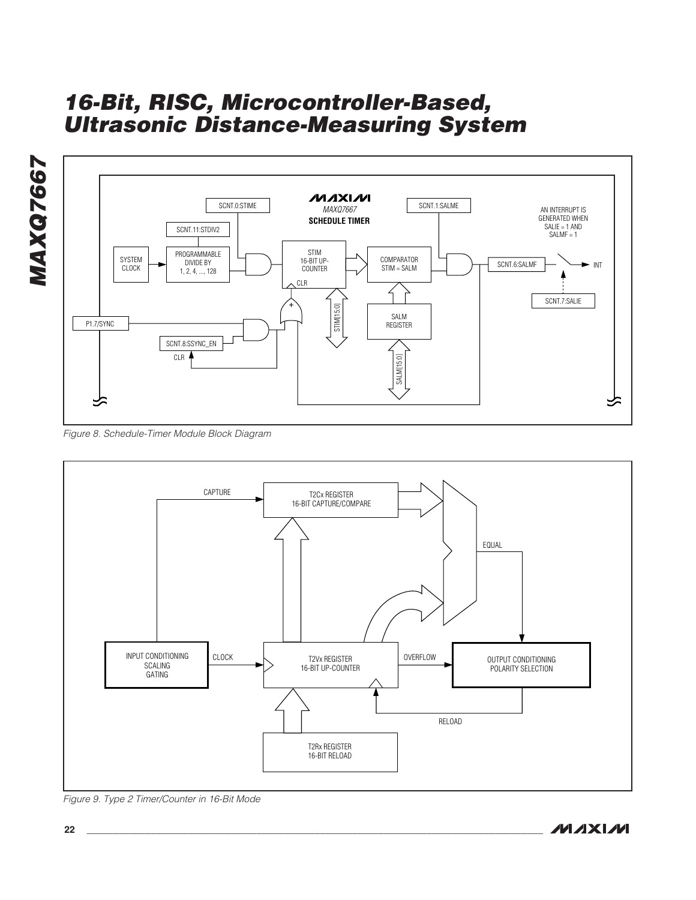Figure 8. Schedule-Timer Module Block Diagram

Figure 9. Type 2 Timer/Counter in 16-Bit Mode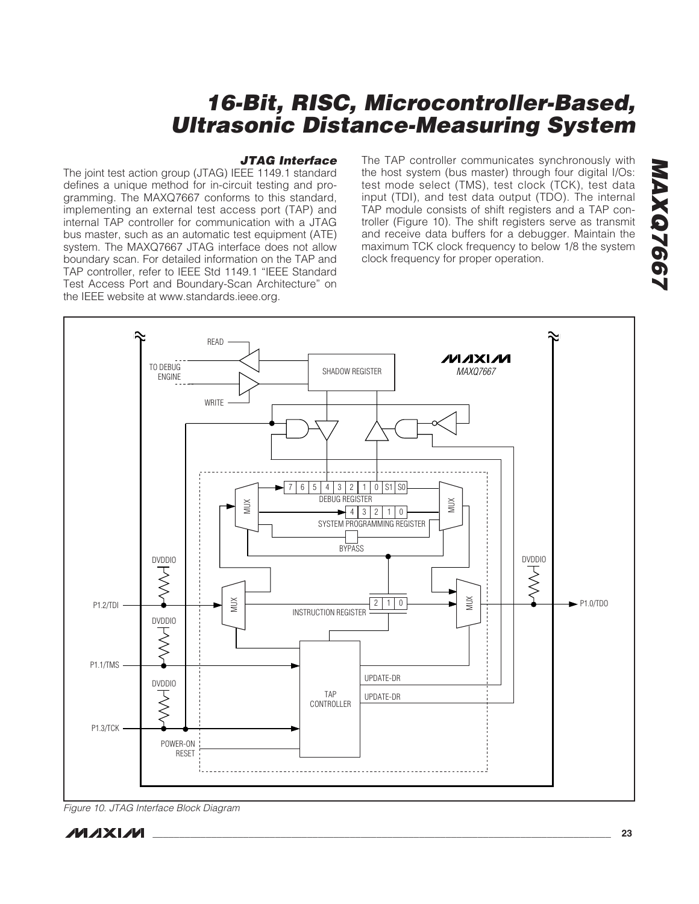### JTAG Interface

The joint test action group (JTAG) IEEE 1149.1 standard defines a unique method for in-circuit testing and programming. The MAXQ7667 conforms to this standard, implementing an external test access port (TAP) and internal TAP controller for communication with a JTAG bus master, such as an automatic test equipment (ATE) system. The MAXQ7667 JTAG interface does not allow boundary scan. For detailed information on the TAP and TAP controller, refer to IEEE Std 1149.1 "IEEE Standard Test Access Port and Boundary-Scan Architecture" on the IEEE website at www.standards.ieee.org.

The TAP controller communicates synchronously with the host system (bus master) through four digital I/Os: test mode select (TMS), test clock (TCK), test data input (TDI), and test data output (TDO). The internal TAP module consists of shift registers and a TAP controller (Figure 10). The shift registers serve as transmit and receive data buffers for a debugger. Maintain the maximum TCK clock frequency to below 1/8 the system clock frequency for proper operation.

*Figure 10. JTAG Interface Block Diagram*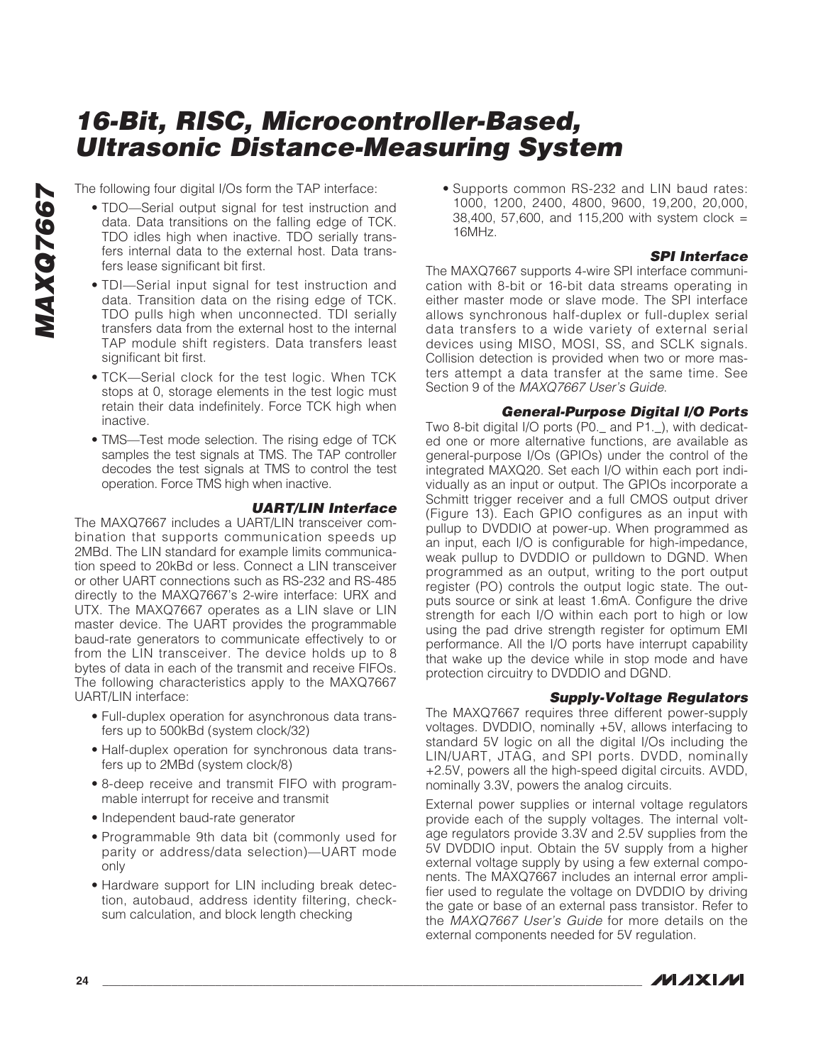The following four digital I/Os form the TAP interface:

- TDO—Serial output signal for test instruction and data. Data transitions on the falling edge of TCK. TDO idles high when inactive. TDO serially transfers internal data to the external host. Data transfers lease significant bit first.
- TDI—Serial input signal for test instruction and data. Transition data on the rising edge of TCK. TDO pulls high when unconnected. TDI serially transfers data from the external host to the internal TAP module shift registers. Data transfers least significant bit first.
- TCK—Serial clock for the test logic. When TCK stops at 0, storage elements in the test logic must retain their data indefinitely. Force TCK high when inactive.
- TMS—Test mode selection. The rising edge of TCK samples the test signals at TMS. The TAP controller decodes the test signals at TMS to control the test operation. Force TMS high when inactive.

### UART/LIN Interface

The MAXQ7667 includes a UART/LIN transceiver combination that supports communication speeds up 2MBd. The LIN standard for example limits communication speed to 20kBd or less. Connect a LIN transceiver or other UART connections such as RS-232 and RS-485 directly to the MAXQ7667's 2-wire interface: URX and UTX. The MAXQ7667 operates as a LIN slave or LIN master device. The UART provides the programmable baud-rate generators to communicate effectively to or from the LIN transceiver. The device holds up to 8 bytes of data in each of the transmit and receive FIFOs. The following characteristics apply to the MAXQ7667 UART/LIN interface:

- Full-duplex operation for asynchronous data transfers up to 500kBd (system clock/32)
- Half-duplex operation for synchronous data transfers up to 2MBd (system clock/8)
- 8-deep receive and transmit FIFO with programmable interrupt for receive and transmit
- Independent baud-rate generator
- Programmable 9th data bit (commonly used for parity or address/data selection)—UART mode only
- Hardware support for LIN including break detection, autobaud, address identity filtering, checksum calculation, and block length checking
- Supports common RS-232 and LIN baud rates: 1000, 1200, 2400, 4800, 9600, 19,200, 20,000, 38,400, 57,600, and 115,200 with system clock = 16MHz.

### SPI Interface

The MAXQ7667 supports 4-wire SPI interface communication with 8-bit or 16-bit data streams operating in either master mode or slave mode. The SPI interface allows synchronous half-duplex or full-duplex serial data transfers to a wide variety of external serial devices using MISO, MOSI, SS, and SCLK signals. Collision detection is provided when two or more masters attempt a data transfer at the same time. See Section 9 of the *MAXQ7667 User's Guide*.

### General-Purpose Digital I/O Ports

Two 8-bit digital I/O ports (P0._ and P1._), with dedicated one or more alternative functions, are available as general-purpose I/Os (GPIOs) under the control of the integrated MAXQ20. Set each I/O within each port individually as an input or output. The GPIOs incorporate a Schmitt trigger receiver and a full CMOS output driver (Figure 13). Each GPIO configures as an input with pullup to DVDDIO at power-up. When programmed as an input, each I/O is configurable for high-impedance, weak pullup to DVDDIO or pulldown to DGND. When programmed as an output, writing to the port output register (PO) controls the output logic state. The outputs source or sink at least 1.6mA. Configure the drive strength for each I/O within each port to high or low using the pad drive strength register for optimum EMI performance. All the I/O ports have interrupt capability that wake up the device while in stop mode and have protection circuitry to DVDDIO and DGND.

### Supply-Voltage Regulators

The MAXQ7667 requires three different power-supply voltages. DVDDIO, nominally +5V, allows interfacing to standard 5V logic on all the digital I/Os including the LIN/UART, JTAG, and SPI ports. DVDD, nominally +2.5V, powers all the high-speed digital circuits. AVDD, nominally 3.3V, powers the analog circuits.

External power supplies or internal voltage regulators provide each of the supply voltages. The internal voltage regulators provide 3.3V and 2.5V supplies from the 5V DVDDIO input. Obtain the 5V supply from a higher external voltage supply by using a few external components. The MAXQ7667 includes an internal error amplifier used to regulate the voltage on DVDDIO by driving the gate or base of an external pass transistor. Refer to the *MAXQ7667 User's Guide* for more details on the external components needed for 5V regulation.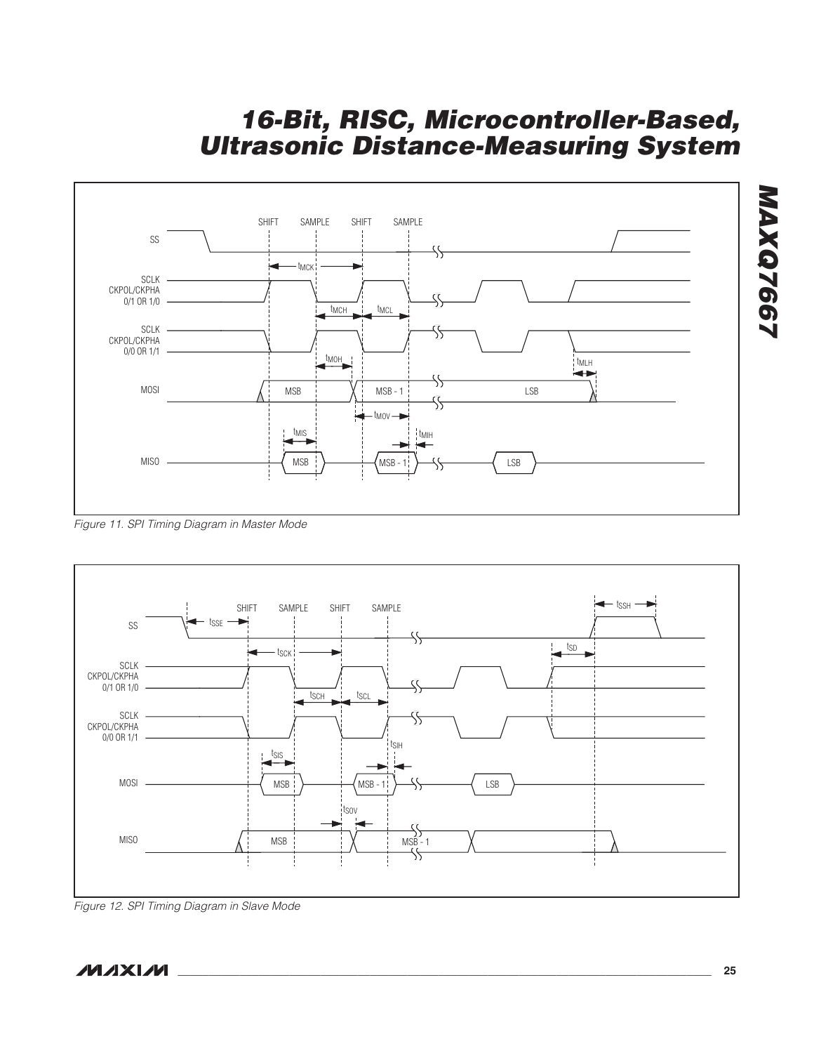Figure 11. SPI Timing Diagram in Master Mode

Figure 12. SPI Timing Diagram in Slave Mode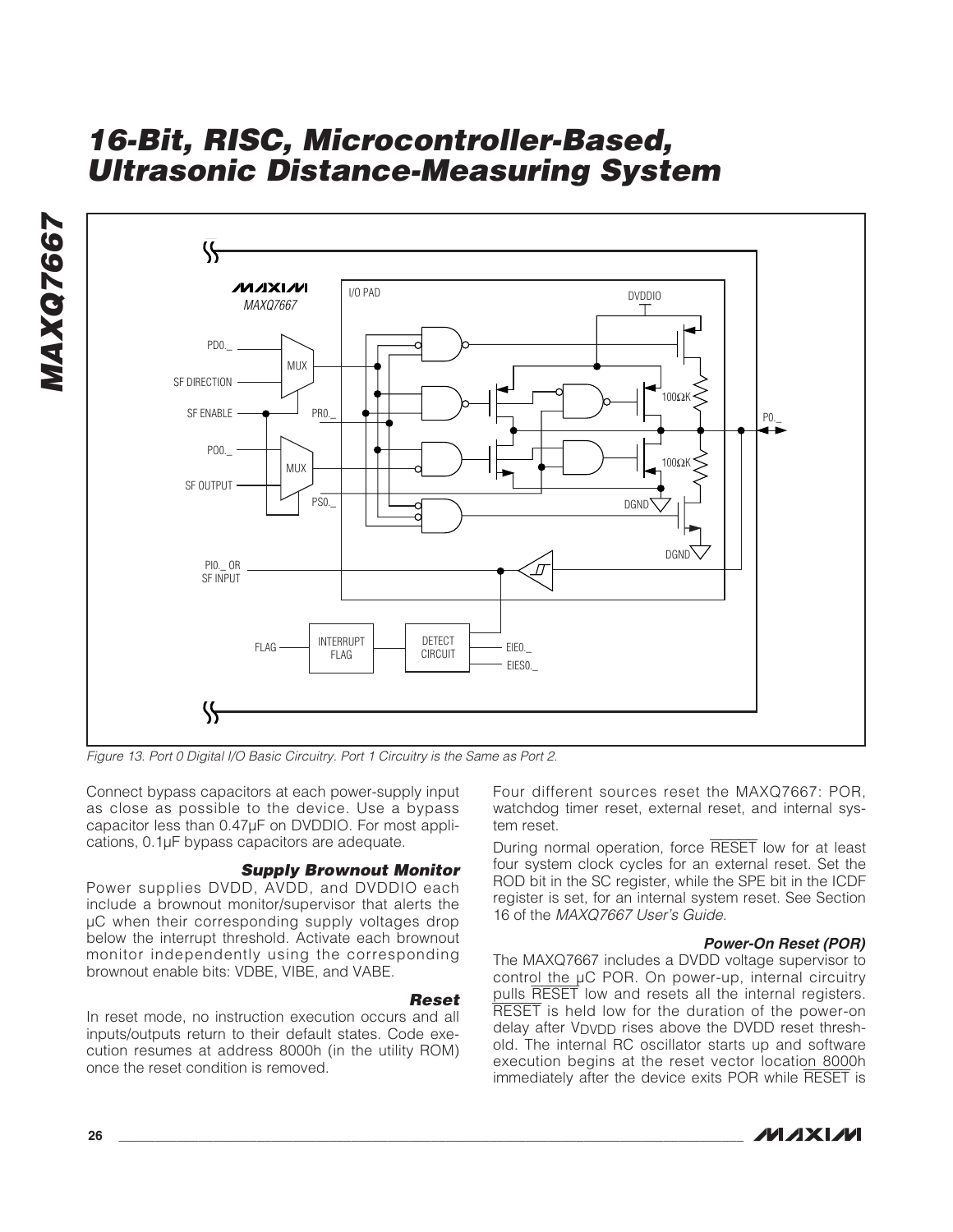Figure 13. Port 0 Digital I/O Basic Circuitry. Port 1 Circuitry is the Same as Port 2.

Connect bypass capacitors at each power-supply input as close as possible to the device. Use a bypass capacitor less than 0.47µF on DVDDIO. For most applications, 0.1µF bypass capacitors are adequate.

### Supply Brownout Monitor

Power supplies DVDD, AVDD, and DVDDIO each include a brownout monitor/supervisor that alerts the µC when their corresponding supply voltages drop below the interrupt threshold. Activate each brownout monitor independently using the corresponding brownout enable bits: VDBE, VIBE, and VABE.

### Reset

In reset mode, no instruction execution occurs and all inputs/outputs return to their default states. Code execution resumes at address 8000h (in the utility ROM) once the reset condition is removed.

Four different sources reset the MAXQ7667: POR, watchdog timer reset, external reset, and internal system reset.

During normal operation, force RESET low for at least four system clock cycles for an external reset. Set the ROD bit in the SC register, while the SPE bit in the ICDF register is set, for an internal system reset. See Section 16 of the *MAXQ7667 User's Guide*.

#### Power-On Reset (POR)

The MAXQ7667 includes a DVDD voltage supervisor to control the µC POR. On power-up, internal circuitry pulls RESET low and resets all the internal registers. RESET is held low for the duration of the power-on delay after $V_{DVDD}$ rises above the DVDD reset threshold. The internal RC oscillator starts up and software execution begins at the reset vector location 8000h immediately after the device exits POR while RESET is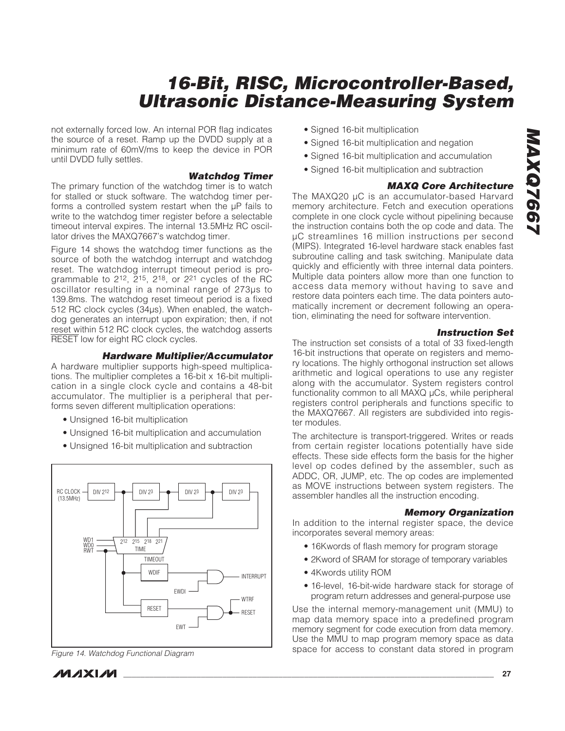not externally forced low. An internal POR flag indicates the source of a reset. Ramp up the DVDD supply at a minimum rate of 60mV/ms to keep the device in POR until DVDD fully settles.

### Watchdog Timer

The primary function of the watchdog timer is to watch for stalled or stuck software. The watchdog timer performs a controlled system restart when the µP fails to write to the watchdog timer register before a selectable timeout interval expires. The internal 13.5MHz RC oscillator drives the MAXQ7667's watchdog timer.

Figure 14 shows the watchdog timer functions as the source of both the watchdog interrupt and watchdog reset. The watchdog interrupt timeout period is programmable to $2^{12}$, $2^{15}$, $2^{18}$, or $2^{21}$ cycles of the RC oscillator resulting in a nominal range of 273µs to 139.8ms. The watchdog reset timeout period is a fixed 512 RC clock cycles (34µs). When enabled, the watchdog generates an interrupt upon expiration; then, if not reset within 512 RC clock cycles, the watchdog asserts RESET low for eight RC clock cycles.

### Hardware Multiplier/Accumulator

A hardware multiplier supports high-speed multiplications. The multiplier completes a 16-bit x 16-bit multiplication in a single clock cycle and contains a 48-bit accumulator. The multiplier is a peripheral that performs seven different multiplication operations:

- Unsigned 16-bit multiplication
- Unsigned 16-bit multiplication and accumulation
- Unsigned 16-bit multiplication and subtraction
- Signed 16-bit multiplication
- Signed 16-bit multiplication and negation
- Signed 16-bit multiplication and accumulation
- Signed 16-bit multiplication and subtraction

Figure 14. Watchdog Functional Diagram

### MAXQ Core Architecture

The MAXQ20 µC is an accumulator-based Harvard memory architecture. Fetch and execution operations complete in one clock cycle without pipelining because the instruction contains both the op code and data. The µC streamlines 16 million instructions per second (MIPS). Integrated 16-level hardware stack enables fast subroutine calling and task switching. Manipulate data quickly and efficiently with three internal data pointers. Multiple data pointers allow more than one function to access data memory without having to save and restore data pointers each time. The data pointers automatically increment or decrement following an operation, eliminating the need for software intervention.

### Instruction Set

The instruction set consists of a total of 33 fixed-length 16-bit instructions that operate on registers and memory locations. The highly orthogonal instruction set allows arithmetic and logical operations to use any register along with the accumulator. System registers control functionality common to all MAXQ µCs, while peripheral registers control peripherals and functions specific to the MAXQ7667. All registers are subdivided into register modules.

The architecture is transport-triggered. Writes or reads from certain register locations potentially have side effects. These side effects form the basis for the higher level op codes defined by the assembler, such as ADDC, OR, JUMP, etc. The op codes are implemented as MOVE instructions between system registers. The assembler handles all the instruction encoding.

### Memory Organization

In addition to the internal register space, the device incorporates several memory areas:

- 16Kwords of flash memory for program storage
- 2Kword of SRAM for storage of temporary variables
- 4Kwords utility ROM
- 16-level, 16-bit-wide hardware stack for storage of program return addresses and general-purpose use

Use the internal memory-management unit (MMU) to map data memory space into a predefined program memory segment for code execution from data memory. Use the MMU to map program memory space as data space for access to constant data stored in program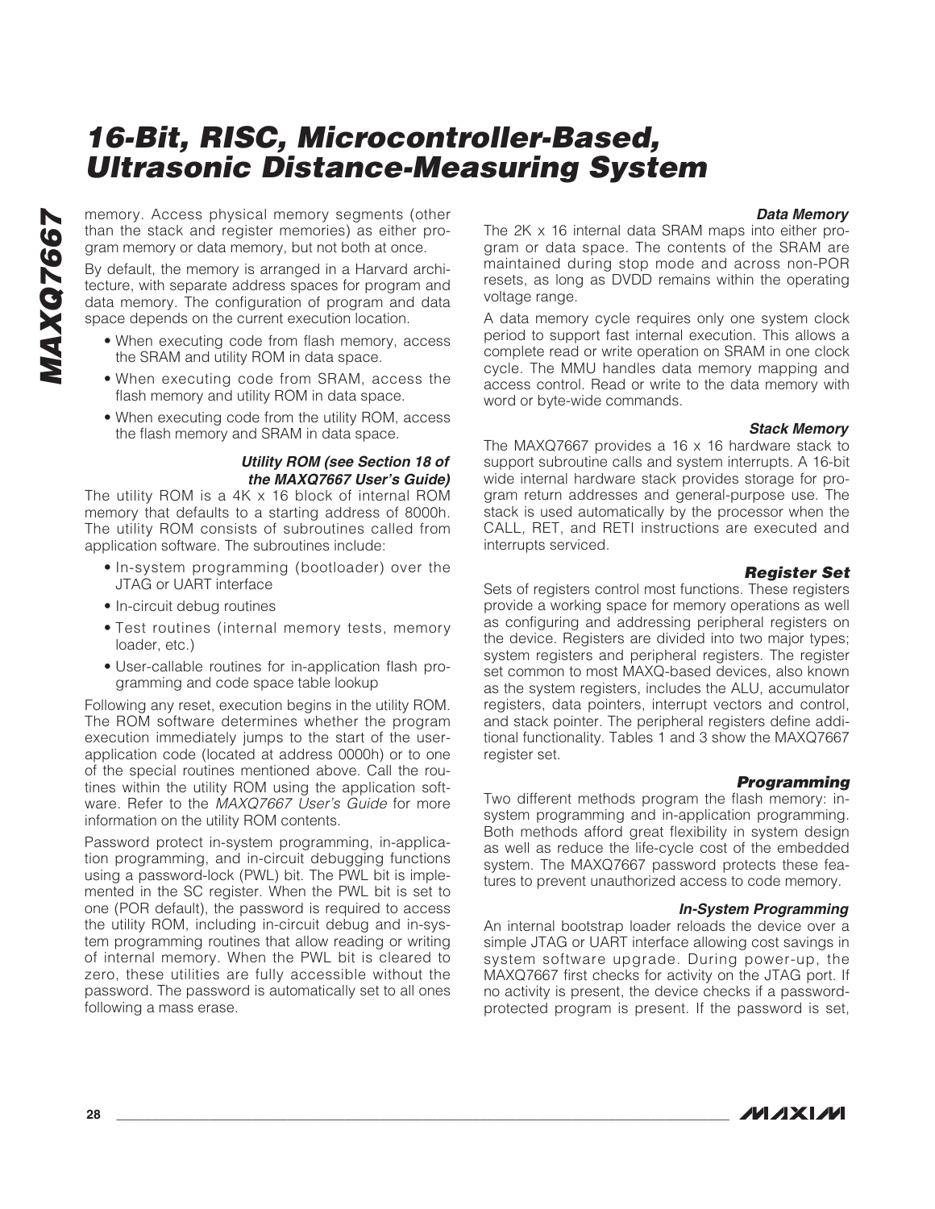memory. Access physical memory segments (other than the stack and register memories) as either program memory or data memory, but not both at once.

By default, the memory is arranged in a Harvard architecture, with separate address spaces for program and data memory. The configuration of program and data space depends on the current execution location.

- When executing code from flash memory, access the SRAM and utility ROM in data space.
- When executing code from SRAM, access the flash memory and utility ROM in data space.
- When executing code from the utility ROM, access the flash memory and SRAM in data space.

#### *Utility ROM (see Section 18 of the MAXQ7667 User's Guide)*

The utility ROM is a 4K x 16 block of internal ROM memory that defaults to a starting address of 8000h. The utility ROM consists of subroutines called from application software. The subroutines include:

- In-system programming (bootloader) over the JTAG or UART interface
- In-circuit debug routines
- Test routines (internal memory tests, memory loader, etc.)
- User-callable routines for in-application flash programming and code space table lookup

Following any reset, execution begins in the utility ROM. The ROM software determines whether the program execution immediately jumps to the start of the user-application code (located at address 0000h) or to one of the special routines mentioned above. Call the routines within the utility ROM using the application software. Refer to the *MAXQ7667 User's Guide* for more information on the utility ROM contents.

Password protect in-system programming, in-application programming, and in-circuit debugging functions using a password-lock (PWL) bit. The PWL bit is implemented in the SC register. When the PWL bit is set to one (POR default), the password is required to access the utility ROM, including in-circuit debug and in-system programming routines that allow reading or writing of internal memory. When the PWL bit is cleared to zero, these utilities are fully accessible without the password. The password is automatically set to all ones following a mass erase.

#### *Data Memory*

The 2K x 16 internal data SRAM maps into either program or data space. The contents of the SRAM are maintained during stop mode and across non-POR resets, as long as DVDD remains within the operating voltage range.

A data memory cycle requires only one system clock period to support fast internal execution. This allows a complete read or write operation on SRAM in one clock cycle. The MMU handles data memory mapping and access control. Read or write to the data memory with word or byte-wide commands.

#### *Stack Memory*

The MAXQ7667 provides a 16 x 16 hardware stack to support subroutine calls and system interrupts. A 16-bit wide internal hardware stack provides storage for program return addresses and general-purpose use. The stack is used automatically by the processor when the CALL, RET, and RETI instructions are executed and interrupts serviced.

### *Register Set*

Sets of registers control most functions. These registers provide a working space for memory operations as well as configuring and addressing peripheral registers on the device. Registers are divided into two major types; system registers and peripheral registers. The register set common to most MAXQ-based devices, also known as the system registers, includes the ALU, accumulator registers, data pointers, interrupt vectors and control, and stack pointer. The peripheral registers define additional functionality. Tables 1 and 3 show the MAXQ7667 register set.

### *Programming*

Two different methods program the flash memory: in-system programming and in-application programming. Both methods afford great flexibility in system design as well as reduce the life-cycle cost of the embedded system. The MAXQ7667 password protects these features to prevent unauthorized access to code memory.

#### *In-System Programming*

An internal bootstrap loader reloads the device over a simple JTAG or UART interface allowing cost savings in system software upgrade. During power-up, the MAXQ7667 first checks for activity on the JTAG port. If no activity is present, the device checks if a password-protected program is present. If the password is set,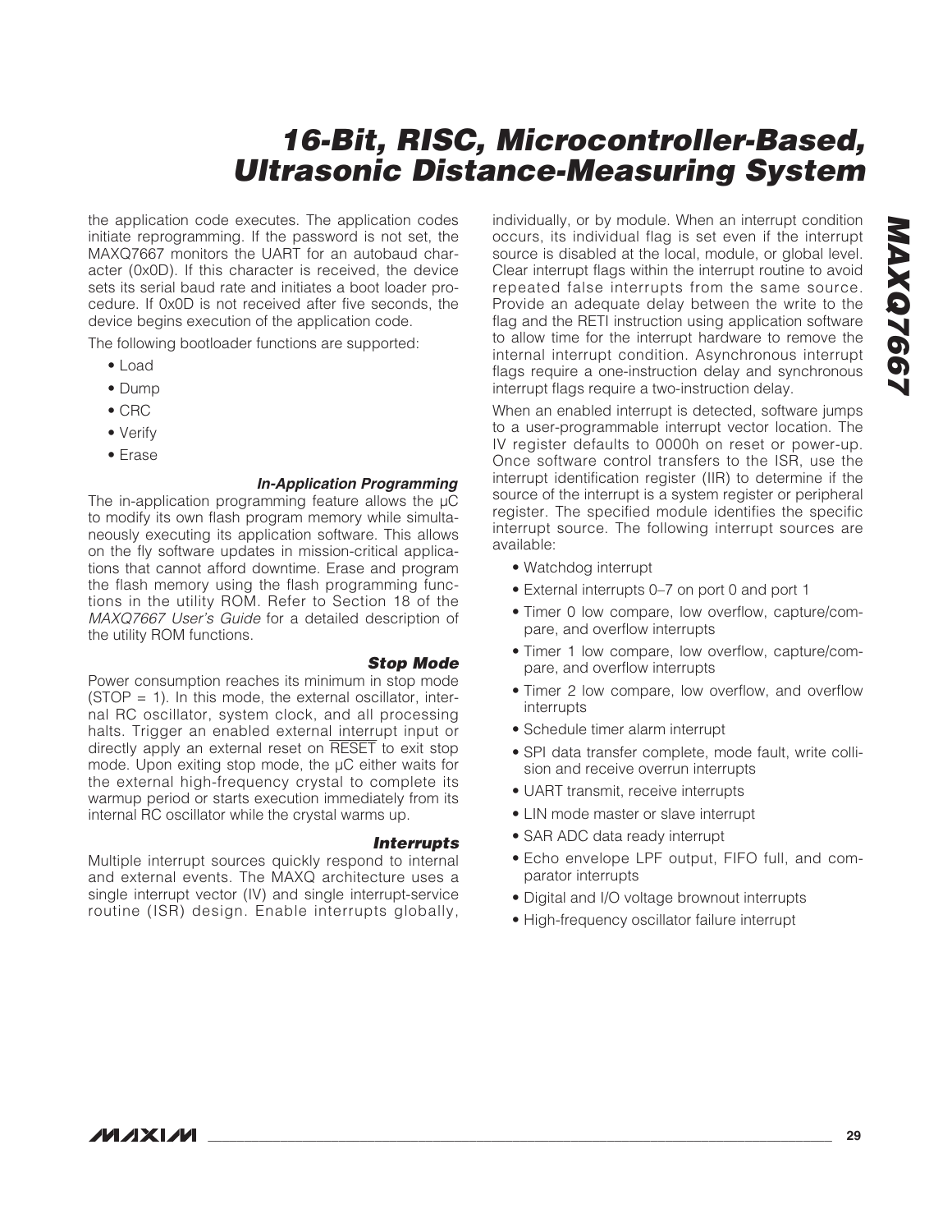the application code executes. The application codes initiate reprogramming. If the password is not set, the MAXQ7667 monitors the UART for an autobaud character (0x0D). If this character is received, the device sets its serial baud rate and initiates a boot loader procedure. If 0x0D is not received after five seconds, the device begins execution of the application code.

The following bootloader functions are supported:

- Load
- Dump
- CRC
- Verify
- Erase

### *In-Application Programming*

The in-application programming feature allows the µC to modify its own flash program memory while simultaneously executing its application software. This allows on the fly software updates in mission-critical applications that cannot afford downtime. Erase and program the flash memory using the flash programming functions in the utility ROM. Refer to Section 18 of the *MAXQ7667 User's Guide* for a detailed description of the utility ROM functions.

### *Stop Mode*

Power consumption reaches its minimum in stop mode (STOP = 1). In this mode, the external oscillator, internal RC oscillator, system clock, and all processing halts. Trigger an enabled external interrupt input or directly apply an external reset on RESET to exit stop mode. Upon exiting stop mode, the µC either waits for the external high-frequency crystal to complete its warmup period or starts execution immediately from its internal RC oscillator while the crystal warms up.

### *Interrupts*

Multiple interrupt sources quickly respond to internal and external events. The MAXQ architecture uses a single interrupt vector (IV) and single interrupt-service routine (ISR) design. Enable interrupts globally, individually, or by module. When an interrupt condition occurs, its individual flag is set even if the interrupt source is disabled at the local, module, or global level. Clear interrupt flags within the interrupt routine to avoid repeated false interrupts from the same source. Provide an adequate delay between the write to the flag and the RETI instruction using application software to allow time for the interrupt hardware to remove the internal interrupt condition. Asynchronous interrupt flags require a one-instruction delay and synchronous interrupt flags require a two-instruction delay.

When an enabled interrupt is detected, software jumps to a user-programmable interrupt vector location. The IV register defaults to 0000h on reset or power-up. Once software control transfers to the ISR, use the interrupt identification register (IIR) to determine if the source of the interrupt is a system register or peripheral register. The specified module identifies the specific interrupt source. The following interrupt sources are available:

- Watchdog interrupt
- External interrupts 0–7 on port 0 and port 1
- Timer 0 low compare, low overflow, capture/compare, and overflow interrupts
- Timer 1 low compare, low overflow, capture/compare, and overflow interrupts
- Timer 2 low compare, low overflow, and overflow interrupts
- Schedule timer alarm interrupt
- SPI data transfer complete, mode fault, write collision and receive overrun interrupts
- UART transmit, receive interrupts
- LIN mode master or slave interrupt
- SAR ADC data ready interrupt
- Echo envelope LPF output, FIFO full, and comparator interrupts
- Digital and I/O voltage brownout interrupts
- High-frequency oscillator failure interrupt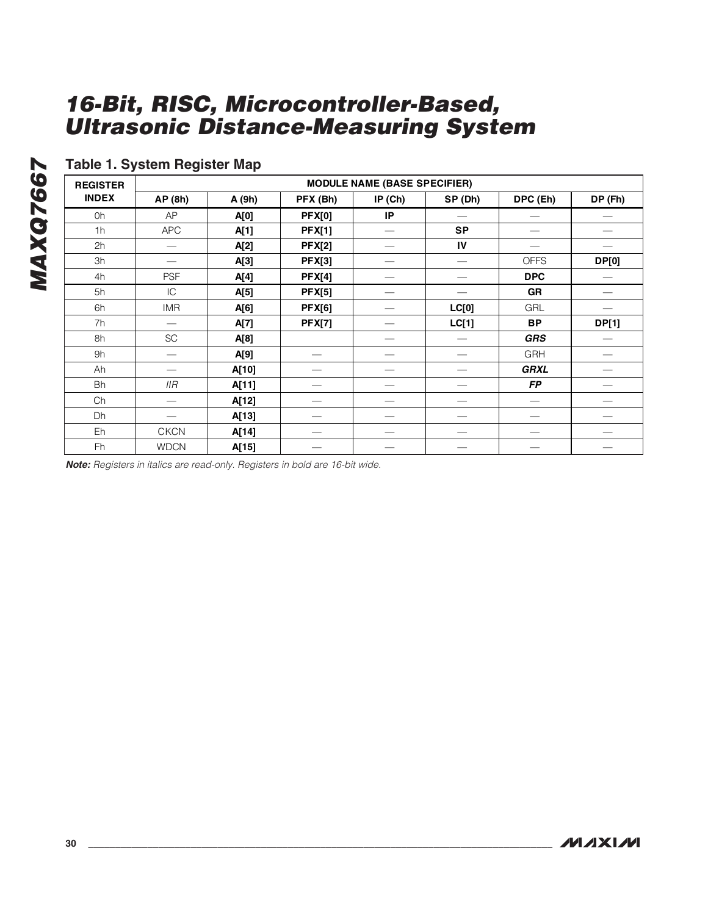## Table 1. System Register Map

| REGISTER INDEX | MODULE NAME (BASE SPECIFIER) | | | | | | |
|---|---|---|---|---|---|---|---|
| | **AP (8h)** | **A (9h)** | **PFX (Bh)** | **IP (Ch)** | **SP (Dh)** | **DPC (Eh)** | **DP (Fh)** |
| 0h | AP | **A[0]** | **PFX[0]** | **IP** | — | — | — |
| 1h | APC | **A[1]** | **PFX[1]** | — | **SP** | — | — |
| 2h | — | **A[2]** | **PFX[2]** | — | **IV** | — | — |
| 3h | — | **A[3]** | **PFX[3]** | — | — | OFFS | **DP[0]** |
| 4h | PSF | **A[4]** | **PFX[4]** | — | — | **DPC** | — |
| 5h | IC | **A[5]** | **PFX[5]** | — | — | **GR** | — |
| 6h | IMR | **A[6]** | **PFX[6]** | — | **LC[0]** | GRL | — |
| 7h | — | **A[7]** | **PFX[7]** | — | **LC[1]** | **BP** | **DP[1]** |
| 8h | SC | **A[8]** | | — | — | ***GRS*** | — |
| 9h | — | **A[9]** | — | — | — | GRH | — |
| Ah | — | **A[10]** | — | — | — | ***GRXL*** | — |
| Bh | *IIR* | **A[11]** | — | — | — | ***FP*** | — |
| Ch | — | **A[12]** | — | — | — | — | — |
| Dh | — | **A[13]** | — | — | — | — | — |
| Eh | CKCN | **A[14]** | — | — | — | — | — |
| Fh | WDCN | **A[15]** | — | — | — | — | — |

***Note:*** *Registers in italics are read-only. Registers in bold are 16-bit wide.*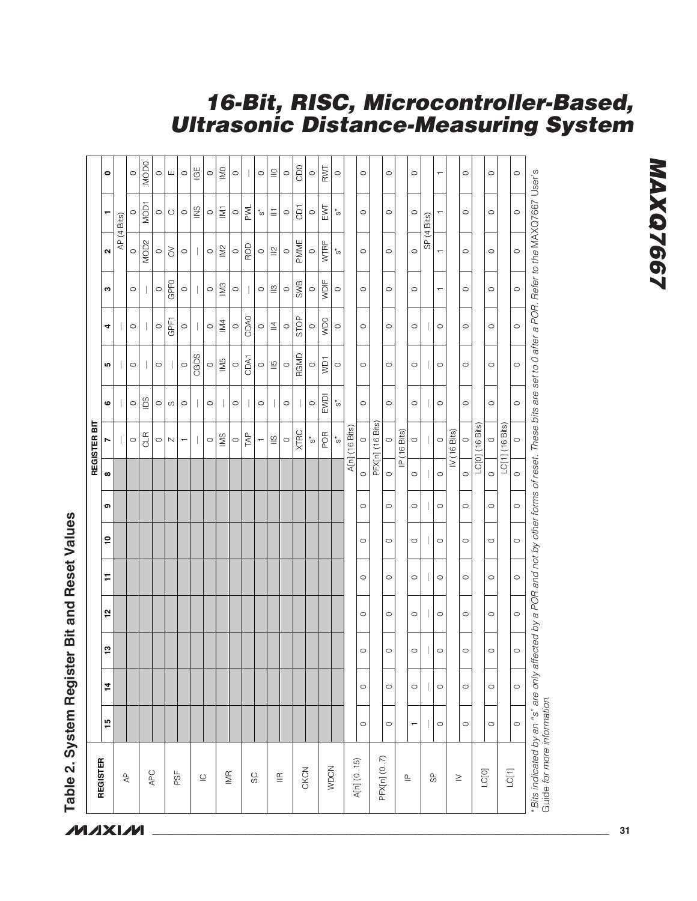## Table 2. System Register Bit and Reset Values

| REGISTER | REGISTER BIT | | | | | | | | | | | | | | | |
|---|---|---|---|---|---|---|---|---|---|---|---|---|---|---|---|---|
| | 15 | 14 | 13 | 12 | 11 | 10 | 9 | 8 | 7 | 6 | 5 | 4 | 3 | 2 | 1 | 0 |
| AP | | | | | | | | | — | — | — | — | AP (4 Bits) | | | |
| | | | | | | | | | 0 | 0 | 0 | 0 | 0 | 0 | 0 | 0 |
| APC | | | | | | | | | CLR | IDS | — | — | — | MOD2 | MOD1 | MOD0 |
| | | | | | | | | | 0 | 0 | 0 | 0 | 0 | 0 | 0 | 0 |
| PSF | | | | | | | | | Z | S | — | GPF1 | GPF0 | OV | C | E |
| | | | | | | | | | 1 | 0 | 0 | 0 | 0 | 0 | 0 | 0 |
| IC | | | | | | | | | — | — | CGDS | — | — | — | INS | IGE |
| | | | | | | | | | 0 | 0 | 0 | 0 | 0 | 0 | 0 | 0 |
| IMR | | | | | | | | | IMS | — | IM5 | IM4 | IM3 | IM2 | IM1 | IM0 |
| | | | | | | | | | 0 | 0 | 0 | 0 | 0 | 0 | 0 | 0 |
| SC | | | | | | | | | TAP | — | CDA1 | CDA0 | — | ROD | PWL | — |
| | | | | | | | | | 1 | 0 | 0 | 0 | 0 | 0 | s* | 0 |
| IIR | | | | | | | | | IIS | — | II5 | II4 | II3 | II2 | II1 | II0 |
| | | | | | | | | | 0 | 0 | 0 | 0 | 0 | 0 | 0 | 0 |
| CKCN | | | | | | | | | XTRC | — | RGMD | STOP | SWB | PMME | CD1 | CD0 |
| | | | | | | | | | s* | 0 | 0 | 0 | 0 | 0 | 0 | 0 |
| WDCN | | | | | | | | | POR | EWDI | WD1 | WD0 | WDIF | WTRF | EWT | RWT |
| | | | | | | | | | s* | s* | 0 | 0 | 0 | s* | s* | 0 |
| A[n] (0..15) | A[n] (16 Bits) | | | | | | | | | | | | | | | |
| | 0 | 0 | 0 | 0 | 0 | 0 | 0 | 0 | 0 | 0 | 0 | 0 | 0 | 0 | 0 | 0 |
| PFX[n] (0..7) | PFX[n] (16 Bits) | | | | | | | | | | | | | | | |
| | 0 | 0 | 0 | 0 | 0 | 0 | 0 | 0 | 0 | 0 | 0 | 0 | 0 | 0 | 0 | 0 |
| IP | IP (16 Bits) | | | | | | | | | | | | | | | |
| | 1 | 0 | 0 | 0 | 0 | 0 | 0 | 0 | 0 | 0 | 0 | 0 | 0 | 0 | 0 | 0 |
| SP | — | — | — | — | — | — | — | — | — | — | — | — | SP (4 Bits) | | | |
| | 0 | 0 | 0 | 0 | 0 | 0 | 0 | 0 | 0 | 0 | 0 | 0 | 1 | 1 | 1 | 1 |
| IV | IV (16 Bits) | | | | | | | | | | | | | | | |
| | 0 | 0 | 0 | 0 | 0 | 0 | 0 | 0 | 0 | 0 | 0 | 0 | 0 | 0 | 0 | 0 |
| LC[0] | LC[0] (16 Bits) | | | | | | | | | | | | | | | |
| | 0 | 0 | 0 | 0 | 0 | 0 | 0 | 0 | 0 | 0 | 0 | 0 | 0 | 0 | 0 | 0 |
| LC[1] | LC[1] (16 Bits) | | | | | | | | | | | | | | | |
| | 0 | 0 | 0 | 0 | 0 | 0 | 0 | 0 | 0 | 0 | 0 | 0 | 0 | 0 | 0 | 0 |

*\* Bits indicated by an "s" are only affected by a POR and not by other forms of reset. These bits are set to 0 after a POR. Refer to the* MAXQ7667 User's Guide *for more information.*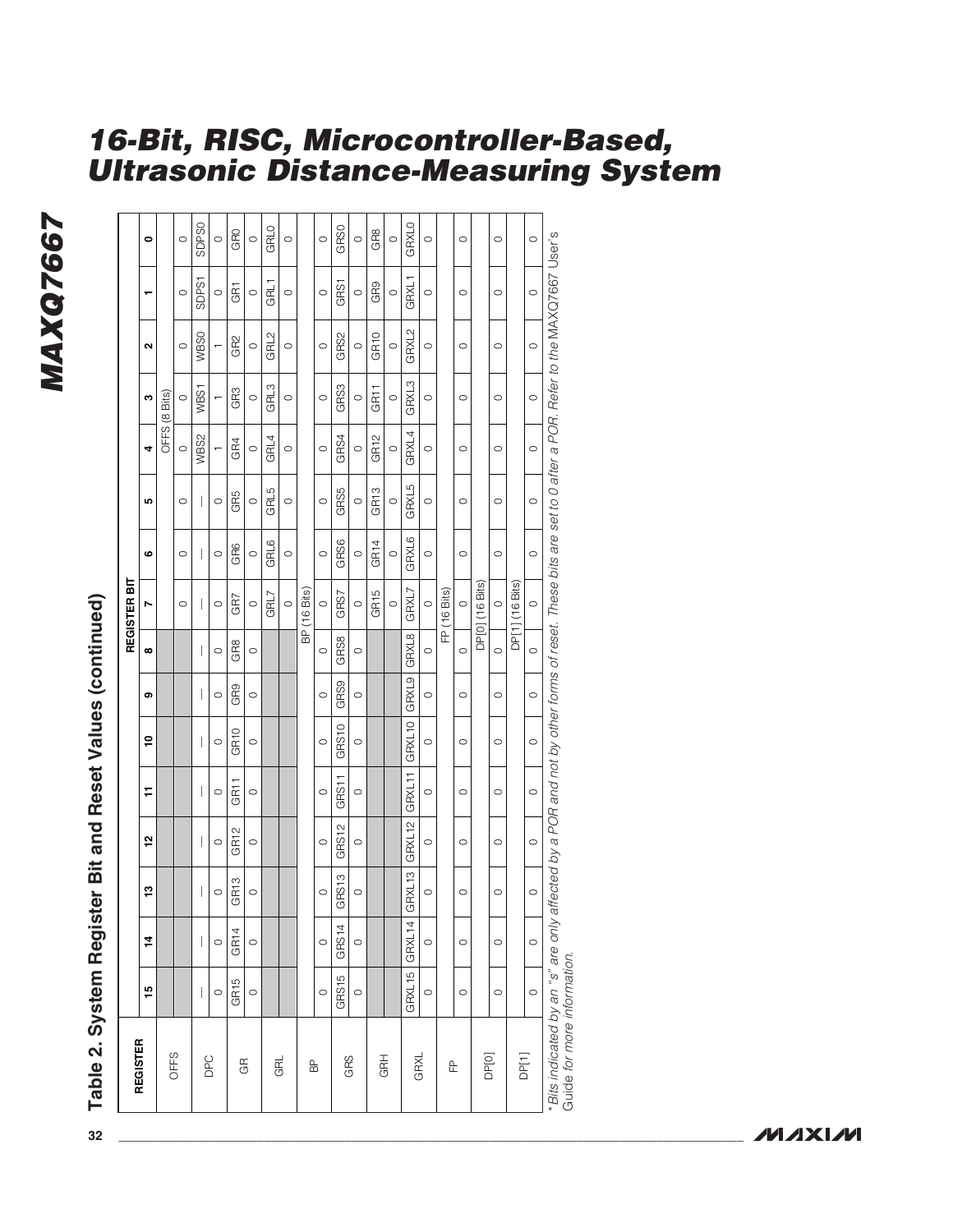## Table 2. System Register Bit and Reset Values (continued)

| REGISTER | REGISTER BIT | | | | | | | | | | | | | | | |
|---|---|---|---|---|---|---|---|---|---|---|---|---|---|---|---|---|
| | 15 | 14 | 13 | 12 | 11 | 10 | 9 | 8 | 7 | 6 | 5 | 4 | 3 | 2 | 1 | 0 |
| OFFS | | | | | | | | | OFFS (8 Bits) | | | | | | | |
| | | | | | | | | | 0 | 0 | 0 | 0 | 0 | 0 | 0 | 0 |
| DPC | — | — | — | — | — | — | — | — | — | — | — | WBS2 | WBS1 | WBS0 | SDPS1 | SDPS0 |
| | 0 | 0 | 0 | 0 | 0 | 0 | 0 | 0 | 0 | 0 | 0 | 1 | 1 | 1 | 0 | 0 |
| GR | GR15 | GR14 | GR13 | GR12 | GR11 | GR10 | GR9 | GR8 | GR7 | GR6 | GR5 | GR4 | GR3 | GR2 | GR1 | GR0 |
| | 0 | 0 | 0 | 0 | 0 | 0 | 0 | 0 | 0 | 0 | 0 | 0 | 0 | 0 | 0 | 0 |
| GRL | | | | | | | | | GRL7 | GRL6 | GRL5 | GRL4 | GRL3 | GRL2 | GRL1 | GRL0 |
| | | | | | | | | | 0 | 0 | 0 | 0 | 0 | 0 | 0 | 0 |
| BP | BP (16 Bits) | | | | | | | | | | | | | | | |
| | 0 | 0 | 0 | 0 | 0 | 0 | 0 | 0 | 0 | 0 | 0 | 0 | 0 | 0 | 0 | 0 |
| GRS | GRS15 | GRS14 | GRS13 | GRS12 | GRS11 | GRS10 | GRS9 | GRS8 | GRS7 | GRS6 | GRS5 | GRS4 | GRS3 | GRS2 | GRS1 | GRS0 |
| | 0 | 0 | 0 | 0 | 0 | 0 | 0 | 0 | 0 | 0 | 0 | 0 | 0 | 0 | 0 | 0 |
| GRH | | | | | | | | | GR15 | GR14 | GR13 | GR12 | GR11 | GR10 | GR9 | GR8 |
| | | | | | | | | | 0 | 0 | 0 | 0 | 0 | 0 | 0 | 0 |
| GRXL | GRXL15 | GRXL14 | GRXL13 | GRXL12 | GRXL11 | GRXL10 | GRXL9 | GRXL8 | GRXL7 | GRXL6 | GRXL5 | GRXL4 | GRXL3 | GRXL2 | GRXL1 | GRXL0 |
| | 0 | 0 | 0 | 0 | 0 | 0 | 0 | 0 | 0 | 0 | 0 | 0 | 0 | 0 | 0 | 0 |
| FP | FP (16 Bits) | | | | | | | | | | | | | | | |
| | 0 | 0 | 0 | 0 | 0 | 0 | 0 | 0 | 0 | 0 | 0 | 0 | 0 | 0 | 0 | 0 |
| DP[0] | DP[0] (16 Bits) | | | | | | | | | | | | | | | |
| | 0 | 0 | 0 | 0 | 0 | 0 | 0 | 0 | 0 | 0 | 0 | 0 | 0 | 0 | 0 | 0 |
| DP[1] | DP[1] (16 Bits) | | | | | | | | | | | | | | | |
| | 0 | 0 | 0 | 0 | 0 | 0 | 0 | 0 | 0 | 0 | 0 | 0 | 0 | 0 | 0 | 0 |

*Bits indicated by an "s" are only affected by a POR and not by other forms of reset. These bits are set to 0 after a POR. Refer to the MAXQ7667 User's Guide for more information.*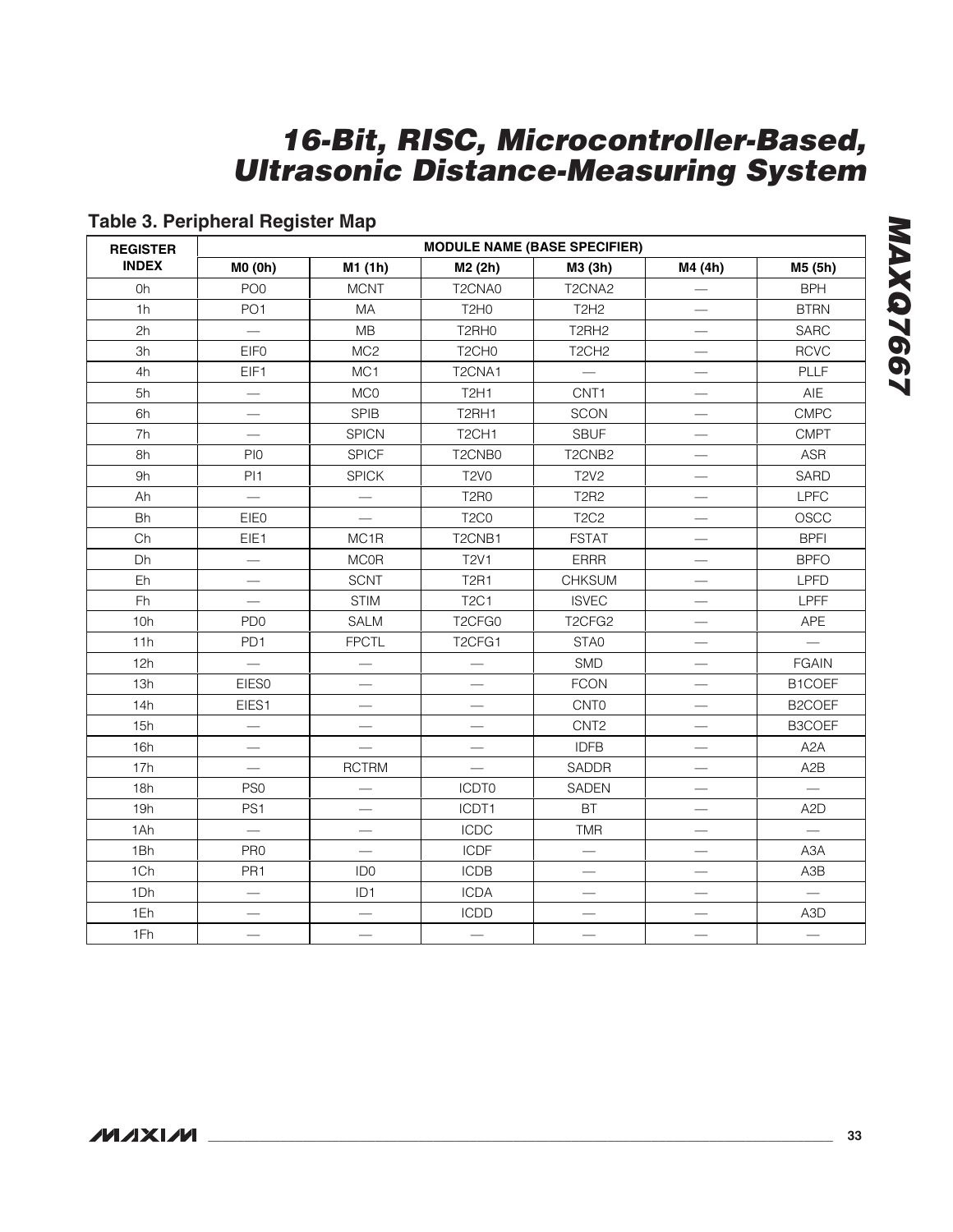### Table 3. Peripheral Register Map

| REGISTER INDEX | MODULE NAME (BASE SPECIFIER) | | | | | |
|---|---|---|---|---|---|---|
| | M0 (0h) | M1 (1h) | M2 (2h) | M3 (3h) | M4 (4h) | M5 (5h) |
| 0h | PO0 | MCNT | T2CNA0 | T2CNA2 | — | BPH |
| 1h | PO1 | MA | T2H0 | T2H2 | — | BTRN |
| 2h | — | MB | T2RH0 | T2RH2 | — | SARC |
| 3h | EIF0 | MC2 | T2CH0 | T2CH2 | — | RCVC |
| 4h | EIF1 | MC1 | T2CNA1 | — | — | PLLF |
| 5h | — | MC0 | T2H1 | CNT1 | — | AIE |
| 6h | — | SPIB | T2RH1 | SCON | — | CMPC |
| 7h | — | SPICN | T2CH1 | SBUF | — | CMPT |
| 8h | PI0 | SPICF | T2CNB0 | T2CNB2 | — | ASR |
| 9h | PI1 | SPICK | T2V0 | T2V2 | — | SARD |
| Ah | — | — | T2R0 | T2R2 | — | LPFC |
| Bh | EIE0 | — | T2C0 | T2C2 | — | OSCC |
| Ch | EIE1 | MC1R | T2CNB1 | FSTAT | — | BPFI |
| Dh | — | MC0R | T2V1 | ERRR | — | BPFO |
| Eh | — | SCNT | T2R1 | CHKSUM | — | LPFD |
| Fh | — | STIM | T2C1 | ISVEC | — | LPFF |
| 10h | PD0 | SALM | T2CFG0 | T2CFG2 | — | APE |
| 11h | PD1 | FPCTL | T2CFG1 | STA0 | — | — |
| 12h | — | — | — | SMD | — | FGAIN |
| 13h | EIES0 | — | — | FCON | — | B1COEF |
| 14h | EIES1 | — | — | CNT0 | — | B2COEF |
| 15h | — | — | — | CNT2 | — | B3COEF |
| 16h | — | — | — | IDFB | — | A2A |
| 17h | — | RCTRM | — | SADDR | — | A2B |
| 18h | PS0 | — | ICDT0 | SADEN | — | — |
| 19h | PS1 | — | ICDT1 | BT | — | A2D |
| 1Ah | — | — | ICDC | TMR | — | — |
| 1Bh | PR0 | — | ICDF | — | — | A3A |
| 1Ch | PR1 | ID0 | ICDB | — | — | A3B |
| 1Dh | — | ID1 | ICDA | — | — | — |
| 1Eh | — | — | ICDD | — | — | A3D |
| 1Fh | — | — | — | — | — | — |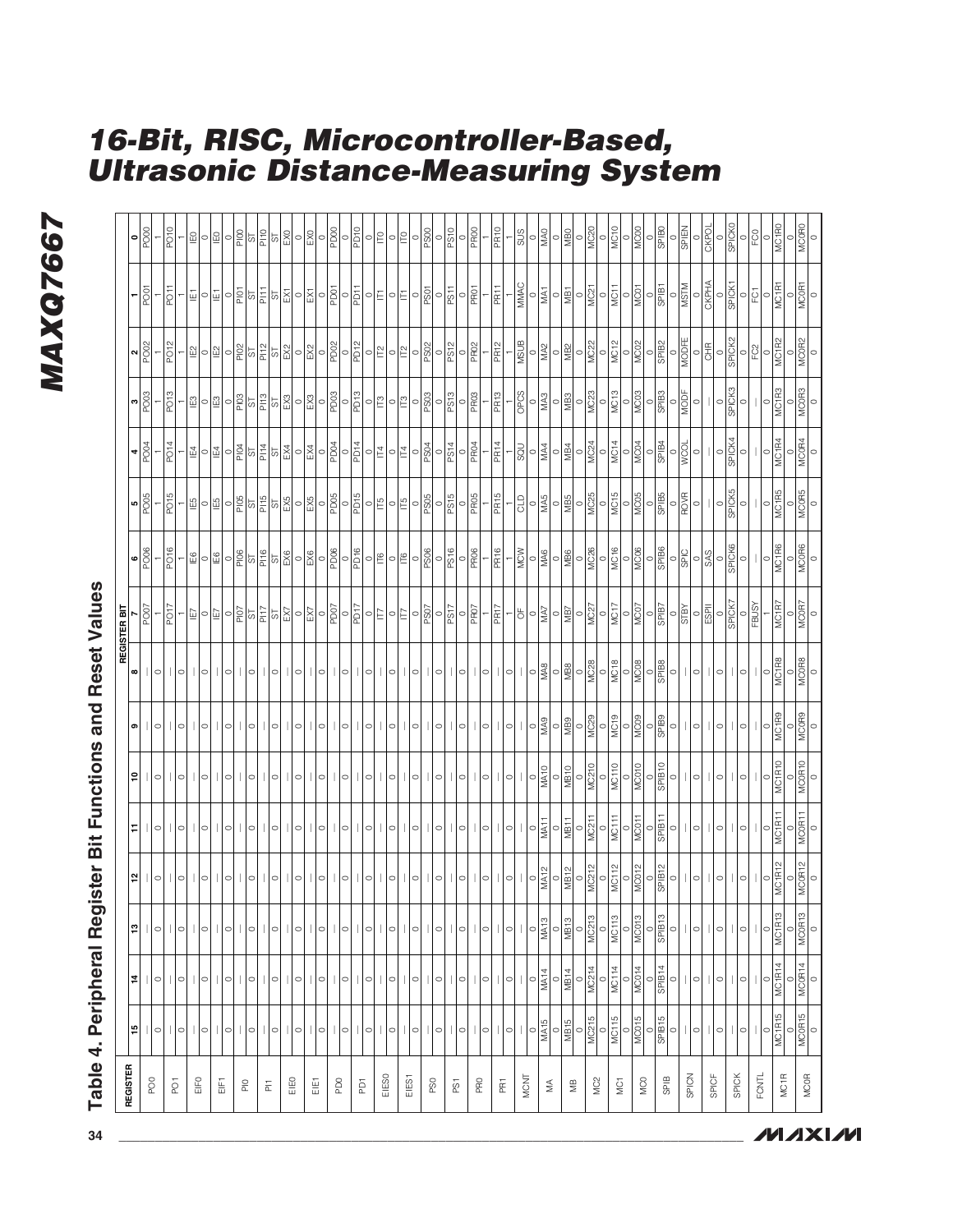# Table 4. Peripheral Register Bit Functions and Reset Values

| REGISTER | REGISTER BIT | | | | | | | | | | | | | | | |
|---|---|---|---|---|---|---|---|---|---|---|---|---|---|---|---|---|
| | 15 | 14 | 13 | 12 | 11 | 10 | 9 | 8 | 7 | 6 | 5 | 4 | 3 | 2 | 1 | 0 |
| PO0 | — | — | — | — | — | — | — | — | PO07 | PO06 | PO05 | PO04 | PO03 | PO02 | PO01 | PO00 |
| | 0 | 0 | 0 | 0 | 0 | 0 | 0 | 0 | 1 | 1 | 1 | 1 | 1 | 1 | 1 | 1 |
| PO1 | — | — | — | — | — | — | — | — | PO17 | PO16 | PO15 | PO14 | PO13 | PO12 | PO11 | PO10 |
| | 0 | 0 | 0 | 0 | 0 | 0 | 0 | 0 | 1 | 1 | 1 | 1 | 1 | 1 | 1 | 1 |
| EIF0 | — | — | — | — | — | — | — | — | IE7 | IE6 | IE5 | IE4 | IE3 | IE2 | IE1 | IE0 |
| | 0 | 0 | 0 | 0 | 0 | 0 | 0 | 0 | 0 | 0 | 0 | 0 | 0 | 0 | 0 | 0 |
| EIF1 | — | — | — | — | — | — | — | — | IE7 | IE6 | IE5 | IE4 | IE3 | IE2 | IE1 | IE0 |
| | 0 | 0 | 0 | 0 | 0 | 0 | 0 | 0 | 0 | 0 | 0 | 0 | 0 | 0 | 0 | 0 |
| PI0 | — | — | — | — | — | — | — | — | PI07 | PI06 | PI05 | PI04 | PI03 | PI02 | PI01 | PI00 |
| | 0 | 0 | 0 | 0 | 0 | 0 | 0 | 0 | ST | ST | ST | ST | ST | ST | ST | ST |
| PI1 | — | — | — | — | — | — | — | — | PI17 | PI16 | PI15 | PI14 | PI13 | PI12 | PI11 | PI10 |
| | 0 | 0 | 0 | 0 | 0 | 0 | 0 | 0 | ST | ST | ST | ST | ST | ST | ST | ST |
| EIE0 | — | — | — | — | — | — | — | — | EX7 | EX6 | EX5 | EX4 | EX3 | EX2 | EX1 | EX0 |
| | 0 | 0 | 0 | 0 | 0 | 0 | 0 | 0 | 0 | 0 | 0 | 0 | 0 | 0 | 0 | 0 |
| EIE1 | — | — | — | — | — | — | — | — | EX7 | EX6 | EX5 | EX4 | EX3 | EX2 | EX1 | EX0 |
| | 0 | 0 | 0 | 0 | 0 | 0 | 0 | 0 | 0 | 0 | 0 | 0 | 0 | 0 | 0 | 0 |
| PD0 | — | — | — | — | — | — | — | — | PD07 | PD06 | PD05 | PD04 | PD03 | PD02 | PD01 | PD00 |
| | 0 | 0 | 0 | 0 | 0 | 0 | 0 | 0 | 0 | 0 | 0 | 0 | 0 | 0 | 0 | 0 |
| PD1 | — | — | — | — | — | — | — | — | PD17 | PD16 | PD15 | PD14 | PD13 | PD12 | PD11 | PD10 |
| | 0 | 0 | 0 | 0 | 0 | 0 | 0 | 0 | 0 | 0 | 0 | 0 | 0 | 0 | 0 | 0 |
| EIES0 | — | — | — | — | — | — | — | — | IT7 | IT6 | IT5 | IT4 | IT3 | IT2 | IT1 | IT0 |
| | 0 | 0 | 0 | 0 | 0 | 0 | 0 | 0 | 0 | 0 | 0 | 0 | 0 | 0 | 0 | 0 |
| EIES1 | — | — | — | — | — | — | — | — | IT7 | IT6 | IT5 | IT4 | IT3 | IT2 | IT1 | IT0 |
| | 0 | 0 | 0 | 0 | 0 | 0 | 0 | 0 | 0 | 0 | 0 | 0 | 0 | 0 | 0 | 0 |
| PS0 | — | — | — | — | — | — | — | — | PS07 | PS06 | PS05 | PS04 | PS03 | PS02 | PS01 | PS00 |
| | 0 | 0 | 0 | 0 | 0 | 0 | 0 | 0 | 0 | 0 | 0 | 0 | 0 | 0 | 0 | 0 |
| PS1 | — | — | — | — | — | — | — | — | PS17 | PS16 | PS15 | PS14 | PS13 | PS12 | PS11 | PS10 |
| | 0 | 0 | 0 | 0 | 0 | 0 | 0 | 0 | 0 | 0 | 0 | 0 | 0 | 0 | 0 | 0 |
| PR0 | — | — | — | — | — | — | — | — | PR07 | PR06 | PR05 | PR04 | PR03 | PR02 | PR01 | PR00 |
| | 0 | 0 | 0 | 0 | 0 | 0 | 0 | 0 | 1 | 1 | 1 | 1 | 1 | 1 | 1 | 1 |
| PR1 | — | — | — | — | — | — | — | — | PR17 | PR16 | PR15 | PR14 | PR13 | PR12 | PR11 | PR10 |
| | 0 | 0 | 0 | 0 | 0 | 0 | 0 | 0 | 1 | 1 | 1 | 1 | 1 | 1 | 1 | 1 |
| MCNT | — | — | — | — | — | — | — | — | OF | MCW | CLD | SQU | OPCS | MSUB | MMAC | SUS |
| | 0 | 0 | 0 | 0 | 0 | 0 | 0 | 0 | 0 | 0 | 0 | 0 | 0 | 0 | 0 | 0 |
| MA | MA15 | MA14 | MA13 | MA12 | MA11 | MA10 | MA9 | MA8 | MA7 | MA6 | MA5 | MA4 | MA3 | MA2 | MA1 | MA0 |
| | 0 | 0 | 0 | 0 | 0 | 0 | 0 | 0 | 0 | 0 | 0 | 0 | 0 | 0 | 0 | 0 |
| MB | MB15 | MB14 | MB13 | MB12 | MB11 | MB10 | MB9 | MB8 | MB7 | MB6 | MB5 | MB4 | MB3 | MB2 | MB1 | MB0 |
| | 0 | 0 | 0 | 0 | 0 | 0 | 0 | 0 | 0 | 0 | 0 | 0 | 0 | 0 | 0 | 0 |
| MC2 | MC215 | MC214 | MC213 | MC212 | MC211 | MC210 | MC29 | MC28 | MC27 | MC26 | MC25 | MC24 | MC23 | MC22 | MC21 | MC20 |
| | 0 | 0 | 0 | 0 | 0 | 0 | 0 | 0 | 0 | 0 | 0 | 0 | 0 | 0 | 0 | 0 |
| MC1 | MC115 | MC114 | MC113 | MC112 | MC111 | MC110 | MC19 | MC18 | MC17 | MC16 | MC15 | MC14 | MC13 | MC12 | MC11 | MC10 |
| | 0 | 0 | 0 | 0 | 0 | 0 | 0 | 0 | 0 | 0 | 0 | 0 | 0 | 0 | 0 | 0 |
| MC0 | MC015 | MC014 | MC013 | MC012 | MC011 | MC010 | MC09 | MC08 | MC07 | MC06 | MC05 | MC04 | MC03 | MC02 | MC01 | MC00 |
| | 0 | 0 | 0 | 0 | 0 | 0 | 0 | 0 | 0 | 0 | 0 | 0 | 0 | 0 | 0 | 0 |
| SPIB | SPIB15 | SPIB14 | SPIB13 | SPIB12 | SPIB11 | SPIB10 | SPIB9 | SPIB8 | SPIB7 | SPIB6 | SPIB5 | SPIB4 | SPIB3 | SPIB2 | SPIB1 | SPIB0 |
| | 0 | 0 | 0 | 0 | 0 | 0 | 0 | 0 | 0 | 0 | 0 | 0 | 0 | 0 | 0 | 0 |
| SPICN | — | — | — | — | — | — | — | — | STBY | SPIC | ROVR | WCOL | MODF | MODFE | MSTM | SPIEN |
| | 0 | 0 | 0 | 0 | 0 | 0 | 0 | 0 | 0 | 0 | 0 | 0 | 0 | 0 | 0 | 0 |
| SPICF | — | — | — | — | — | — | — | — | ESPII | SAS | — | — | — | CHR | CKPHA | CKPOL |
| | 0 | 0 | 0 | 0 | 0 | 0 | 0 | 0 | 0 | 0 | 0 | 0 | 0 | 0 | 0 | 0 |
| SPICK | — | — | — | — | — | — | — | — | SPICK7 | SPICK6 | SPICK5 | SPICK4 | SPICK3 | SPICK2 | SPICK1 | SPICK0 |
| | 0 | 0 | 0 | 0 | 0 | 0 | 0 | 0 | 0 | 0 | 0 | 0 | 0 | 0 | 0 | 0 |
| FCNTL | — | — | — | — | — | — | — | — | FBUSY | — | — | — | — | FC2 | FC1 | FC0 |
| | 0 | 0 | 0 | 0 | 0 | 0 | 0 | 0 | 1 | 0 | 0 | 0 | 0 | 0 | 0 | 0 |
| MC1R | MC1R15 | MC1R14 | MC1R13 | MC1R12 | MC1R11 | MC1R10 | MC1R9 | MC1R8 | MC1R7 | MC1R6 | MC1R5 | MC1R4 | MC1R3 | MC1R2 | MC1R1 | MC1R0 |
| | 0 | 0 | 0 | 0 | 0 | 0 | 0 | 0 | 0 | 0 | 0 | 0 | 0 | 0 | 0 | 0 |
| MC0R | MC0R15 | MC0R14 | MC0R13 | MC0R12 | MC0R11 | MC0R10 | MC0R9 | MC0R8 | MC0R7 | MC0R6 | MC0R5 | MC0R4 | MC0R3 | MC0R2 | MC0R1 | MC0R0 |
| | 0 | 0 | 0 | 0 | 0 | 0 | 0 | 0 | 0 | 0 | 0 | 0 | 0 | 0 | 0 | 0 |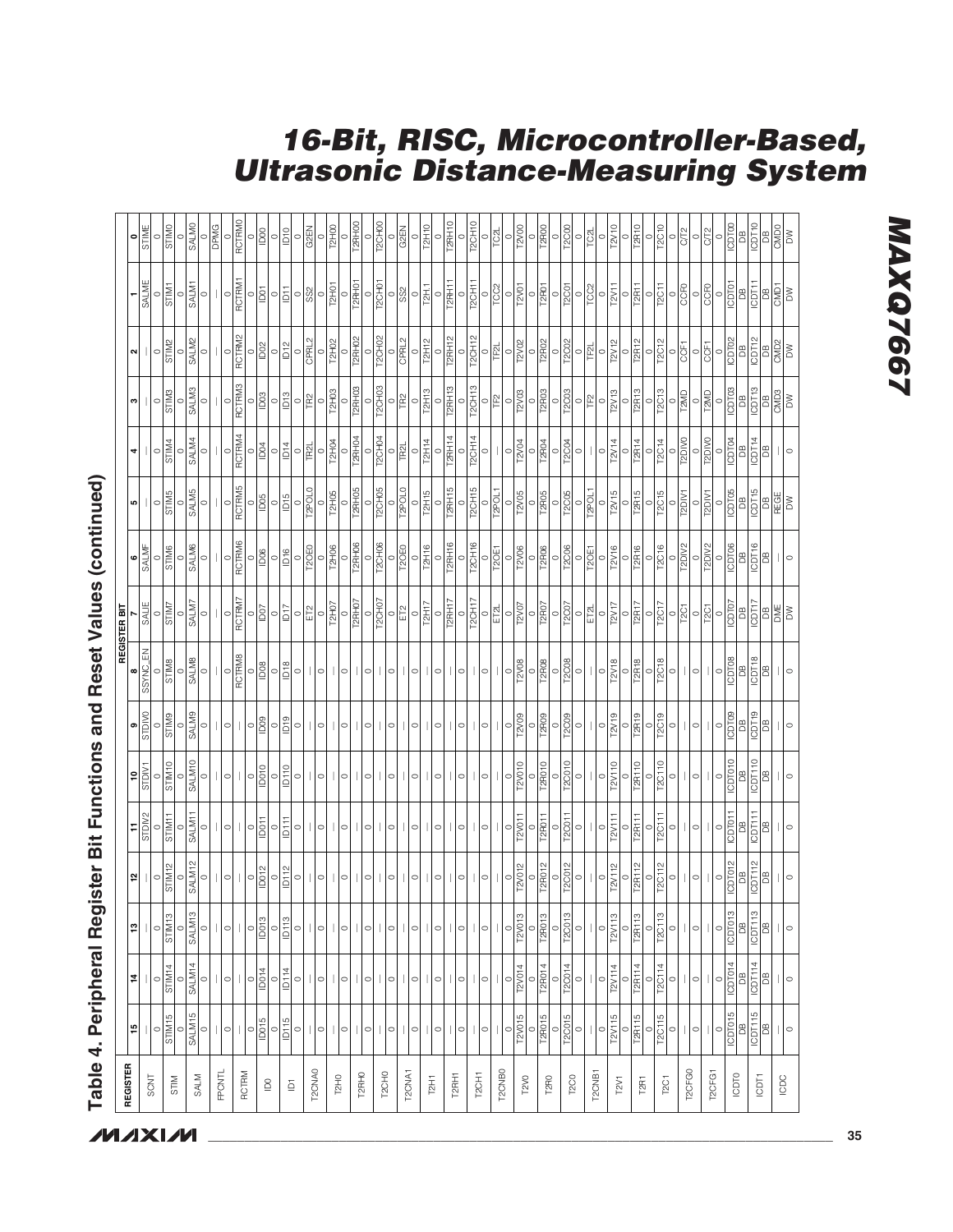## Table 4. Peripheral Register Bit Functions and Reset Values (continued)

| REGISTER | REGISTER BIT | | | | | | | | | | | | | | | |
|---|---|---|---|---|---|---|---|---|---|---|---|---|---|---|---|---|
| | 15 | 14 | 13 | 12 | 11 | 10 | 9 | 8 | 7 | 6 | 5 | 4 | 3 | 2 | 1 | 0 |
| SCNT | — | — | — | — | STDIV2 | STDIV1 | STDIV0 | SSYNC_EN | SALIE | SALMF | — | — | — | — | SALME | STIME |
| | 0 | 0 | 0 | 0 | 0 | 0 | 0 | 0 | 0 | 0 | 0 | 0 | 0 | 0 | 0 | 0 |
| STIM | STIM15 | STIM14 | STIM13 | STIM12 | STIM11 | STIM10 | STIM9 | STIM8 | STIM7 | STIM6 | STIM5 | STIM4 | STIM3 | STIM2 | STIM1 | STIM0 |
| | 0 | 0 | 0 | 0 | 0 | 0 | 0 | 0 | 0 | 0 | 0 | 0 | 0 | 0 | 0 | 0 |
| SALM | SALM15 | SALM14 | SALM13 | SALM12 | SALM11 | SALM10 | SALM9 | SALM8 | SALM7 | SALM6 | SALM5 | SALM4 | SALM3 | SALM2 | SALM1 | SALM0 |
| | 0 | 0 | 0 | 0 | 0 | 0 | 0 | 0 | 0 | 0 | 0 | 0 | 0 | 0 | 0 | 0 |
| FPCNTL | — | — | — | — | — | — | — | — | — | — | — | — | — | — | — | DPMG |
| | 0 | 0 | 0 | 0 | 0 | 0 | 0 | 0 | 0 | 0 | 0 | 0 | 0 | 0 | 0 | 0 |
| RCTRM | — | — | — | — | — | — | — | RCTRM8 | RCTRM7 | RCTRM6 | RCTRM5 | RCTRM4 | RCTRM3 | RCTRM2 | RCTRM1 | RCTRM0 |
| | 0 | 0 | 0 | 0 | 0 | 0 | 0 | 0 | 0 | 0 | 0 | 0 | 0 | 0 | 0 | 0 |
| ID0 | ID015 | ID014 | ID013 | ID012 | ID011 | ID010 | ID09 | ID08 | ID07 | ID06 | ID05 | ID04 | ID03 | ID02 | ID01 | ID00 |
| | 0 | 0 | 0 | 0 | 0 | 0 | 0 | 0 | 0 | 0 | 0 | 0 | 0 | 0 | 0 | 0 |
| ID1 | ID115 | ID114 | ID113 | ID112 | ID111 | ID110 | ID19 | ID18 | ID17 | ID16 | ID15 | ID14 | ID13 | ID12 | ID11 | ID10 |
| | 0 | 0 | 0 | 0 | 0 | 0 | 0 | 0 | 0 | 0 | 0 | 0 | 0 | 0 | 0 | 0 |
| T2CNA0 | — | — | — | — | — | — | — | — | ET2 | T2OE0 | T2POL0 | TR2L | TR2 | CPRL2 | SS2 | G2EN |
| | 0 | 0 | 0 | 0 | 0 | 0 | 0 | 0 | 0 | 0 | 0 | 0 | 0 | 0 | 0 | 0 |
| T2H0 | — | — | — | — | — | — | — | — | T2H07 | T2H06 | T2H05 | T2H04 | T2H03 | T2H02 | T2H01 | T2H00 |
| | 0 | 0 | 0 | 0 | 0 | 0 | 0 | 0 | 0 | 0 | 0 | 0 | 0 | 0 | 0 | 0 |
| T2RH0 | — | — | — | — | — | — | — | — | T2RH07 | T2RH06 | T2RH05 | T2RH04 | T2RH03 | T2RH02 | T2RH01 | T2RH00 |
| | 0 | 0 | 0 | 0 | 0 | 0 | 0 | 0 | 0 | 0 | 0 | 0 | 0 | 0 | 0 | 0 |
| T2CH0 | — | — | — | — | — | — | — | — | T2CH07 | T2CH06 | T2CH05 | T2CH04 | T2CH03 | T2CH02 | T2CH01 | T2CH00 |
| | 0 | 0 | 0 | 0 | 0 | 0 | 0 | 0 | 0 | 0 | 0 | 0 | 0 | 0 | 0 | 0 |
| T2CNA1 | — | — | — | — | — | — | — | — | ET2 | T2OE0 | T2POL0 | TR2L | TR2 | CPRL2 | SS2 | G2EN |
| | 0 | 0 | 0 | 0 | 0 | 0 | 0 | 0 | 0 | 0 | 0 | 0 | 0 | 0 | 0 | 0 |
| T2H1 | — | — | — | — | — | — | — | — | T2H17 | T2H16 | T2H15 | T2H14 | T2H13 | T2H12 | T2H11 | T2H10 |
| | 0 | 0 | 0 | 0 | 0 | 0 | 0 | 0 | 0 | 0 | 0 | 0 | 0 | 0 | 0 | 0 |
| T2RH1 | — | — | — | — | — | — | — | — | T2RH17 | T2RH16 | T2RH15 | T2RH14 | T2RH13 | T2RH12 | T2RH11 | T2RH10 |
| | 0 | 0 | 0 | 0 | 0 | 0 | 0 | 0 | 0 | 0 | 0 | 0 | 0 | 0 | 0 | 0 |
| T2CH1 | — | — | — | — | — | — | — | — | T2CH17 | T2CH16 | T2CH15 | T2CH14 | T2CH13 | T2CH12 | T2CH11 | T2CH10 |
| | 0 | 0 | 0 | 0 | 0 | 0 | 0 | 0 | 0 | 0 | 0 | 0 | 0 | 0 | 0 | 0 |
| T2CNB0 | — | — | — | — | — | — | — | — | ET2L | T2OE1 | T2POL1 | — | TF2 | TF2L | TCC2 | TC2L |
| | 0 | 0 | 0 | 0 | 0 | 0 | 0 | 0 | 0 | 0 | 0 | 0 | 0 | 0 | 0 | 0 |
| T2V0 | T2V015 | T2V014 | T2V013 | T2V012 | T2V011 | T2V010 | T2V09 | T2V08 | T2V07 | T2V06 | T2V05 | T2V04 | T2V03 | T2V02 | T2V01 | T2V00 |
| | 0 | 0 | 0 | 0 | 0 | 0 | 0 | 0 | 0 | 0 | 0 | 0 | 0 | 0 | 0 | 0 |
| T2R0 | T2R015 | T2R014 | T2R013 | T2R012 | T2R011 | T2R010 | T2R09 | T2R08 | T2R07 | T2R06 | T2R05 | T2R04 | T2R03 | T2R02 | T2R01 | T2R00 |
| | 0 | 0 | 0 | 0 | 0 | 0 | 0 | 0 | 0 | 0 | 0 | 0 | 0 | 0 | 0 | 0 |
| T2C0 | T2C015 | T2C014 | T2C013 | T2C012 | T2C011 | T2C010 | T2C09 | T2C08 | T2C07 | T2C06 | T2C05 | T2C04 | T2C03 | T2C02 | T2C01 | T2C00 |
| | 0 | 0 | 0 | 0 | 0 | 0 | 0 | 0 | 0 | 0 | 0 | 0 | 0 | 0 | 0 | 0 |
| T2CNB1 | — | — | — | — | — | — | — | — | ET2L | T2OE1 | T2POL1 | — | TF2 | TF2L | TCC2 | TC2L |
| | 0 | 0 | 0 | 0 | 0 | 0 | 0 | 0 | 0 | 0 | 0 | 0 | 0 | 0 | 0 | 0 |
| T2V1 | T2V115 | T2V114 | T2V113 | T2V112 | T2V111 | T2V110 | T2V19 | T2V18 | T2V17 | T2V16 | T2V15 | T2V14 | T2V13 | T2V12 | T2V11 | T2V10 |
| | 0 | 0 | 0 | 0 | 0 | 0 | 0 | 0 | 0 | 0 | 0 | 0 | 0 | 0 | 0 | 0 |
| T2R1 | T2R115 | T2R114 | T2R113 | T2R112 | T2R111 | T2R110 | T2R19 | T2R18 | T2R17 | T2R16 | T2R15 | T2R14 | T2R13 | T2R12 | T2R11 | T2R10 |
| | 0 | 0 | 0 | 0 | 0 | 0 | 0 | 0 | 0 | 0 | 0 | 0 | 0 | 0 | 0 | 0 |
| T2C1 | T2C115 | T2C114 | T2C113 | T2C112 | T2C111 | T2C110 | T2C19 | T2C18 | T2C17 | T2C16 | T2C15 | T2C14 | T2C13 | T2C12 | T2C11 | T2C10 |
| | 0 | 0 | 0 | 0 | 0 | 0 | 0 | 0 | 0 | 0 | 0 | 0 | 0 | 0 | 0 | 0 |
| T2CFG0 | — | — | — | — | — | — | — | — | T2C1 | T2DIV2 | T2DIV1 | T2DIV0 | T2MD | CCF1 | CCF0 | C/T2 |
| | 0 | 0 | 0 | 0 | 0 | 0 | 0 | 0 | 0 | 0 | 0 | 0 | 0 | 0 | 0 | 0 |
| T2CFG1 | — | — | — | — | — | — | — | — | T2C1 | T2DIV2 | T2DIV1 | T2DIV0 | T2MD | CCF1 | CCF0 | C/T2 |
| | 0 | 0 | 0 | 0 | 0 | 0 | 0 | 0 | 0 | 0 | 0 | 0 | 0 | 0 | 0 | 0 |
| ICDT0 | ICDT015 | ICDT014 | ICDT013 | ICDT012 | ICDT011 | ICDT010 | ICDT09 | ICDT08 | ICDT07 | ICDT06 | ICDT05 | ICDT04 | ICDT03 | ICDT02 | ICDT01 | ICDT00 |
| | DB | DB | DB | DB | DB | DB | DB | DB | DB | DB | DB | DB | DB | DB | DB | DB |
| ICDT1 | ICDT115 | ICDT114 | ICDT113 | ICDT112 | ICDT111 | ICDT110 | ICDT19 | ICDT18 | ICDT17 | ICDT16 | ICDT15 | ICDT14 | ICDT13 | ICDT12 | ICDT11 | ICDT10 |
| | DB | DB | DB | DB | DB | DB | DB | DB | DB | DB | DB | DB | DB | DB | DB | DB |
| ICDC | — | — | — | — | — | — | — | — | DME | — | REGE | — | CMD3 | CMD2 | CMD1 | CMD0 |
| | 0 | 0 | 0 | 0 | 0 | 0 | 0 | 0 | DW | 0 | DW | 0 | DW | DW | DW | DW |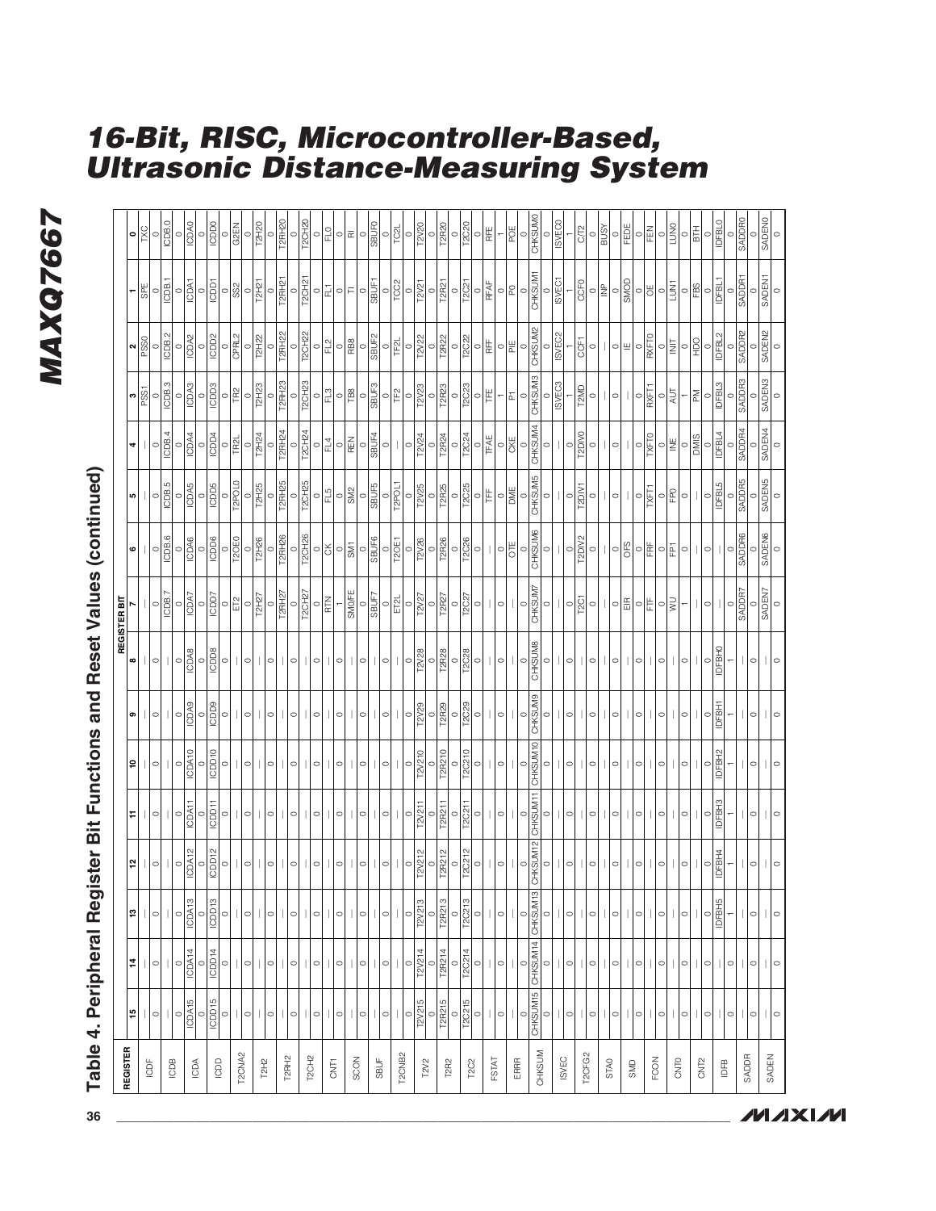# Table 4. Peripheral Register Bit Functions and Reset Values (continued)

| REGISTER | 15 | 14 | 13 | 12 | 11 | 10 | 9 | 8 | 7 | 6 | 5 | 4 | 3 | 2 | 1 | 0 |
|---|---|---|---|---|---|---|---|---|---|---|---|---|---|---|---|---|
| ICDF | — | — | — | — | — | — | — | — | — | — | — | — | PSS1 | PSS0 | SPE | TXC |
| | 0 | 0 | 0 | 0 | 0 | 0 | 0 | 0 | 0 | 0 | 0 | 0 | 0 | 0 | 0 | 0 |
| ICDB | — | — | — | — | — | — | — | — | ICDB.7 | ICDB.6 | ICDB.5 | ICDB.4 | ICDB.3 | ICDB.2 | ICDB.1 | ICDB.0 |
| | 0 | 0 | 0 | 0 | 0 | 0 | 0 | 0 | 0 | 0 | 0 | 0 | 0 | 0 | 0 | 0 |
| ICDA | ICDA15 | ICDA14 | ICDA13 | ICDA12 | ICDA11 | ICDA10 | ICDA9 | ICDA8 | ICDA7 | ICDA6 | ICDA5 | ICDA4 | ICDA3 | ICDA2 | ICDA1 | ICDA0 |
| | 0 | 0 | 0 | 0 | 0 | 0 | 0 | 0 | 0 | 0 | 0 | 0 | 0 | 0 | 0 | 0 |
| ICDD | ICDD15 | ICDD14 | ICDD13 | ICDD12 | ICDD11 | ICDD10 | ICDD9 | ICDD8 | ICDD7 | ICDD6 | ICDD5 | ICDD4 | ICDD3 | ICDD2 | ICDD1 | ICDD0 |
| | 0 | 0 | 0 | 0 | 0 | 0 | 0 | 0 | 0 | 0 | 0 | 0 | 0 | 0 | 0 | 0 |
| T2CNA2 | — | — | — | — | — | — | — | — | ET2 | T2OE0 | T2POL0 | TR2L | TR2 | CPRL2 | SS2 | G2EN |
| | 0 | 0 | 0 | 0 | 0 | 0 | 0 | 0 | 0 | 0 | 0 | 0 | 0 | 0 | 0 | 0 |
| T2H2 | — | — | — | — | — | — | — | — | T2H27 | T2H26 | T2H25 | T2H24 | T2H23 | T2H22 | T2H21 | T2H20 |
| | 0 | 0 | 0 | 0 | 0 | 0 | 0 | 0 | 0 | 0 | 0 | 0 | 0 | 0 | 0 | 0 |
| T2RH2 | — | — | — | — | — | — | — | — | T2RH27 | T2RH26 | T2RH25 | T2RH24 | T2RH23 | T2RH22 | T2RH21 | T2RH20 |
| | 0 | 0 | 0 | 0 | 0 | 0 | 0 | 0 | 0 | 0 | 0 | 0 | 0 | 0 | 0 | 0 |
| T2CH2 | — | — | — | — | — | — | — | — | T2CH27 | T2CH26 | T2CH25 | T2CH24 | T2CH23 | T2CH22 | T2CH21 | T2CH20 |
| | 0 | 0 | 0 | 0 | 0 | 0 | 0 | 0 | 0 | 0 | 0 | 0 | 0 | 0 | 0 | 0 |
| CNT1 | — | — | — | — | — | — | — | — | RTN | CK | FL5 | FL4 | FL3 | FL2 | FL1 | FL0 |
| | 0 | 0 | 0 | 0 | 0 | 0 | 0 | 0 | 1 | 0 | 0 | 0 | 0 | 0 | 0 | 0 |
| SCON | — | — | — | — | — | — | — | — | SM0/FE | SM1 | SM2 | REN | TB8 | RB8 | TI | RI |
| | 0 | 0 | 0 | 0 | 0 | 0 | 0 | 0 | 0 | 0 | 0 | 0 | 0 | 0 | 0 | 0 |
| SBUF | — | — | — | — | — | — | — | — | SBUF7 | SBUF6 | SBUF5 | SBUF4 | SBUF3 | SBUF2 | SBUF1 | SBUF0 |
| | 0 | 0 | 0 | 0 | 0 | 0 | 0 | 0 | 0 | 0 | 0 | 0 | 0 | 0 | 0 | 0 |
| T2CNB2 | — | — | — | — | — | — | — | — | ET2L | T2OE1 | T2POL1 | — | TF2 | TF2L | TCC2 | TC2L |
| | 0 | 0 | 0 | 0 | 0 | 0 | 0 | 0 | 0 | 0 | 0 | 0 | 0 | 0 | 0 | 0 |
| T2V2 | T2V215 | T2V214 | T2V213 | T2V212 | T2V211 | T2V210 | T2V29 | T2V28 | T2V27 | T2V26 | T2V25 | T2V24 | T2V23 | T2V22 | T2V21 | T2V20 |
| | 0 | 0 | 0 | 0 | 0 | 0 | 0 | 0 | 0 | 0 | 0 | 0 | 0 | 0 | 0 | 0 |
| T2R2 | T2R215 | T2R214 | T2R213 | T2R212 | T2R211 | T2R210 | T2R29 | T2R28 | T2R27 | T2R26 | T2R25 | T2R24 | T2R23 | T2R22 | T2R21 | T2R20 |
| | 0 | 0 | 0 | 0 | 0 | 0 | 0 | 0 | 0 | 0 | 0 | 0 | 0 | 0 | 0 | 0 |
| T2C2 | T2C215 | T2C214 | T2C213 | T2C212 | T2C211 | T2C210 | T2C29 | T2C28 | T2C27 | T2C26 | T2C25 | T2C24 | T2C23 | T2C22 | T2C21 | T2C20 |
| | 0 | 0 | 0 | 0 | 0 | 0 | 0 | 0 | 0 | 0 | 0 | 0 | 0 | 0 | 0 | 0 |
| FSTAT | — | — | — | — | — | — | — | — | — | — | TFF | TFAE | TFE | RFF | RFAF | RFE |
| | 0 | 0 | 0 | 0 | 0 | 0 | 0 | 0 | 0 | 0 | 0 | 0 | 1 | 0 | 0 | 1 |
| ERRR | — | — | — | — | — | — | — | — | — | OTE | DME | CKE | P1 | PIE | P0 | POE |
| | 0 | 0 | 0 | 0 | 0 | 0 | 0 | 0 | 0 | 0 | 0 | 0 | 0 | 0 | 0 | 0 |
| CHKSUM | CHKSUM15 | CHKSUM14 | CHKSUM13 | CHKSUM12 | CHKSUM11 | CHKSUM10 | CHKSUM9 | CHKSUM8 | CHKSUM7 | CHKSUM6 | CHKSUM5 | CHKSUM4 | CHKSUM3 | CHKSUM2 | CHKSUM1 | CHKSUM0 |
| | 0 | 0 | 0 | 0 | 0 | 0 | 0 | 0 | 0 | 0 | 0 | 0 | 0 | 0 | 0 | 0 |
| ISVEC | — | — | — | — | — | — | — | — | — | — | — | — | ISVEC3 | ISVEC2 | ISVEC1 | ISVEC0 |
| | 0 | 0 | 0 | 0 | 0 | 0 | 0 | 0 | 0 | 0 | 0 | 0 | 1 | 1 | 1 | 1 |
| T2CFG2 | — | — | — | — | — | — | — | — | T2C1 | T2DIV2 | T2DIV1 | T2DIV0 | T2MD | CCF1 | CCF0 | C/T2 |
| | 0 | 0 | 0 | 0 | 0 | 0 | 0 | 0 | 0 | 0 | 0 | 0 | 0 | 0 | 0 | 0 |
| STA0 | — | — | — | — | — | — | — | — | — | — | — | — | — | — | INP | BUSY |
| | 0 | 0 | 0 | 0 | 0 | 0 | 0 | 0 | 0 | 0 | 0 | 0 | 0 | 0 | 0 | 0 |
| SMD | — | — | — | — | — | — | — | — | EIR | OFS | — | — | — | IE | SMOD | FEDE |
| | 0 | 0 | 0 | 0 | 0 | 0 | 0 | 0 | 0 | 0 | 0 | 0 | 0 | 0 | 0 | 0 |
| FCON | — | — | — | — | — | — | — | — | FTF | FRF | TXFT1 | TXFT0 | RXFT1 | RXFT0 | OE | FEN |
| | 0 | 0 | 0 | 0 | 0 | 0 | 0 | 0 | 0 | 0 | 0 | 0 | 0 | 0 | 0 | 0 |
| CNT0 | — | — | — | — | — | — | — | — | WU | FP1 | FP0 | INE | AUT | INIT | LUN1 | LUN0 |
| | 0 | 0 | 0 | 0 | 0 | 0 | 0 | 0 | 1 | 0 | 0 | 0 | 1 | 0 | 0 | 0 |
| CNT2 | — | — | — | — | — | — | — | — | — | — | — | DMIS | PM | HDO | FBS | BTH |
| | 0 | 0 | 0 | 0 | 0 | 0 | 0 | 0 | 0 | 0 | 0 | 0 | 0 | 0 | 0 | 0 |
| IDFB | — | — | IDFBH5 | IDFBH4 | IDFBH3 | IDFBH2 | IDFBH1 | IDFBH0 | — | — | IDFBL5 | IDFBL4 | IDFBL3 | IDFBL2 | IDFBL1 | IDFBL0 |
| | 0 | 0 | 1 | 1 | 1 | 1 | 1 | 1 | 0 | 0 | 0 | 0 | 0 | 0 | 0 | 0 |
| SADDR | — | — | — | — | — | — | — | — | SADDR7 | SADDR6 | SADDR5 | SADDR4 | SADDR3 | SADDR2 | SADDR1 | SADDR0 |
| | 0 | 0 | 0 | 0 | 0 | 0 | 0 | 0 | 0 | 0 | 0 | 0 | 0 | 0 | 0 | 0 |
| SADEN | — | — | — | — | — | — | — | — | SADEN7 | SADEN6 | SADEN5 | SADEN4 | SADEN3 | SADEN2 | SADEN1 | SADEN0 |
| | 0 | 0 | 0 | 0 | 0 | 0 | 0 | 0 | 0 | 0 | 0 | 0 | 0 | 0 | 0 | 0 |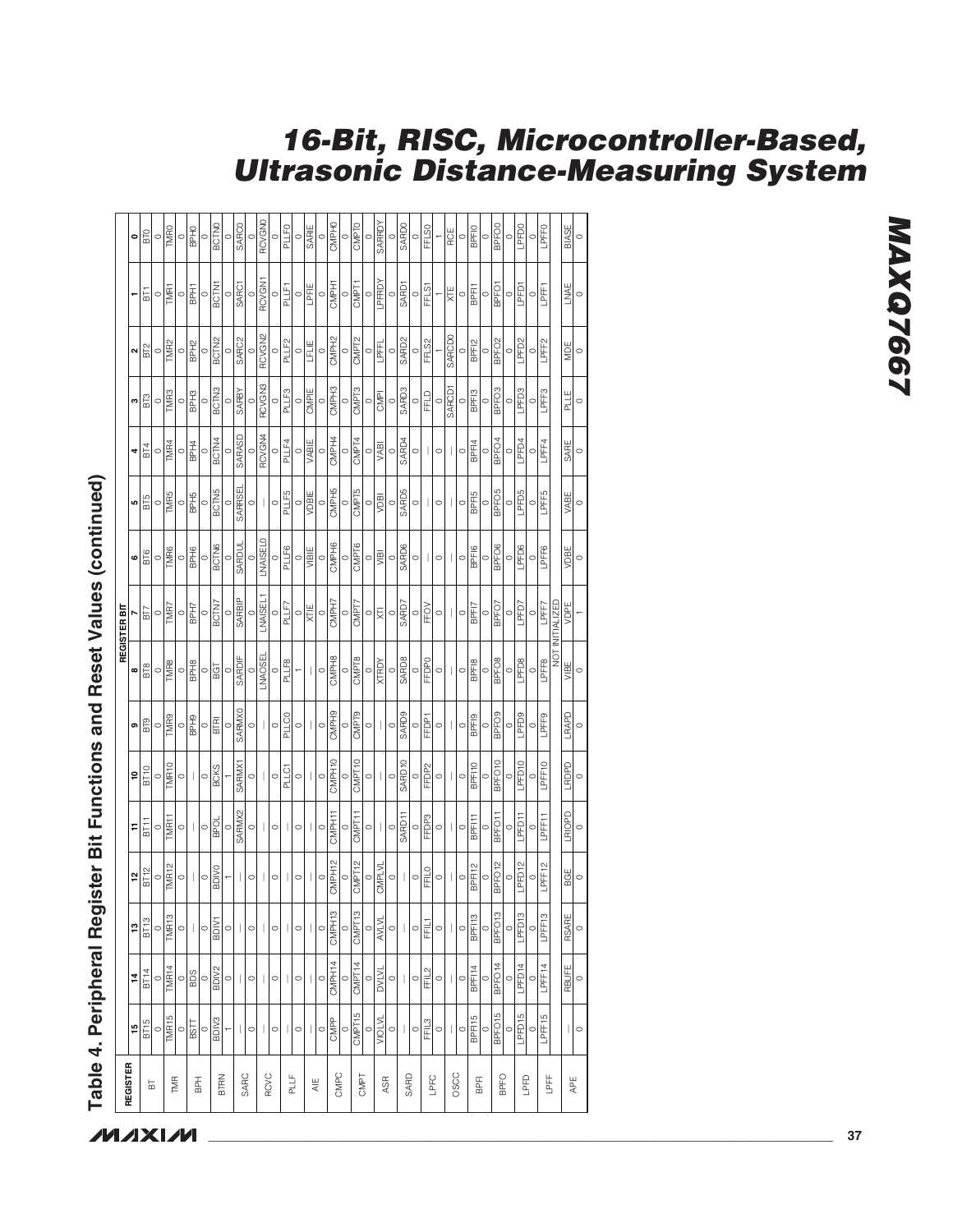# Table 4. Peripheral Register Bit Functions and Reset Values (continued)

| REGISTER | REGISTER BIT 15 | 14 | 13 | 12 | 11 | 10 | 9 | 8 | 7 | 6 | 5 | 4 | 3 | 2 | 1 | 0 |
|---|---|---|---|---|---|---|---|---|---|---|---|---|---|---|---|---|
| BT | BT15 | BT14 | BT13 | BT12 | BT11 | BT10 | BT9 | BT8 | BT7 | BT6 | BT5 | BT4 | BT3 | BT2 | BT1 | BT0 |
| | 0 | 0 | 0 | 0 | 0 | 0 | 0 | 0 | 0 | 0 | 0 | 0 | 0 | 0 | 0 | 0 |
| TMR | TMR15 | TMR14 | TMR13 | TMR12 | TMR11 | TMR10 | TMR9 | TMR8 | TMR7 | TMR6 | TMR5 | TMR4 | TMR3 | TMR2 | TMR1 | TMR0 |
| | 0 | 0 | 0 | 0 | 0 | 0 | 0 | 0 | 0 | 0 | 0 | 0 | 0 | 0 | 0 | 0 |
| BPH | BSTT | BDS | — | — | — | — | BPH9 | BPH8 | BPH7 | BPH6 | BPH5 | BPH4 | BPH3 | BPH2 | BPH1 | BPH0 |
| | 0 | 0 | 0 | 0 | 0 | 0 | 0 | 0 | 0 | 0 | 0 | 0 | 0 | 0 | 0 | 0 |
| BTRN | BDIV3 | BDIV2 | BDIV1 | BDIV0 | BPOL | BCKS | BTRI | BGT | BCTN7 | BCTN6 | BCTN5 | BCTN4 | BCTN3 | BCTN2 | BCTN1 | BCTN0 |
| | 1 | 0 | 0 | 1 | 0 | 1 | 0 | 0 | 0 | 0 | 0 | 0 | 0 | 0 | 0 | 0 |
| SARC | — | — | — | — | SARMX2 | SARMX1 | SARMX0 | SARDIF | SARBIP | SARDUL | SARRSEL | SARASD | SARBY | SARC2 | SARC1 | SARC0 |
| | 0 | 0 | 0 | 0 | 0 | 0 | 0 | 0 | 0 | 0 | 0 | 0 | 0 | 0 | 0 | 0 |
| RCVC | — | — | — | — | — | — | — | LNAOSEL | LNAISEL1 | LNAISEL0 | — | RCVGN4 | RCVGN3 | RCVGN2 | RCVGN1 | RCVGN0 |
| | 0 | 0 | 0 | 0 | 0 | 0 | 0 | 0 | 0 | 0 | 0 | 0 | 0 | 0 | 0 | 0 |
| PLLF | — | — | — | — | — | PLLC1 | PLLC0 | PLLF8 | PLLF7 | PLLF6 | PLLF5 | PLLF4 | PLLF3 | PLLF2 | PLLF1 | PLLF0 |
| | 0 | 0 | 0 | 0 | 0 | 0 | 0 | 1 | 0 | 0 | 0 | 0 | 0 | 0 | 0 | 0 |
| AIE | — | — | — | — | — | — | — | — | XTIE | VIBIE | VDBIE | VABIE | CMPIE | LFLIE | LPFIE | SARIE |
| | 0 | 0 | 0 | 0 | 0 | 0 | 0 | 0 | 0 | 0 | 0 | 0 | 0 | 0 | 0 | 0 |
| CMPC | CMPP | CMPH14 | CMPH13 | CMPH12 | CMPH11 | CMPH10 | CMPH9 | CMPH8 | CMPH7 | CMPH6 | CMPH5 | CMPH4 | CMPH3 | CMPH2 | CMPH1 | CMPH0 |
| | 0 | 0 | 0 | 0 | 0 | 0 | 0 | 0 | 0 | 0 | 0 | 0 | 0 | 0 | 0 | 0 |
| CMPT | CMPT15 | CMPT14 | CMPT13 | CMPT12 | CMPT11 | CMPT10 | CMPT9 | CMPT8 | CMPT7 | CMPT6 | CMPT5 | CMPT4 | CMPT3 | CMPT2 | CMPT1 | CMPT0 |
| | 0 | 0 | 0 | 0 | 0 | 0 | 0 | 0 | 0 | 0 | 0 | 0 | 0 | 0 | 0 | 0 |
| ASR | VIOLVL | DVLVL | AVLVL | CMPLVL | — | — | — | XTRDY | XTI | VIBI | VDBI | VABI | CMPI | LPFFL | LPFRDY | SARRDY |
| | 0 | 0 | 0 | 0 | 0 | 0 | 0 | 0 | 0 | 0 | 0 | 0 | 0 | 0 | 0 | 0 |
| SARD | — | — | — | — | SARD11 | SARD10 | SARD9 | SARD8 | SARD7 | SARD6 | SARD5 | SARD4 | SARD3 | SARD2 | SARD1 | SARD0 |
| | 0 | 0 | 0 | 0 | 0 | 0 | 0 | 0 | 0 | 0 | 0 | 0 | 0 | 0 | 0 | 0 |
| LPFC | FFIL3 | FFIL2 | FFIL1 | FFIL0 | FFDP3 | FFDP2 | FFDP1 | FFDP0 | FFOV | — | — | — | FFLD | FFLS2 | FFLS1 | FFLS0 |
| | 0 | 0 | 0 | 0 | 0 | 0 | 0 | 0 | 0 | 0 | 0 | 0 | 0 | 1 | 1 | 1 |
| OSCC | — | — | — | — | — | — | — | — | — | — | — | — | SARCD1 | SARCD0 | XTE | RCE |
| | 0 | 0 | 0 | 0 | 0 | 0 | 0 | 0 | 0 | 0 | 0 | 0 | 0 | 0 | 0 | 0 |
| BPFI | BPFI15 | BPFI14 | BPFI13 | BPFI12 | BPFI11 | BPFI10 | BPFI9 | BPFI8 | BPFI7 | BPFI6 | BPFI5 | BPFI4 | BPFI3 | BPFI2 | BPFI1 | BPFI0 |
| | 0 | 0 | 0 | 0 | 0 | 0 | 0 | 0 | 0 | 0 | 0 | 0 | 0 | 0 | 0 | 0 |
| BPFO | BPFO15 | BPFO14 | BPFO13 | BPFO12 | BPFO11 | BPFO10 | BPFO9 | BPFO8 | BPFO7 | BPFO6 | BPFO5 | BPFO4 | BPFO3 | BPFO2 | BPFO1 | BPFO0 |
| | 0 | 0 | 0 | 0 | 0 | 0 | 0 | 0 | 0 | 0 | 0 | 0 | 0 | 0 | 0 | 0 |
| LPFD | LPFD15 | LPFD14 | LPFD13 | LPFD12 | LPFD11 | LPFD10 | LPFD9 | LPFD8 | LPFD7 | LPFD6 | LPFD5 | LPFD4 | LPFD3 | LPFD2 | LPFD1 | LPFD0 |
| | 0 | 0 | 0 | 0 | 0 | 0 | 0 | 0 | 0 | 0 | 0 | 0 | 0 | 0 | 0 | 0 |
| LPFF | LPFF15 | LPFF14 | LPFF13 | LPFF12 | LPFF11 | LPFF10 | LPFF9 | LPFF8 | LPFF7 | LPFF6 | LPFF5 | LPFF4 | LPFF3 | LPFF2 | LPFF1 | LPFF0 |
| | NOT INITIALIZED | | | | | | | | | | | | | | | |
| APE | — | RBUFE | RSARE | BGE | LRIOPD | LRDPD | LRAPD | VIBE | VDPE | VDBE | VABE | SARE | PLLE | MDE | LNAE | BIASE |
| | 0 | 0 | 0 | 0 | 0 | 0 | 0 | 0 | 1 | 0 | 0 | 0 | 0 | 0 | 0 | 0 |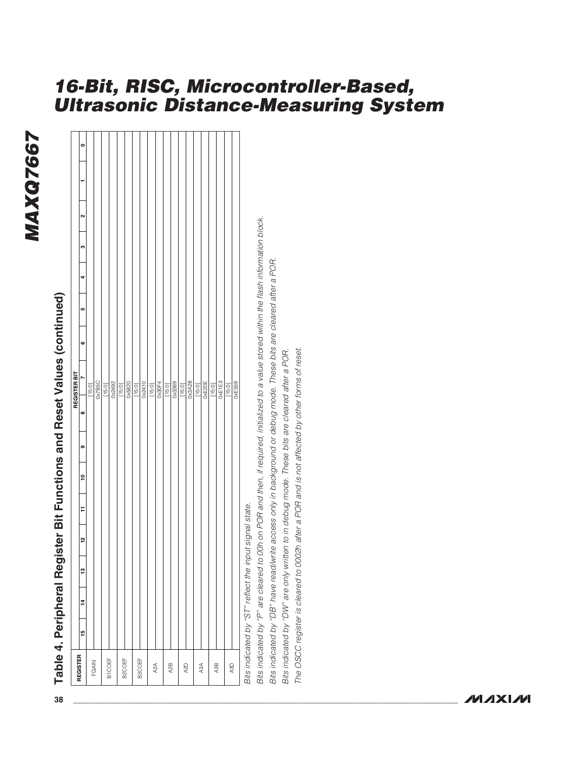## Table 4. Peripheral Register Bit Functions and Reset Values (continued)

| REGISTER | 15 | 14 | 13 | 12 | 11 | 10 | 9 | 8 | 7 | 6 | 5 | 4 | 3 | 2 | 1 | 0 |
|---|---|---|---|---|---|---|---|---|---|---|---|---|---|---|---|---|
| FGAIN | [15:0] | | | | | | | | | | | | | | | |
| | 0x7B5C | | | | | | | | | | | | | | | |
| B1COEF | [15:0] | | | | | | | | | | | | | | | |
| | 0x2492 | | | | | | | | | | | | | | | |
| B2COEF | [15:0] | | | | | | | | | | | | | | | |
| | 0x5820 | | | | | | | | | | | | | | | |
| B3COEF | [15:0] | | | | | | | | | | | | | | | |
| | 0x2410 | | | | | | | | | | | | | | | |
| A2A | [15:0] | | | | | | | | | | | | | | | |
| | 0x30F4 | | | | | | | | | | | | | | | |
| A2B | [15:0] | | | | | | | | | | | | | | | |
| | 0x3369 | | | | | | | | | | | | | | | |
| A2D | [15:0] | | | | | | | | | | | | | | | |
| | 0x3A28 | | | | | | | | | | | | | | | |
| A3A | [15:0] | | | | | | | | | | | | | | | |
| | 0xE20E | | | | | | | | | | | | | | | |
| A3B | [15:0] | | | | | | | | | | | | | | | |
| | 0xE1E3 | | | | | | | | | | | | | | | |
| A3D | [15:0] | | | | | | | | | | | | | | | |
| | 0xE559 | | | | | | | | | | | | | | | |

*Bits indicated by "ST" reflect the input signal state.*

*Bits indicated by "P" are cleared to 00h on POR and then, if required, initialized to a value stored within the flash information block.*

*Bits indicated by "DB" have read/write access only in background or debug mode. These bits are cleared after a POR.*

*Bits indicated by "DW" are only written to in debug mode. These bits are cleared after a POR.*

*The OSCC register is cleared to 0002h after a POR and is not affected by other forms of reset.*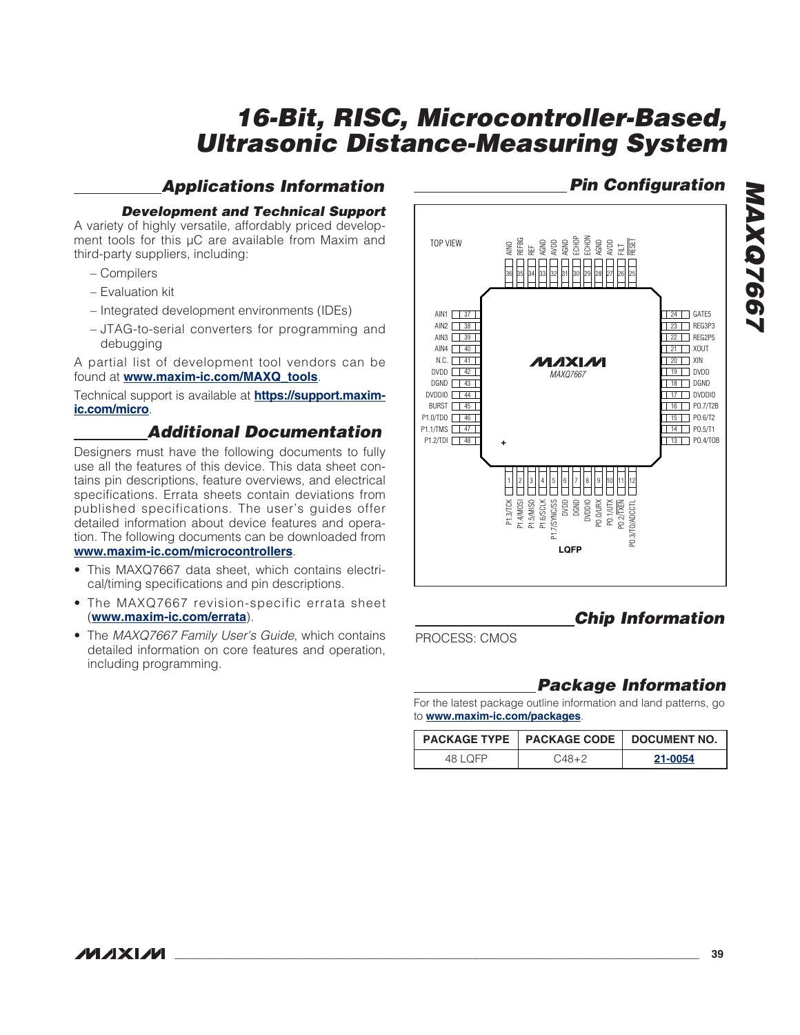## Applications Information

### Development and Technical Support

A variety of highly versatile, affordably priced development tools for this μC are available from Maxim and third-party suppliers, including:

- Compilers
- Evaluation kit
- Integrated development environments (IDEs)
- JTAG-to-serial converters for programming and debugging

A partial list of development tool vendors can be found at **www.maxim-ic.com/MAXQ_tools**.

Technical support is available at **https://support.maxim-ic.com/micro**.

## Additional Documentation

Designers must have the following documents to fully use all the features of this device. This data sheet contains pin descriptions, feature overviews, and electrical specifications. Errata sheets contain deviations from published specifications. The user's guides offer detailed information about device features and operation. The following documents can be downloaded from **www.maxim-ic.com/microcontrollers**.

- This MAXQ7667 data sheet, which contains electrical/timing specifications and pin descriptions.
- The MAXQ7667 revision-specific errata sheet (**www.maxim-ic.com/errata**).
- The *MAXQ7667 Family User's Guide*, which contains detailed information on core features and operation, including programming.

## Pin Configuration

TOP VIEW — MAXQ7667 — LQFP

| Pin | Name | Pin | Name | Pin | Name | Pin | Name |
|---|---|---|---|---|---|---|---|
| 1 | P1.3/TCK | 13 | P0.4/T0B | 25 | RESET | 37 | AIN1 |
| 2 | P1.4/MOSI | 14 | P0.5/T1 | 26 | FILT | 38 | AIN2 |
| 3 | P1.5/MISO | 15 | P0.6/T2 | 27 | AVDD | 39 | AIN3 |
| 4 | P1.6/SCLK | 16 | P0.7/T2B | 28 | AGND | 40 | AIN4 |
| 5 | P1.7/SYNC/SS | 17 | DVDDIO | 29 | ECHON | 41 | N.C. |
| 6 | DVDD | 18 | DGND | 30 | ECHOP | 42 | DVDD |
| 7 | DGND | 19 | DVDD | 31 | AGND | 43 | DGND |
| 8 | DVDDIO | 20 | XIN | 32 | AVDD | 44 | DVDDIO |
| 9 | P0.0/URX | 21 | XOUT | 33 | AGND | 45 | BURST |
| 10 | P0.1/UTX | 22 | REG2P5 | 34 | REF | 46 | P1.0/TDO |
| 11 | P0.2/TXEN | 23 | REG3P3 | 35 | REFBG | 47 | P1.1/TMS |
| 12 | P0.3/T0/ADCCTL | 24 | GATE5 | 36 | AIN0 | 48 | P1.2/TDI |

## Chip Information

PROCESS: CMOS

## Package Information

For the latest package outline information and land patterns, go to **www.maxim-ic.com/packages**.

| PACKAGE TYPE | PACKAGE CODE | DOCUMENT NO. |
|---|---|---|
| 48 LQFP | C48+2 | **21-0054** |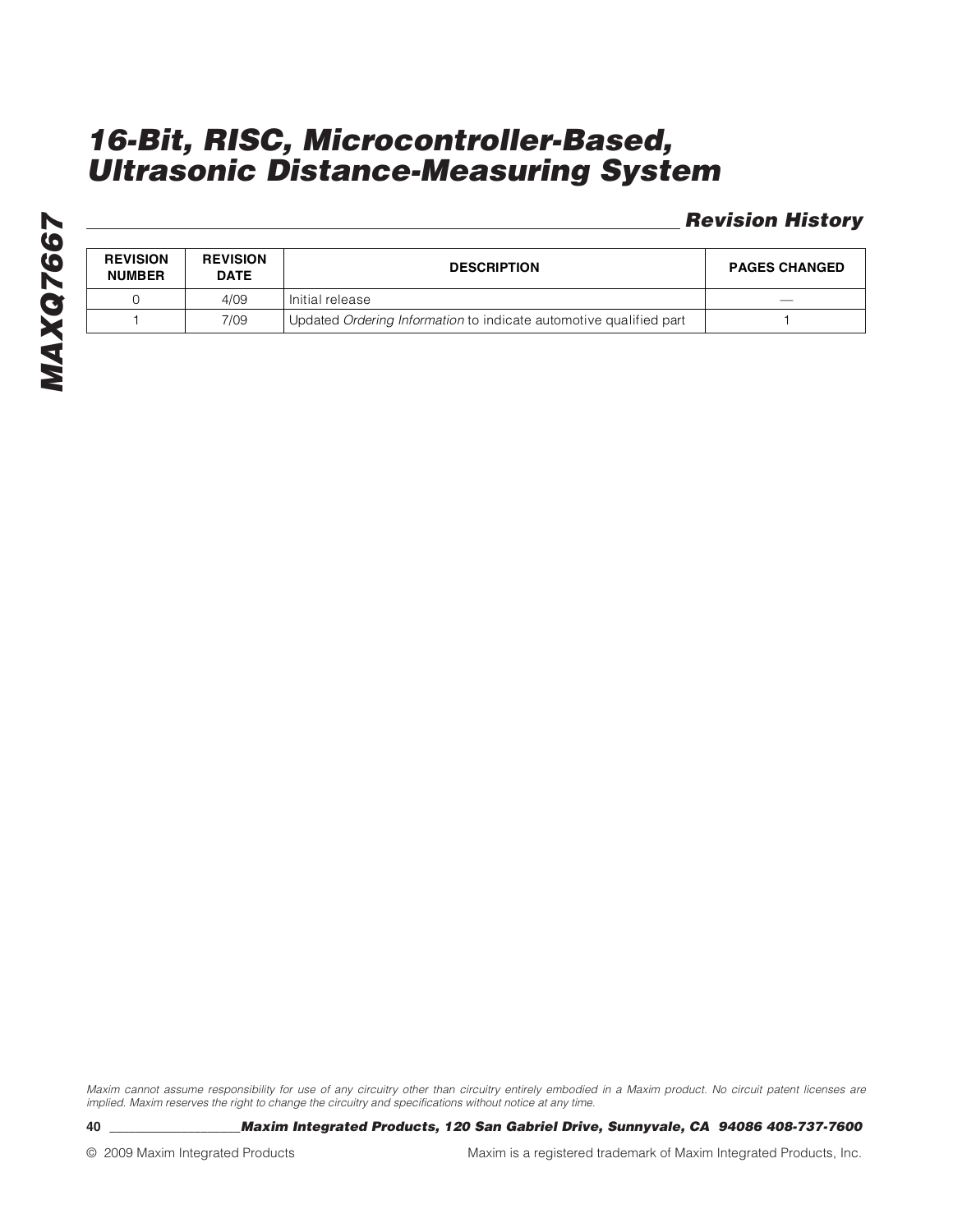## Revision History

| REVISION NUMBER | REVISION DATE | DESCRIPTION | PAGES CHANGED |
|---|---|---|---|
| 0 | 4/09 | Initial release | — |
| 1 | 7/09 | Updated *Ordering Information* to indicate automotive qualified part | 1 |

*Maxim cannot assume responsibility for use of any circuitry other than circuitry entirely embodied in a Maxim product. No circuit patent licenses are implied. Maxim reserves the right to change the circuitry and specifications without notice at any time.*

***Maxim Integrated Products, 120 San Gabriel Drive, Sunnyvale, CA 94086 408-737-7600***

© 2009 Maxim Integrated Products

Maxim is a registered trademark of Maxim Integrated Products, Inc.